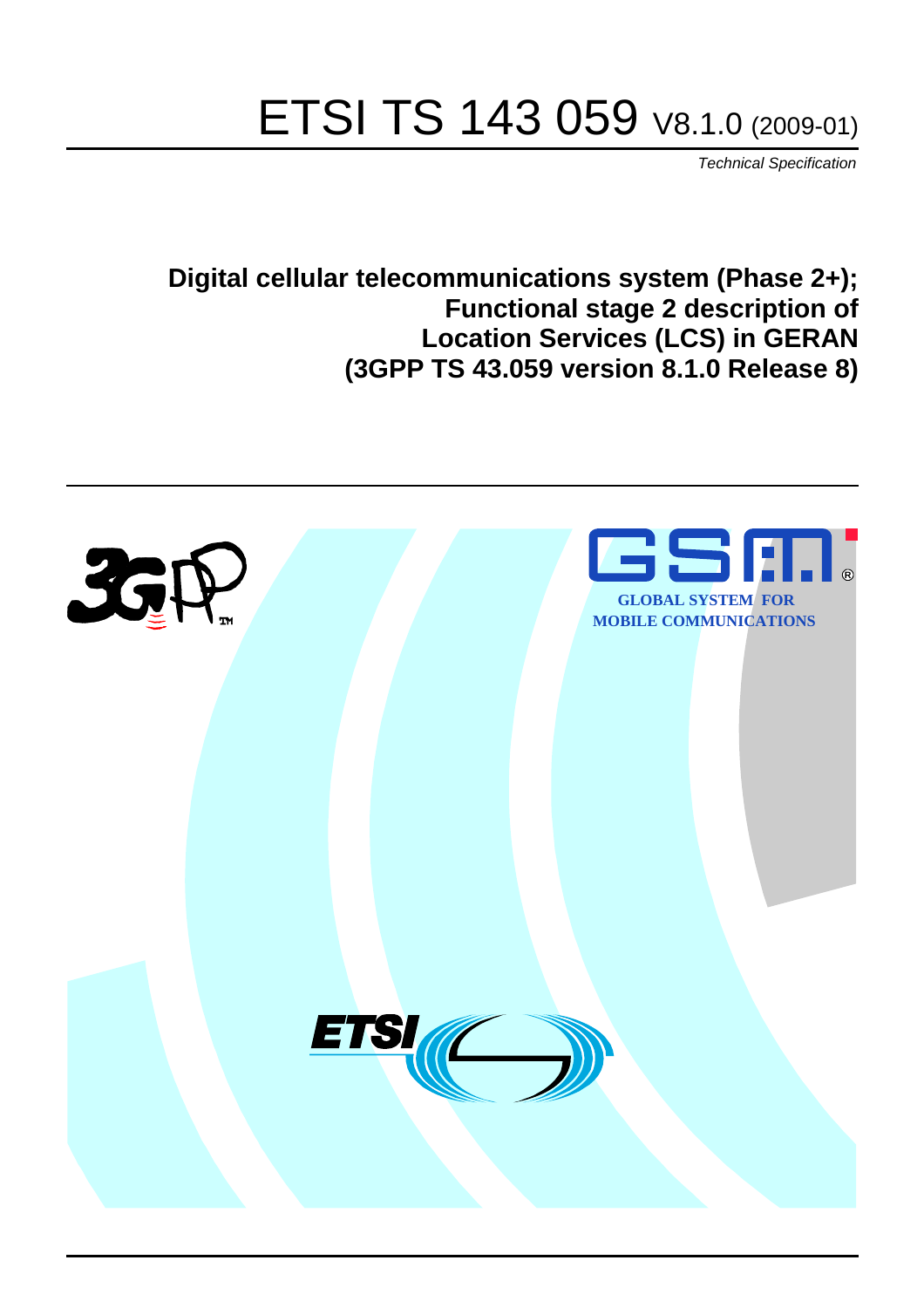# ETSI TS 143 059 V8.1.0 (2009-01)

*Technical Specification*

**Digital cellular telecommunications system (Phase 2+);**
**Functional stage 2 description of**
**Location Services (LCS) in GERAN**
**(3GPP TS 43.059 version 8.1.0 Release 8)**

GLOBAL SYSTEM FOR MOBILE COMMUNICATIONS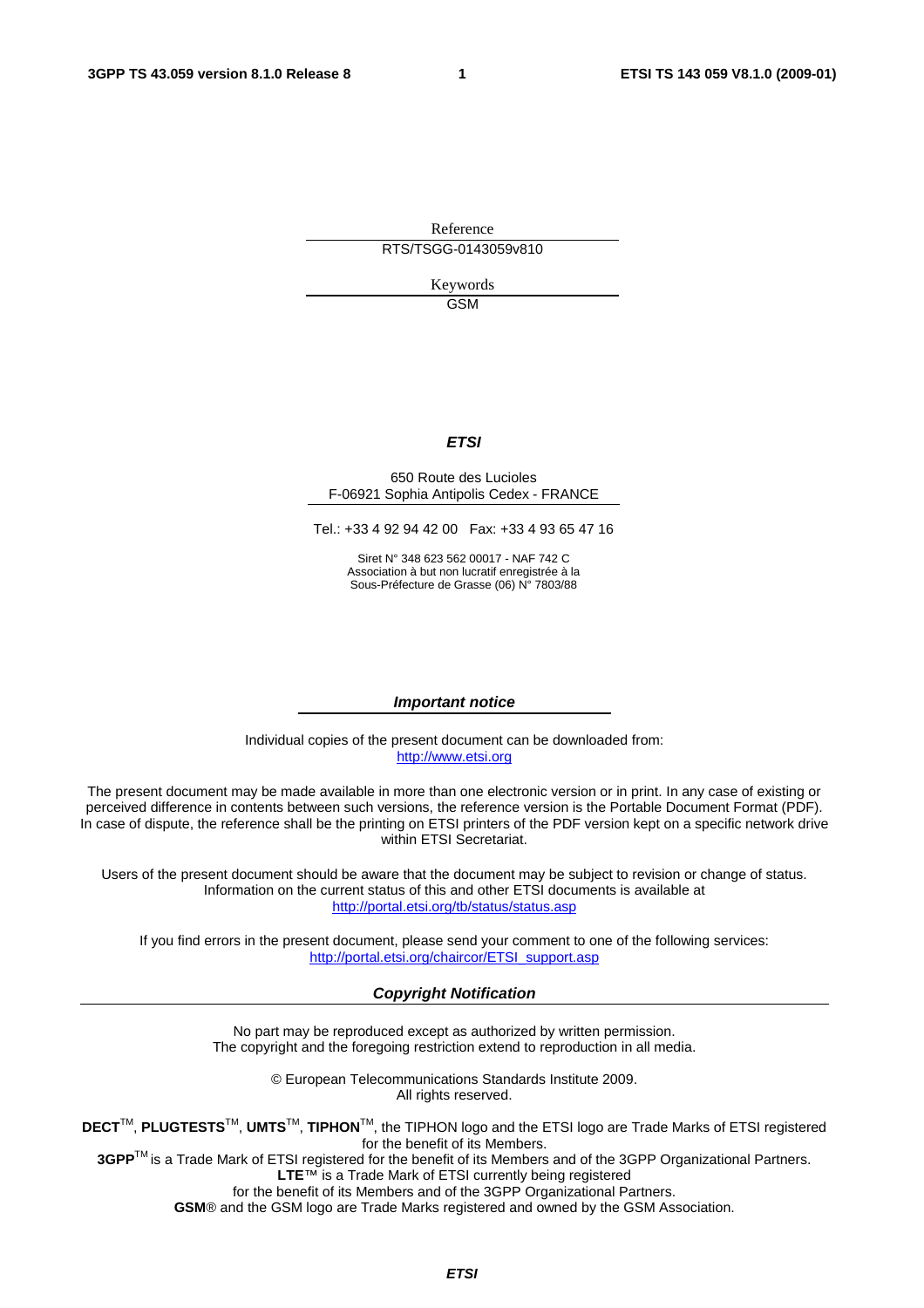Reference

RTS/TSGG-0143059v810

Keywords

GSM

***ETSI***

650 Route des Lucioles
F-06921 Sophia Antipolis Cedex - FRANCE

Tel.: +33 4 92 94 42 00 Fax: +33 4 93 65 47 16

Siret N° 348 623 562 00017 - NAF 742 C
Association à but non lucratif enregistrée à la
Sous-Préfecture de Grasse (06) N° 7803/88

***Important notice***

Individual copies of the present document can be downloaded from:
http://www.etsi.org

The present document may be made available in more than one electronic version or in print. In any case of existing or perceived difference in contents between such versions, the reference version is the Portable Document Format (PDF). In case of dispute, the reference shall be the printing on ETSI printers of the PDF version kept on a specific network drive within ETSI Secretariat.

Users of the present document should be aware that the document may be subject to revision or change of status. Information on the current status of this and other ETSI documents is available at
http://portal.etsi.org/tb/status/status.asp

If you find errors in the present document, please send your comment to one of the following services:
http://portal.etsi.org/chaircor/ETSI_support.asp

***Copyright Notification***

No part may be reproduced except as authorized by written permission.
The copyright and the foregoing restriction extend to reproduction in all media.

© European Telecommunications Standards Institute 2009.
All rights reserved.

**DECT**™, **PLUGTESTS**™, **UMTS**™, **TIPHON**™, the TIPHON logo and the ETSI logo are Trade Marks of ETSI registered for the benefit of its Members.
**3GPP**™ is a Trade Mark of ETSI registered for the benefit of its Members and of the 3GPP Organizational Partners.
**LTE**™ is a Trade Mark of ETSI currently being registered
for the benefit of its Members and of the 3GPP Organizational Partners.
**GSM**® and the GSM logo are Trade Marks registered and owned by the GSM Association.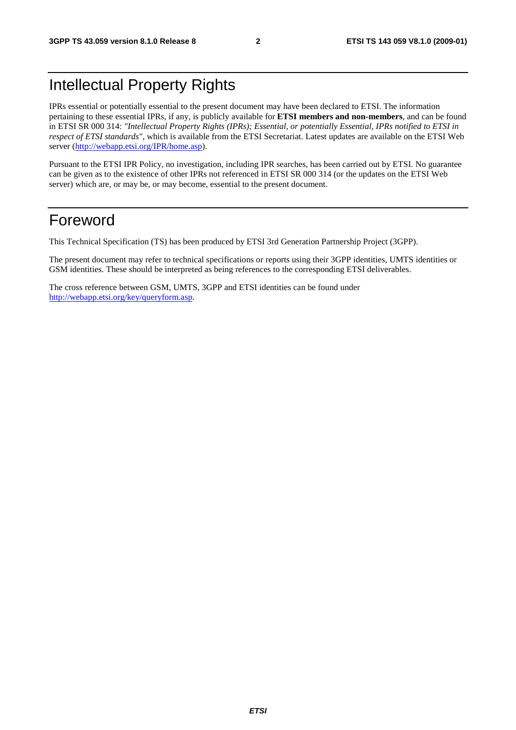# Intellectual Property Rights

IPRs essential or potentially essential to the present document may have been declared to ETSI. The information pertaining to these essential IPRs, if any, is publicly available for **ETSI members and non-members**, and can be found in ETSI SR 000 314: *"Intellectual Property Rights (IPRs); Essential, or potentially Essential, IPRs notified to ETSI in respect of ETSI standards"*, which is available from the ETSI Secretariat. Latest updates are available on the ETSI Web server (http://webapp.etsi.org/IPR/home.asp).

Pursuant to the ETSI IPR Policy, no investigation, including IPR searches, has been carried out by ETSI. No guarantee can be given as to the existence of other IPRs not referenced in ETSI SR 000 314 (or the updates on the ETSI Web server) which are, or may be, or may become, essential to the present document.

# Foreword

This Technical Specification (TS) has been produced by ETSI 3rd Generation Partnership Project (3GPP).

The present document may refer to technical specifications or reports using their 3GPP identities, UMTS identities or GSM identities. These should be interpreted as being references to the corresponding ETSI deliverables.

The cross reference between GSM, UMTS, 3GPP and ETSI identities can be found under http://webapp.etsi.org/key/queryform.asp.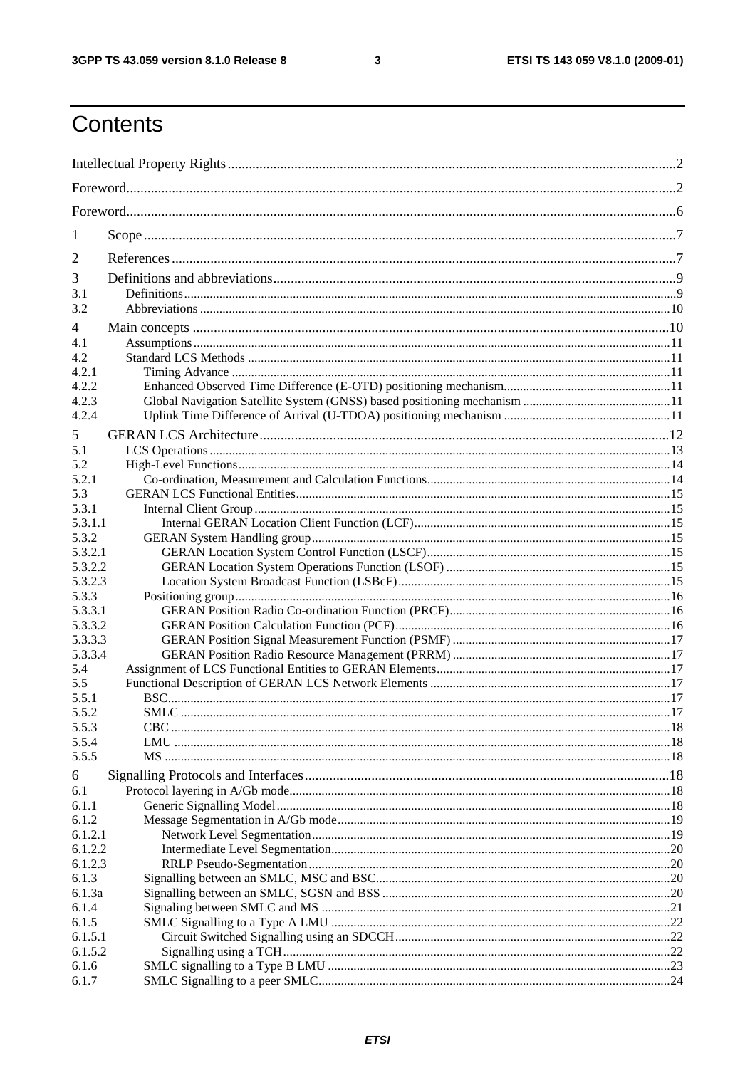# Contents

Intellectual Property Rights ..... 2

Foreword ..... 2

Foreword ..... 6

1 Scope ..... 7

2 References ..... 7

3 Definitions and abbreviations ..... 9
- 3.1 Definitions ..... 9
- 3.2 Abbreviations ..... 10

4 Main concepts ..... 10
- 4.1 Assumptions ..... 11
- 4.2 Standard LCS Methods ..... 11
  - 4.2.1 Timing Advance ..... 11
  - 4.2.2 Enhanced Observed Time Difference (E-OTD) positioning mechanism ..... 11
  - 4.2.3 Global Navigation Satellite System (GNSS) based positioning mechanism ..... 11
  - 4.2.4 Uplink Time Difference of Arrival (U-TDOA) positioning mechanism ..... 11

5 GERAN LCS Architecture ..... 12
- 5.1 LCS Operations ..... 13
- 5.2 High-Level Functions ..... 14
  - 5.2.1 Co-ordination, Measurement and Calculation Functions ..... 14
- 5.3 GERAN LCS Functional Entities ..... 15
  - 5.3.1 Internal Client Group ..... 15
    - 5.3.1.1 Internal GERAN Location Client Function (LCF) ..... 15
  - 5.3.2 GERAN System Handling group ..... 15
    - 5.3.2.1 GERAN Location System Control Function (LSCF) ..... 15
    - 5.3.2.2 GERAN Location System Operations Function (LSOF) ..... 15
    - 5.3.2.3 Location System Broadcast Function (LSBcF) ..... 15
  - 5.3.3 Positioning group ..... 16
    - 5.3.3.1 GERAN Position Radio Co-ordination Function (PRCF) ..... 16
    - 5.3.3.2 GERAN Position Calculation Function (PCF) ..... 16
    - 5.3.3.3 GERAN Position Signal Measurement Function (PSMF) ..... 17
    - 5.3.3.4 GERAN Position Radio Resource Management (PRRM) ..... 17
- 5.4 Assignment of LCS Functional Entities to GERAN Elements ..... 17
- 5.5 Functional Description of GERAN LCS Network Elements ..... 17
  - 5.5.1 BSC ..... 17
  - 5.5.2 SMLC ..... 17
  - 5.5.3 CBC ..... 18
  - 5.5.4 LMU ..... 18
  - 5.5.5 MS ..... 18

6 Signalling Protocols and Interfaces ..... 18
- 6.1 Protocol layering in A/Gb mode ..... 18
  - 6.1.1 Generic Signalling Model ..... 18
  - 6.1.2 Message Segmentation in A/Gb mode ..... 19
    - 6.1.2.1 Network Level Segmentation ..... 19
    - 6.1.2.2 Intermediate Level Segmentation ..... 20
    - 6.1.2.3 RRLP Pseudo-Segmentation ..... 20
  - 6.1.3 Signalling between an SMLC, MSC and BSC ..... 20
  - 6.1.3a Signalling between an SMLC, SGSN and BSS ..... 20
  - 6.1.4 Signaling between SMLC and MS ..... 21
  - 6.1.5 SMLC Signalling to a Type A LMU ..... 22
    - 6.1.5.1 Circuit Switched Signalling using an SDCCH ..... 22
    - 6.1.5.2 Signalling using a TCH ..... 22
  - 6.1.6 SMLC signalling to a Type B LMU ..... 23
  - 6.1.7 SMLC Signalling to a peer SMLC ..... 24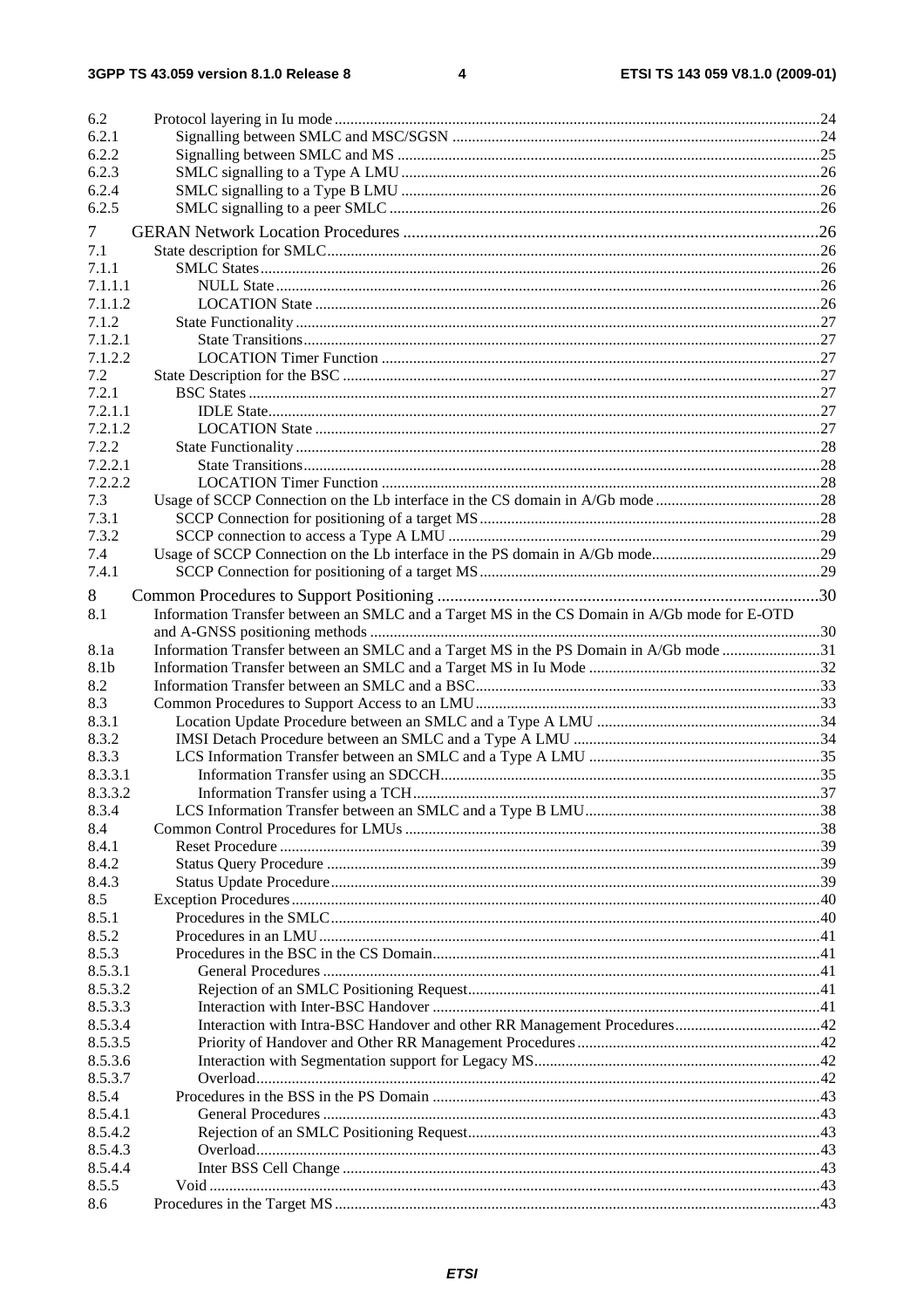6.2 Protocol layering in Iu mode ... 24
6.2.1 Signalling between SMLC and MSC/SGSN ... 24
6.2.2 Signalling between SMLC and MS ... 25
6.2.3 SMLC signalling to a Type A LMU ... 26
6.2.4 SMLC signalling to a Type B LMU ... 26
6.2.5 SMLC signalling to a peer SMLC ... 26

7 GERAN Network Location Procedures ... 26
7.1 State description for SMLC ... 26
7.1.1 SMLC States ... 26
7.1.1.1 NULL State ... 26
7.1.1.2 LOCATION State ... 26
7.1.2 State Functionality ... 27
7.1.2.1 State Transitions ... 27
7.1.2.2 LOCATION Timer Function ... 27
7.2 State Description for the BSC ... 27
7.2.1 BSC States ... 27
7.2.1.1 IDLE State ... 27
7.2.1.2 LOCATION State ... 27
7.2.2 State Functionality ... 28
7.2.2.1 State Transitions ... 28
7.2.2.2 LOCATION Timer Function ... 28
7.3 Usage of SCCP Connection on the Lb interface in the CS domain in A/Gb mode ... 28
7.3.1 SCCP Connection for positioning of a target MS ... 28
7.3.2 SCCP connection to access a Type A LMU ... 29
7.4 Usage of SCCP Connection on the Lb interface in the PS domain in A/Gb mode ... 29
7.4.1 SCCP Connection for positioning of a target MS ... 29

8 Common Procedures to Support Positioning ... 30
8.1 Information Transfer between an SMLC and a Target MS in the CS Domain in A/Gb mode for E-OTD and A-GNSS positioning methods ... 30
8.1a Information Transfer between an SMLC and a Target MS in the PS Domain in A/Gb mode ... 31
8.1b Information Transfer between an SMLC and a Target MS in Iu Mode ... 32
8.2 Information Transfer between an SMLC and a BSC ... 33
8.3 Common Procedures to Support Access to an LMU ... 33
8.3.1 Location Update Procedure between an SMLC and a Type A LMU ... 34
8.3.2 IMSI Detach Procedure between an SMLC and a Type A LMU ... 34
8.3.3 LCS Information Transfer between an SMLC and a Type A LMU ... 35
8.3.3.1 Information Transfer using an SDCCH ... 35
8.3.3.2 Information Transfer using a TCH ... 37
8.3.4 LCS Information Transfer between an SMLC and a Type B LMU ... 38
8.4 Common Control Procedures for LMUs ... 38
8.4.1 Reset Procedure ... 39
8.4.2 Status Query Procedure ... 39
8.4.3 Status Update Procedure ... 39
8.5 Exception Procedures ... 40
8.5.1 Procedures in the SMLC ... 40
8.5.2 Procedures in an LMU ... 41
8.5.3 Procedures in the BSC in the CS Domain ... 41
8.5.3.1 General Procedures ... 41
8.5.3.2 Rejection of an SMLC Positioning Request ... 41
8.5.3.3 Interaction with Inter-BSC Handover ... 41
8.5.3.4 Interaction with Intra-BSC Handover and other RR Management Procedures ... 42
8.5.3.5 Priority of Handover and Other RR Management Procedures ... 42
8.5.3.6 Interaction with Segmentation support for Legacy MS ... 42
8.5.3.7 Overload ... 42
8.5.4 Procedures in the BSS in the PS Domain ... 43
8.5.4.1 General Procedures ... 43
8.5.4.2 Rejection of an SMLC Positioning Request ... 43
8.5.4.3 Overload ... 43
8.5.4.4 Inter BSS Cell Change ... 43
8.5.5 Void ... 43
8.6 Procedures in the Target MS ... 43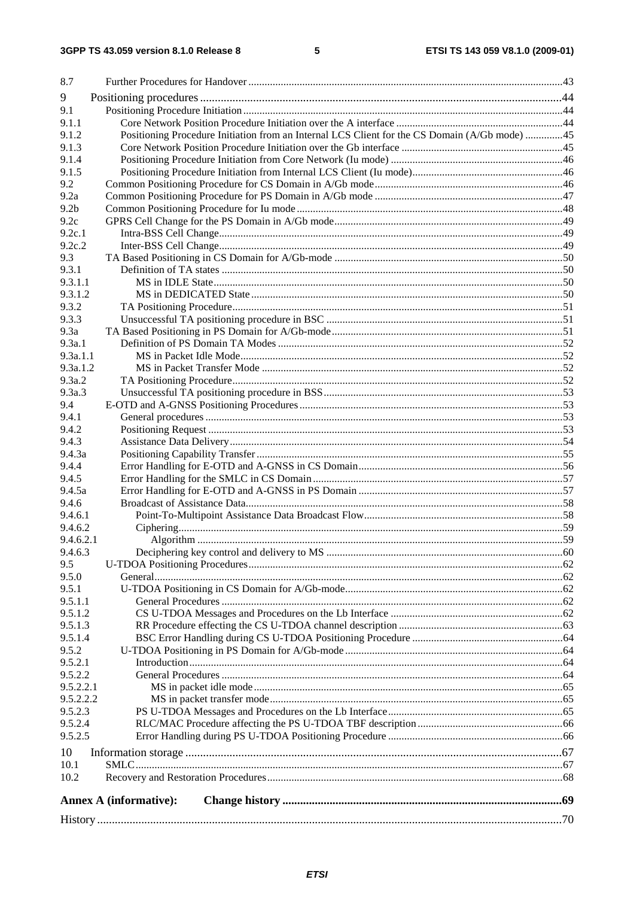8.7 Further Procedures for Handover ....................................................................................................................43

9 Positioning procedures ..........................................................................................................................44

9.1 Positioning Procedure Initiation ......................................................................................................................44

9.1.1 Core Network Position Procedure Initiation over the A interface ..............................................................44

9.1.2 Positioning Procedure Initiation from an Internal LCS Client for the CS Domain (A/Gb mode) ..............45

9.1.3 Core Network Position Procedure Initiation over the Gb interface ............................................................45

9.1.4 Positioning Procedure Initiation from Core Network (Iu mode) ................................................................46

9.1.5 Positioning Procedure Initiation from Internal LCS Client (Iu mode)........................................................46

9.2 Common Positioning Procedure for CS Domain in A/Gb mode.....................................................................46

9.2a Common Positioning Procedure for PS Domain in A/Gb mode ......................................................................47

9.2b Common Positioning Procedure for Iu mode ..................................................................................................48

9.2c GPRS Cell Change for the PS Domain in A/Gb mode....................................................................................49

9.2c.1 Intra-BSS Cell Change...............................................................................................................................49

9.2c.2 Inter-BSS Cell Change...............................................................................................................................49

9.3 TA Based Positioning in CS Domain for A/Gb-mode ....................................................................................50

9.3.1 Definition of TA states ..............................................................................................................................50

9.3.1.1 MS in IDLE State.................................................................................................................................50

9.3.1.2 MS in DEDICATED State ...................................................................................................................50

9.3.2 TA Positioning Procedure..........................................................................................................................51

9.3.3 Unsuccessful TA positioning procedure in BSC .......................................................................................51

9.3a TA Based Positioning in PS Domain for A/Gb-mode.....................................................................................51

9.3a.1 Definition of PS Domain TA Modes .........................................................................................................52

9.3a.1.1 MS in Packet Idle Mode.......................................................................................................................52

9.3a.1.2 MS in Packet Transfer Mode ...............................................................................................................52

9.3a.2 TA Positioning Procedure..........................................................................................................................52

9.3a.3 Unsuccessful TA positioning procedure in BSS........................................................................................53

9.4 E-OTD and A-GNSS Positioning Procedures .................................................................................................53

9.4.1 General procedures ....................................................................................................................................53

9.4.2 Positioning Request ...................................................................................................................................53

9.4.3 Assistance Data Delivery...........................................................................................................................54

9.4.3a Positioning Capability Transfer .................................................................................................................55

9.4.4 Error Handling for E-OTD and A-GNSS in CS Domain............................................................................56

9.4.5 Error Handling for the SMLC in CS Domain ............................................................................................57

9.4.5a Error Handling for E-OTD and A-GNSS in PS Domain ............................................................................57

9.4.6 Broadcast of Assistance Data.....................................................................................................................58

9.4.6.1 Point-To-Multipoint Assistance Data Broadcast Flow..........................................................................58

9.4.6.2 Ciphering..............................................................................................................................................59

9.4.6.2.1 Algorithm .......................................................................................................................................59

9.4.6.3 Deciphering key control and delivery to MS .......................................................................................60

9.5 U-TDOA Positioning Procedures....................................................................................................................62

9.5.0 General.......................................................................................................................................................62

9.5.1 U-TDOA Positioning in CS Domain for A/Gb-mode................................................................................62

9.5.1.1 General Procedures ..............................................................................................................................62

9.5.1.2 CS U-TDOA Messages and Procedures on the Lb Interface ................................................................62

9.5.1.3 RR Procedure effecting the CS U-TDOA channel description .............................................................63

9.5.1.4 BSC Error Handling during CS U-TDOA Positioning Procedure ........................................................64

9.5.2 U-TDOA Positioning in PS Domain for A/Gb-mode.................................................................................64

9.5.2.1 Introduction..........................................................................................................................................64

9.5.2.2 General Procedures ..............................................................................................................................64

9.5.2.2.1 MS in packet idle mode..................................................................................................................65

9.5.2.2.2 MS in packet transfer mode............................................................................................................65

9.5.2.3 PS U-TDOA Messages and Procedures on the Lb Interface.................................................................65

9.5.2.4 RLC/MAC Procedure affecting the PS U-TDOA TBF description......................................................66

9.5.2.5 Error Handling during PS U-TDOA Positioning Procedure .................................................................66

10 Information storage ...............................................................................................................................67

10.1 SMLC..............................................................................................................................................................67

10.2 Recovery and Restoration Procedures.............................................................................................................68

**Annex A (informative): Change history ..............................................................................................69**

History ............................................................................................................................................................70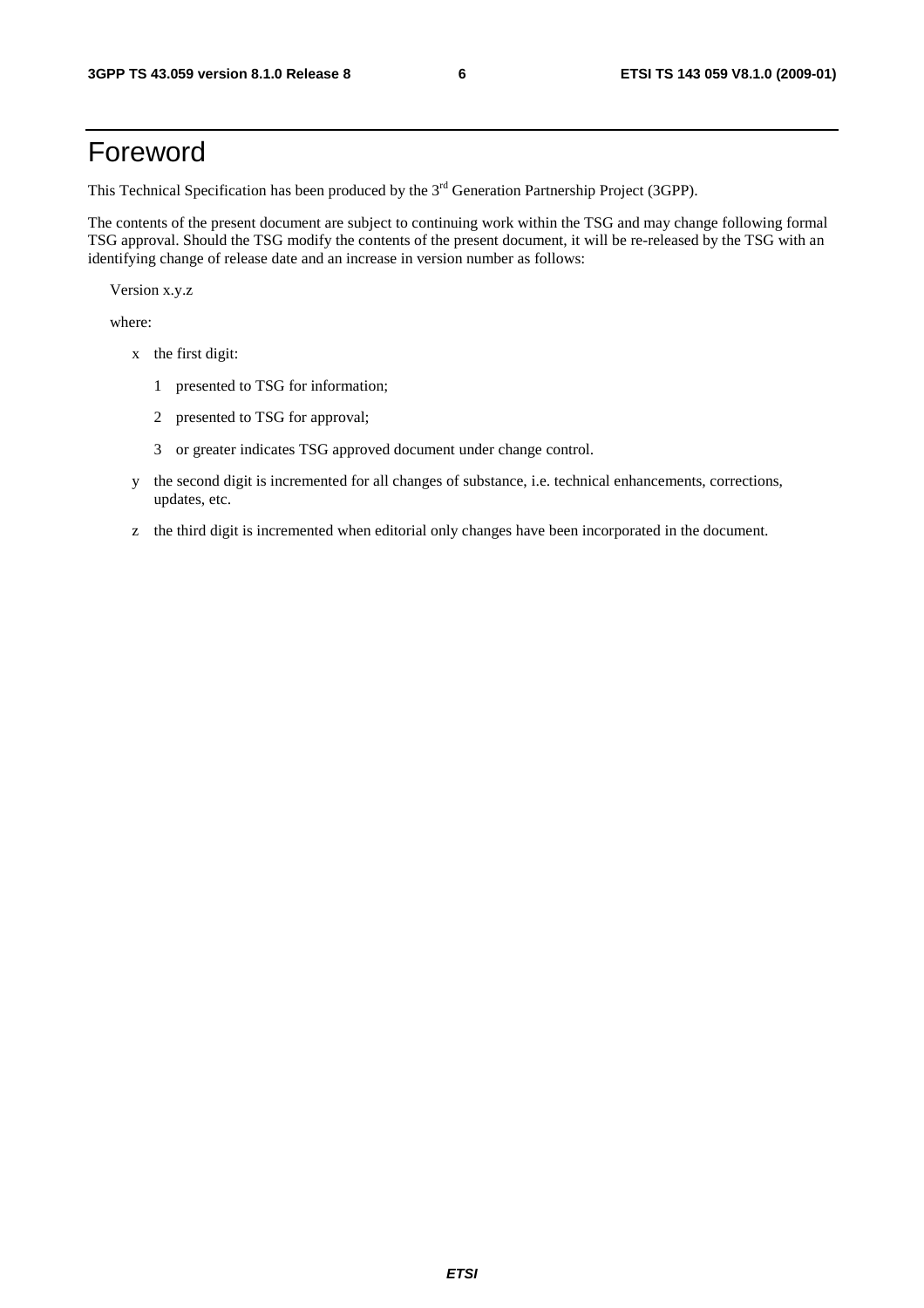# Foreword

This Technical Specification has been produced by the 3rd Generation Partnership Project (3GPP).

The contents of the present document are subject to continuing work within the TSG and may change following formal TSG approval. Should the TSG modify the contents of the present document, it will be re-released by the TSG with an identifying change of release date and an increase in version number as follows:

Version x.y.z

where:

- x the first digit:
  - 1 presented to TSG for information;
  - 2 presented to TSG for approval;
  - 3 or greater indicates TSG approved document under change control.
- y the second digit is incremented for all changes of substance, i.e. technical enhancements, corrections, updates, etc.
- z the third digit is incremented when editorial only changes have been incorporated in the document.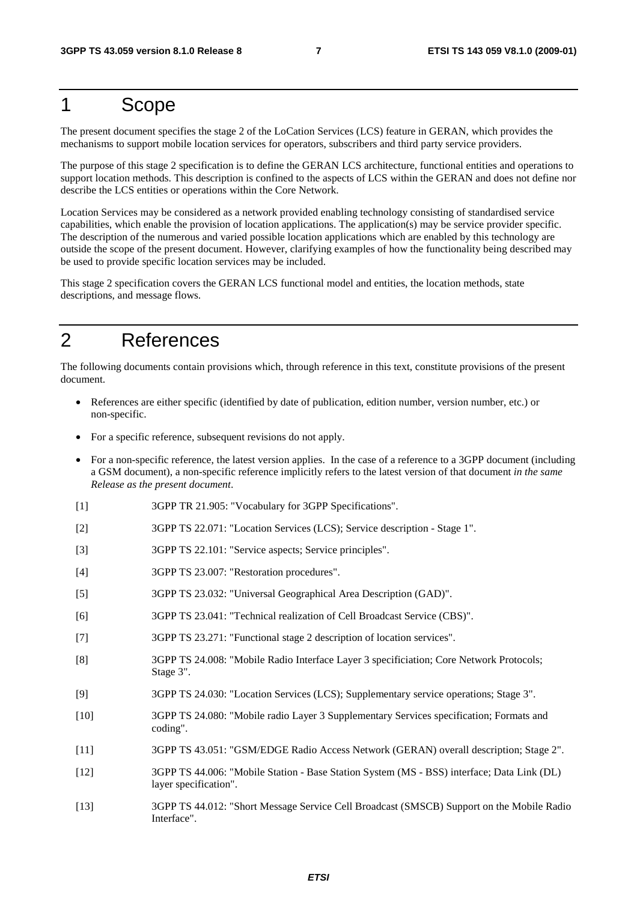# 1 Scope

The present document specifies the stage 2 of the LoCation Services (LCS) feature in GERAN, which provides the mechanisms to support mobile location services for operators, subscribers and third party service providers.

The purpose of this stage 2 specification is to define the GERAN LCS architecture, functional entities and operations to support location methods. This description is confined to the aspects of LCS within the GERAN and does not define nor describe the LCS entities or operations within the Core Network.

Location Services may be considered as a network provided enabling technology consisting of standardised service capabilities, which enable the provision of location applications. The application(s) may be service provider specific. The description of the numerous and varied possible location applications which are enabled by this technology are outside the scope of the present document. However, clarifying examples of how the functionality being described may be used to provide specific location services may be included.

This stage 2 specification covers the GERAN LCS functional model and entities, the location methods, state descriptions, and message flows.

# 2 References

The following documents contain provisions which, through reference in this text, constitute provisions of the present document.

- References are either specific (identified by date of publication, edition number, version number, etc.) or non-specific.
- For a specific reference, subsequent revisions do not apply.
- For a non-specific reference, the latest version applies. In the case of a reference to a 3GPP document (including a GSM document), a non-specific reference implicitly refers to the latest version of that document *in the same Release as the present document*.

[1] 3GPP TR 21.905: "Vocabulary for 3GPP Specifications".

[2] 3GPP TS 22.071: "Location Services (LCS); Service description - Stage 1".

[3] 3GPP TS 22.101: "Service aspects; Service principles".

[4] 3GPP TS 23.007: "Restoration procedures".

[5] 3GPP TS 23.032: "Universal Geographical Area Description (GAD)".

[6] 3GPP TS 23.041: "Technical realization of Cell Broadcast Service (CBS)".

[7] 3GPP TS 23.271: "Functional stage 2 description of location services".

[8] 3GPP TS 24.008: "Mobile Radio Interface Layer 3 specificiation; Core Network Protocols; Stage 3".

[9] 3GPP TS 24.030: "Location Services (LCS); Supplementary service operations; Stage 3".

[10] 3GPP TS 24.080: "Mobile radio Layer 3 Supplementary Services specification; Formats and coding".

[11] 3GPP TS 43.051: "GSM/EDGE Radio Access Network (GERAN) overall description; Stage 2".

[12] 3GPP TS 44.006: "Mobile Station - Base Station System (MS - BSS) interface; Data Link (DL) layer specification".

[13] 3GPP TS 44.012: "Short Message Service Cell Broadcast (SMSCB) Support on the Mobile Radio Interface".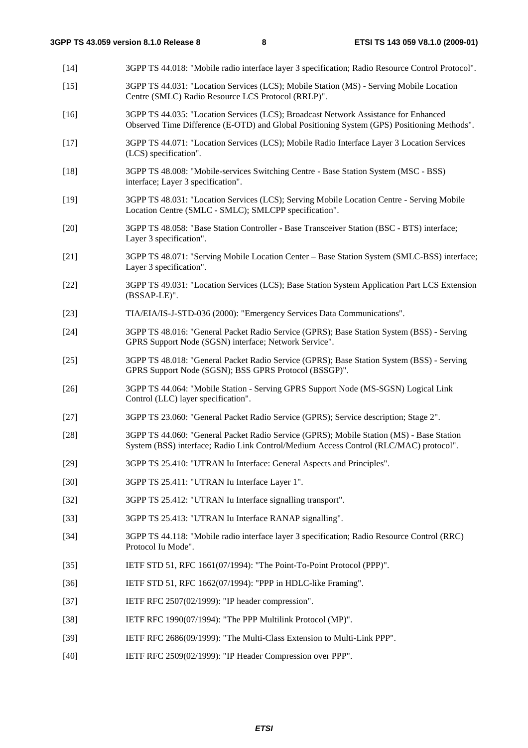[14] 3GPP TS 44.018: "Mobile radio interface layer 3 specification; Radio Resource Control Protocol".

[15] 3GPP TS 44.031: "Location Services (LCS); Mobile Station (MS) - Serving Mobile Location Centre (SMLC) Radio Resource LCS Protocol (RRLP)".

[16] 3GPP TS 44.035: "Location Services (LCS); Broadcast Network Assistance for Enhanced Observed Time Difference (E-OTD) and Global Positioning System (GPS) Positioning Methods".

[17] 3GPP TS 44.071: "Location Services (LCS); Mobile Radio Interface Layer 3 Location Services (LCS) specification".

[18] 3GPP TS 48.008: "Mobile-services Switching Centre - Base Station System (MSC - BSS) interface; Layer 3 specification".

[19] 3GPP TS 48.031: "Location Services (LCS); Serving Mobile Location Centre - Serving Mobile Location Centre (SMLC - SMLC); SMLCPP specification".

[20] 3GPP TS 48.058: "Base Station Controller - Base Transceiver Station (BSC - BTS) interface; Layer 3 specification".

[21] 3GPP TS 48.071: "Serving Mobile Location Center – Base Station System (SMLC-BSS) interface; Layer 3 specification".

[22] 3GPP TS 49.031: "Location Services (LCS); Base Station System Application Part LCS Extension (BSSAP-LE)".

[23] TIA/EIA/IS-J-STD-036 (2000): "Emergency Services Data Communications".

[24] 3GPP TS 48.016: "General Packet Radio Service (GPRS); Base Station System (BSS) - Serving GPRS Support Node (SGSN) interface; Network Service".

[25] 3GPP TS 48.018: "General Packet Radio Service (GPRS); Base Station System (BSS) - Serving GPRS Support Node (SGSN); BSS GPRS Protocol (BSSGP)".

[26] 3GPP TS 44.064: "Mobile Station - Serving GPRS Support Node (MS-SGSN) Logical Link Control (LLC) layer specification".

[27] 3GPP TS 23.060: "General Packet Radio Service (GPRS); Service description; Stage 2".

[28] 3GPP TS 44.060: "General Packet Radio Service (GPRS); Mobile Station (MS) - Base Station System (BSS) interface; Radio Link Control/Medium Access Control (RLC/MAC) protocol".

[29] 3GPP TS 25.410: "UTRAN Iu Interface: General Aspects and Principles".

[30] 3GPP TS 25.411: "UTRAN Iu Interface Layer 1".

[32] 3GPP TS 25.412: "UTRAN Iu Interface signalling transport".

[33] 3GPP TS 25.413: "UTRAN Iu Interface RANAP signalling".

[34] 3GPP TS 44.118: "Mobile radio interface layer 3 specification; Radio Resource Control (RRC) Protocol Iu Mode".

[35] IETF STD 51, RFC 1661(07/1994): "The Point-To-Point Protocol (PPP)".

[36] IETF STD 51, RFC 1662(07/1994): "PPP in HDLC-like Framing".

[37] IETF RFC 2507(02/1999): "IP header compression".

[38] IETF RFC 1990(07/1994): "The PPP Multilink Protocol (MP)".

[39] IETF RFC 2686(09/1999): "The Multi-Class Extension to Multi-Link PPP".

[40] IETF RFC 2509(02/1999): "IP Header Compression over PPP".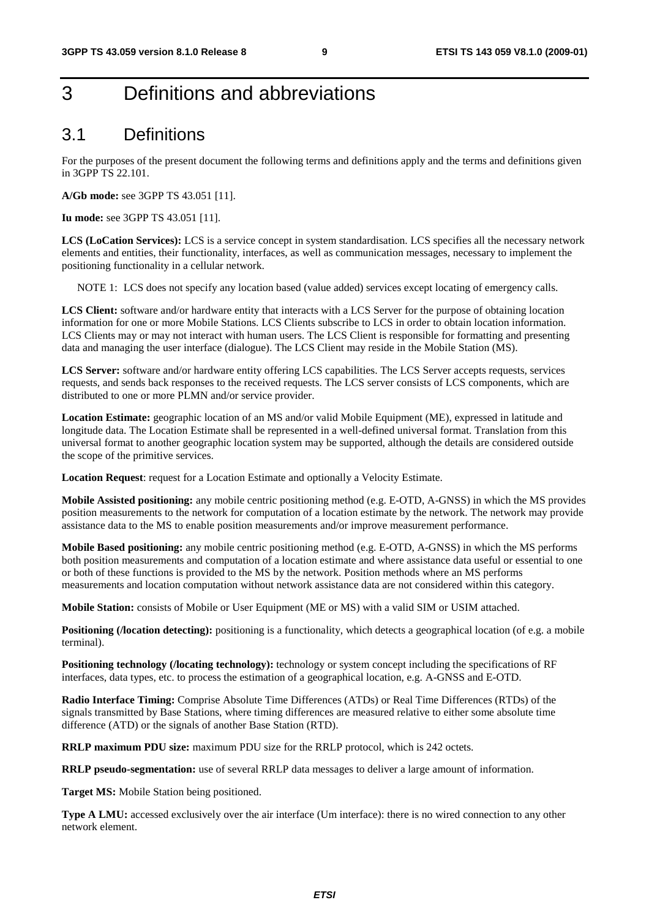# 3 Definitions and abbreviations

## 3.1 Definitions

For the purposes of the present document the following terms and definitions apply and the terms and definitions given in 3GPP TS 22.101.

**A/Gb mode:** see 3GPP TS 43.051 [11].

**Iu mode:** see 3GPP TS 43.051 [11].

**LCS (LoCation Services):** LCS is a service concept in system standardisation. LCS specifies all the necessary network elements and entities, their functionality, interfaces, as well as communication messages, necessary to implement the positioning functionality in a cellular network.

NOTE 1: LCS does not specify any location based (value added) services except locating of emergency calls.

**LCS Client:** software and/or hardware entity that interacts with a LCS Server for the purpose of obtaining location information for one or more Mobile Stations. LCS Clients subscribe to LCS in order to obtain location information. LCS Clients may or may not interact with human users. The LCS Client is responsible for formatting and presenting data and managing the user interface (dialogue). The LCS Client may reside in the Mobile Station (MS).

**LCS Server:** software and/or hardware entity offering LCS capabilities. The LCS Server accepts requests, services requests, and sends back responses to the received requests. The LCS server consists of LCS components, which are distributed to one or more PLMN and/or service provider.

**Location Estimate:** geographic location of an MS and/or valid Mobile Equipment (ME), expressed in latitude and longitude data. The Location Estimate shall be represented in a well-defined universal format. Translation from this universal format to another geographic location system may be supported, although the details are considered outside the scope of the primitive services.

**Location Request**: request for a Location Estimate and optionally a Velocity Estimate.

**Mobile Assisted positioning:** any mobile centric positioning method (e.g. E-OTD, A-GNSS) in which the MS provides position measurements to the network for computation of a location estimate by the network. The network may provide assistance data to the MS to enable position measurements and/or improve measurement performance.

**Mobile Based positioning:** any mobile centric positioning method (e.g. E-OTD, A-GNSS) in which the MS performs both position measurements and computation of a location estimate and where assistance data useful or essential to one or both of these functions is provided to the MS by the network. Position methods where an MS performs measurements and location computation without network assistance data are not considered within this category.

**Mobile Station:** consists of Mobile or User Equipment (ME or MS) with a valid SIM or USIM attached.

**Positioning (/location detecting):** positioning is a functionality, which detects a geographical location (of e.g. a mobile terminal).

**Positioning technology (/locating technology):** technology or system concept including the specifications of RF interfaces, data types, etc. to process the estimation of a geographical location, e.g. A-GNSS and E-OTD.

**Radio Interface Timing:** Comprise Absolute Time Differences (ATDs) or Real Time Differences (RTDs) of the signals transmitted by Base Stations, where timing differences are measured relative to either some absolute time difference (ATD) or the signals of another Base Station (RTD).

**RRLP maximum PDU size:** maximum PDU size for the RRLP protocol, which is 242 octets.

**RRLP pseudo-segmentation:** use of several RRLP data messages to deliver a large amount of information.

**Target MS:** Mobile Station being positioned.

**Type A LMU:** accessed exclusively over the air interface (Um interface): there is no wired connection to any other network element.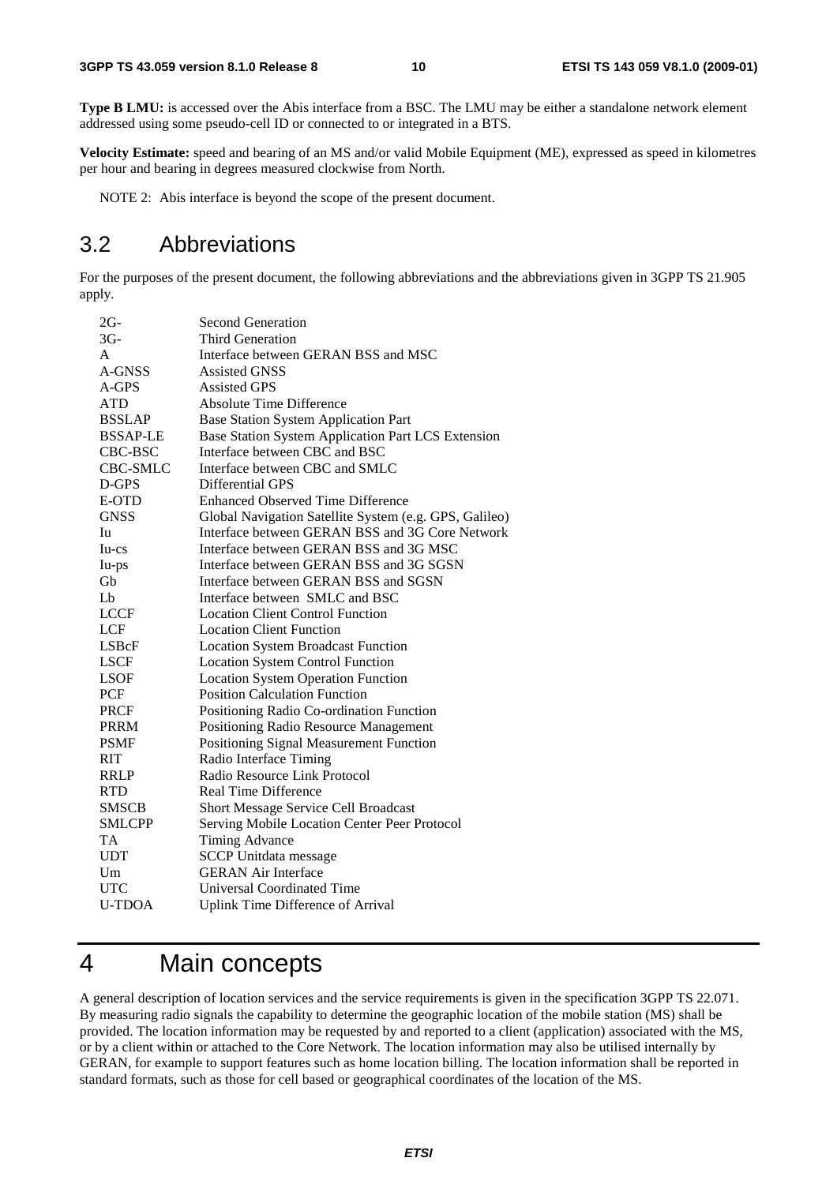**Type B LMU:** is accessed over the Abis interface from a BSC. The LMU may be either a standalone network element addressed using some pseudo-cell ID or connected to or integrated in a BTS.

**Velocity Estimate:** speed and bearing of an MS and/or valid Mobile Equipment (ME), expressed as speed in kilometres per hour and bearing in degrees measured clockwise from North.

NOTE 2: Abis interface is beyond the scope of the present document.

## 3.2 Abbreviations

For the purposes of the present document, the following abbreviations and the abbreviations given in 3GPP TS 21.905 apply.

| | |
|---|---|
| 2G- | Second Generation |
| 3G- | Third Generation |
| A | Interface between GERAN BSS and MSC |
| A-GNSS | Assisted GNSS |
| A-GPS | Assisted GPS |
| ATD | Absolute Time Difference |
| BSSLAP | Base Station System Application Part |
| BSSAP-LE | Base Station System Application Part LCS Extension |
| CBC-BSC | Interface between CBC and BSC |
| CBC-SMLC | Interface between CBC and SMLC |
| D-GPS | Differential GPS |
| E-OTD | Enhanced Observed Time Difference |
| GNSS | Global Navigation Satellite System (e.g. GPS, Galileo) |
| Iu | Interface between GERAN BSS and 3G Core Network |
| Iu-cs | Interface between GERAN BSS and 3G MSC |
| Iu-ps | Interface between GERAN BSS and 3G SGSN |
| Gb | Interface between GERAN BSS and SGSN |
| Lb | Interface between SMLC and BSC |
| LCCF | Location Client Control Function |
| LCF | Location Client Function |
| LSBcF | Location System Broadcast Function |
| LSCF | Location System Control Function |
| LSOF | Location System Operation Function |
| PCF | Position Calculation Function |
| PRCF | Positioning Radio Co-ordination Function |
| PRRM | Positioning Radio Resource Management |
| PSMF | Positioning Signal Measurement Function |
| RIT | Radio Interface Timing |
| RRLP | Radio Resource Link Protocol |
| RTD | Real Time Difference |
| SMSCB | Short Message Service Cell Broadcast |
| SMLCPP | Serving Mobile Location Center Peer Protocol |
| TA | Timing Advance |
| UDT | SCCP Unitdata message |
| Um | GERAN Air Interface |
| UTC | Universal Coordinated Time |
| U-TDOA | Uplink Time Difference of Arrival |

# 4 Main concepts

A general description of location services and the service requirements is given in the specification 3GPP TS 22.071. By measuring radio signals the capability to determine the geographic location of the mobile station (MS) shall be provided. The location information may be requested by and reported to a client (application) associated with the MS, or by a client within or attached to the Core Network. The location information may also be utilised internally by GERAN, for example to support features such as home location billing. The location information shall be reported in standard formats, such as those for cell based or geographical coordinates of the location of the MS.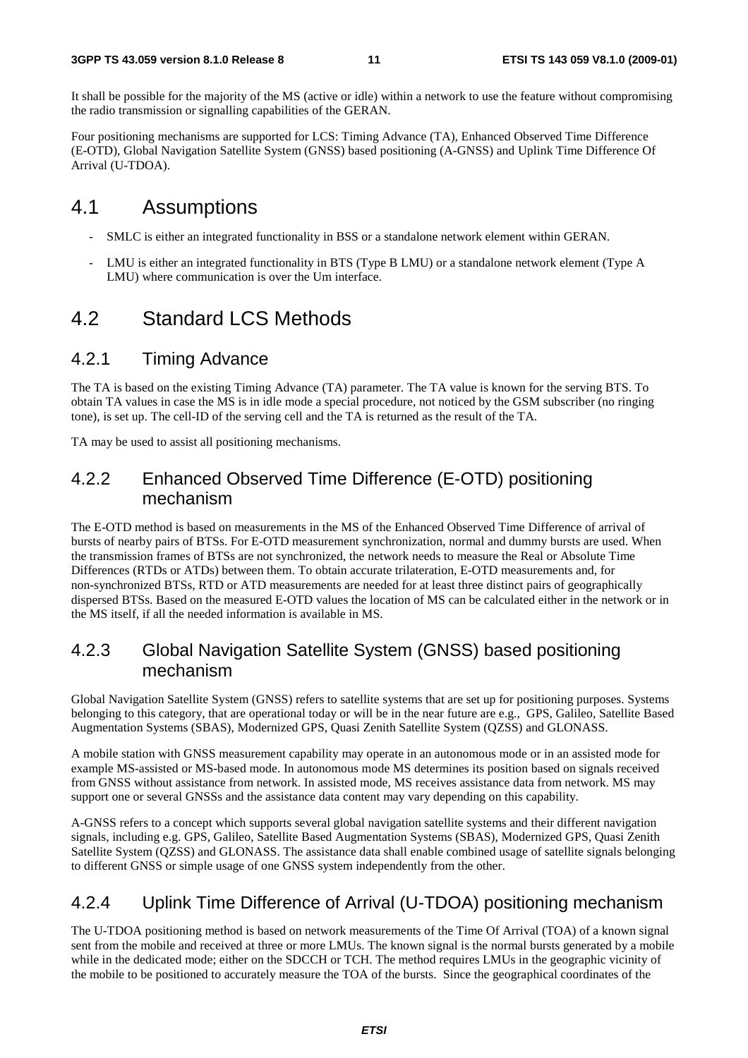It shall be possible for the majority of the MS (active or idle) within a network to use the feature without compromising the radio transmission or signalling capabilities of the GERAN.

Four positioning mechanisms are supported for LCS: Timing Advance (TA), Enhanced Observed Time Difference (E-OTD), Global Navigation Satellite System (GNSS) based positioning (A-GNSS) and Uplink Time Difference Of Arrival (U-TDOA).

# 4.1 Assumptions

- SMLC is either an integrated functionality in BSS or a standalone network element within GERAN.
- LMU is either an integrated functionality in BTS (Type B LMU) or a standalone network element (Type A LMU) where communication is over the Um interface.

# 4.2 Standard LCS Methods

## 4.2.1 Timing Advance

The TA is based on the existing Timing Advance (TA) parameter. The TA value is known for the serving BTS. To obtain TA values in case the MS is in idle mode a special procedure, not noticed by the GSM subscriber (no ringing tone), is set up. The cell-ID of the serving cell and the TA is returned as the result of the TA.

TA may be used to assist all positioning mechanisms.

## 4.2.2 Enhanced Observed Time Difference (E-OTD) positioning mechanism

The E-OTD method is based on measurements in the MS of the Enhanced Observed Time Difference of arrival of bursts of nearby pairs of BTSs. For E-OTD measurement synchronization, normal and dummy bursts are used. When the transmission frames of BTSs are not synchronized, the network needs to measure the Real or Absolute Time Differences (RTDs or ATDs) between them. To obtain accurate trilateration, E-OTD measurements and, for non-synchronized BTSs, RTD or ATD measurements are needed for at least three distinct pairs of geographically dispersed BTSs. Based on the measured E-OTD values the location of MS can be calculated either in the network or in the MS itself, if all the needed information is available in MS.

## 4.2.3 Global Navigation Satellite System (GNSS) based positioning mechanism

Global Navigation Satellite System (GNSS) refers to satellite systems that are set up for positioning purposes. Systems belonging to this category, that are operational today or will be in the near future are e.g., GPS, Galileo, Satellite Based Augmentation Systems (SBAS), Modernized GPS, Quasi Zenith Satellite System (QZSS) and GLONASS.

A mobile station with GNSS measurement capability may operate in an autonomous mode or in an assisted mode for example MS-assisted or MS-based mode. In autonomous mode MS determines its position based on signals received from GNSS without assistance from network. In assisted mode, MS receives assistance data from network. MS may support one or several GNSSs and the assistance data content may vary depending on this capability.

A-GNSS refers to a concept which supports several global navigation satellite systems and their different navigation signals, including e.g. GPS, Galileo, Satellite Based Augmentation Systems (SBAS), Modernized GPS, Quasi Zenith Satellite System (QZSS) and GLONASS. The assistance data shall enable combined usage of satellite signals belonging to different GNSS or simple usage of one GNSS system independently from the other.

## 4.2.4 Uplink Time Difference of Arrival (U-TDOA) positioning mechanism

The U-TDOA positioning method is based on network measurements of the Time Of Arrival (TOA) of a known signal sent from the mobile and received at three or more LMUs. The known signal is the normal bursts generated by a mobile while in the dedicated mode; either on the SDCCH or TCH. The method requires LMUs in the geographic vicinity of the mobile to be positioned to accurately measure the TOA of the bursts. Since the geographical coordinates of the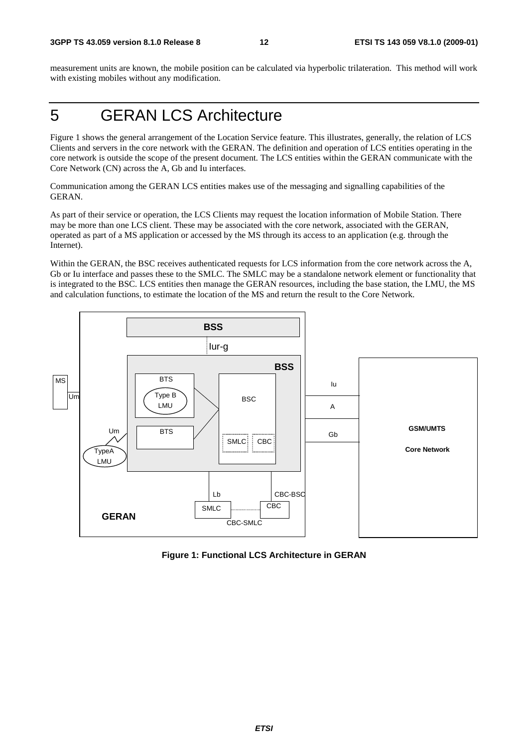measurement units are known, the mobile position can be calculated via hyperbolic trilateration. This method will work with existing mobiles without any modification.

# 5 GERAN LCS Architecture

Figure 1 shows the general arrangement of the Location Service feature. This illustrates, generally, the relation of LCS Clients and servers in the core network with the GERAN. The definition and operation of LCS entities operating in the core network is outside the scope of the present document. The LCS entities within the GERAN communicate with the Core Network (CN) across the A, Gb and Iu interfaces.

Communication among the GERAN LCS entities makes use of the messaging and signalling capabilities of the GERAN.

As part of their service or operation, the LCS Clients may request the location information of Mobile Station. There may be more than one LCS client. These may be associated with the core network, associated with the GERAN, operated as part of a MS application or accessed by the MS through its access to an application (e.g. through the Internet).

Within the GERAN, the BSC receives authenticated requests for LCS information from the core network across the A, Gb or Iu interface and passes these to the SMLC. The SMLC may be a standalone network element or functionality that is integrated to the BSC. LCS entities then manage the GERAN resources, including the base station, the LMU, the MS and calculation functions, to estimate the location of the MS and return the result to the Core Network.

**Figure 1: Functional LCS Architecture in GERAN**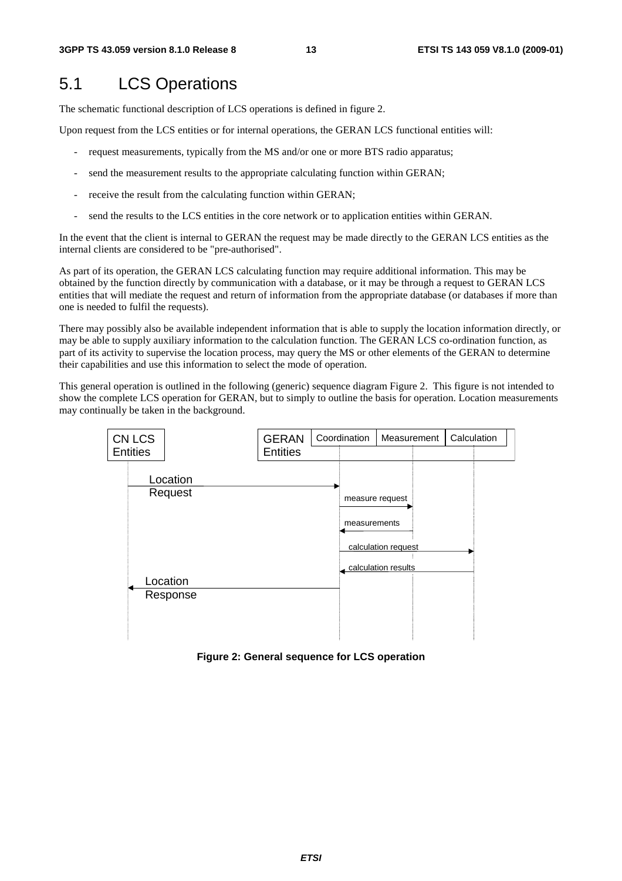## 5.1 LCS Operations

The schematic functional description of LCS operations is defined in figure 2.

Upon request from the LCS entities or for internal operations, the GERAN LCS functional entities will:

- request measurements, typically from the MS and/or one or more BTS radio apparatus;
- send the measurement results to the appropriate calculating function within GERAN;
- receive the result from the calculating function within GERAN;
- send the results to the LCS entities in the core network or to application entities within GERAN.

In the event that the client is internal to GERAN the request may be made directly to the GERAN LCS entities as the internal clients are considered to be "pre-authorised".

As part of its operation, the GERAN LCS calculating function may require additional information. This may be obtained by the function directly by communication with a database, or it may be through a request to GERAN LCS entities that will mediate the request and return of information from the appropriate database (or databases if more than one is needed to fulfil the requests).

There may possibly also be available independent information that is able to supply the location information directly, or may be able to supply auxiliary information to the calculation function. The GERAN LCS co-ordination function, as part of its activity to supervise the location process, may query the MS or other elements of the GERAN to determine their capabilities and use this information to select the mode of operation.

This general operation is outlined in the following (generic) sequence diagram Figure 2. This figure is not intended to show the complete LCS operation for GERAN, but to simply to outline the basis for operation. Location measurements may continually be taken in the background.

CN LCS Entities | GERAN Entities: Coordination | Measurement | Calculation

Location Request

measure request

measurements

calculation request

calculation results

Location Response

**Figure 2: General sequence for LCS operation**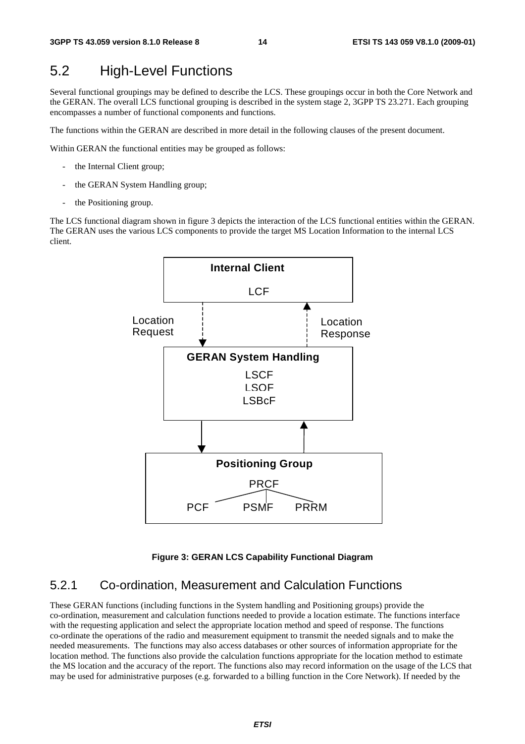## 5.2 High-Level Functions

Several functional groupings may be defined to describe the LCS. These groupings occur in both the Core Network and the GERAN. The overall LCS functional grouping is described in the system stage 2, 3GPP TS 23.271. Each grouping encompasses a number of functional components and functions.

The functions within the GERAN are described in more detail in the following clauses of the present document.

Within GERAN the functional entities may be grouped as follows:

- the Internal Client group;
- the GERAN System Handling group;
- the Positioning group.

The LCS functional diagram shown in figure 3 depicts the interaction of the LCS functional entities within the GERAN. The GERAN uses the various LCS components to provide the target MS Location Information to the internal LCS client.

**Internal Client**

LCF

Location Request

Location Response

**GERAN System Handling**

LSCF
LSOF
LSBcF

**Positioning Group**

PRCF

PCF PSMF PRRM

**Figure 3: GERAN LCS Capability Functional Diagram**

### 5.2.1 Co-ordination, Measurement and Calculation Functions

These GERAN functions (including functions in the System handling and Positioning groups) provide the co-ordination, measurement and calculation functions needed to provide a location estimate. The functions interface with the requesting application and select the appropriate location method and speed of response. The functions co-ordinate the operations of the radio and measurement equipment to transmit the needed signals and to make the needed measurements. The functions may also access databases or other sources of information appropriate for the location method. The functions also provide the calculation functions appropriate for the location method to estimate the MS location and the accuracy of the report. The functions also may record information on the usage of the LCS that may be used for administrative purposes (e.g. forwarded to a billing function in the Core Network). If needed by the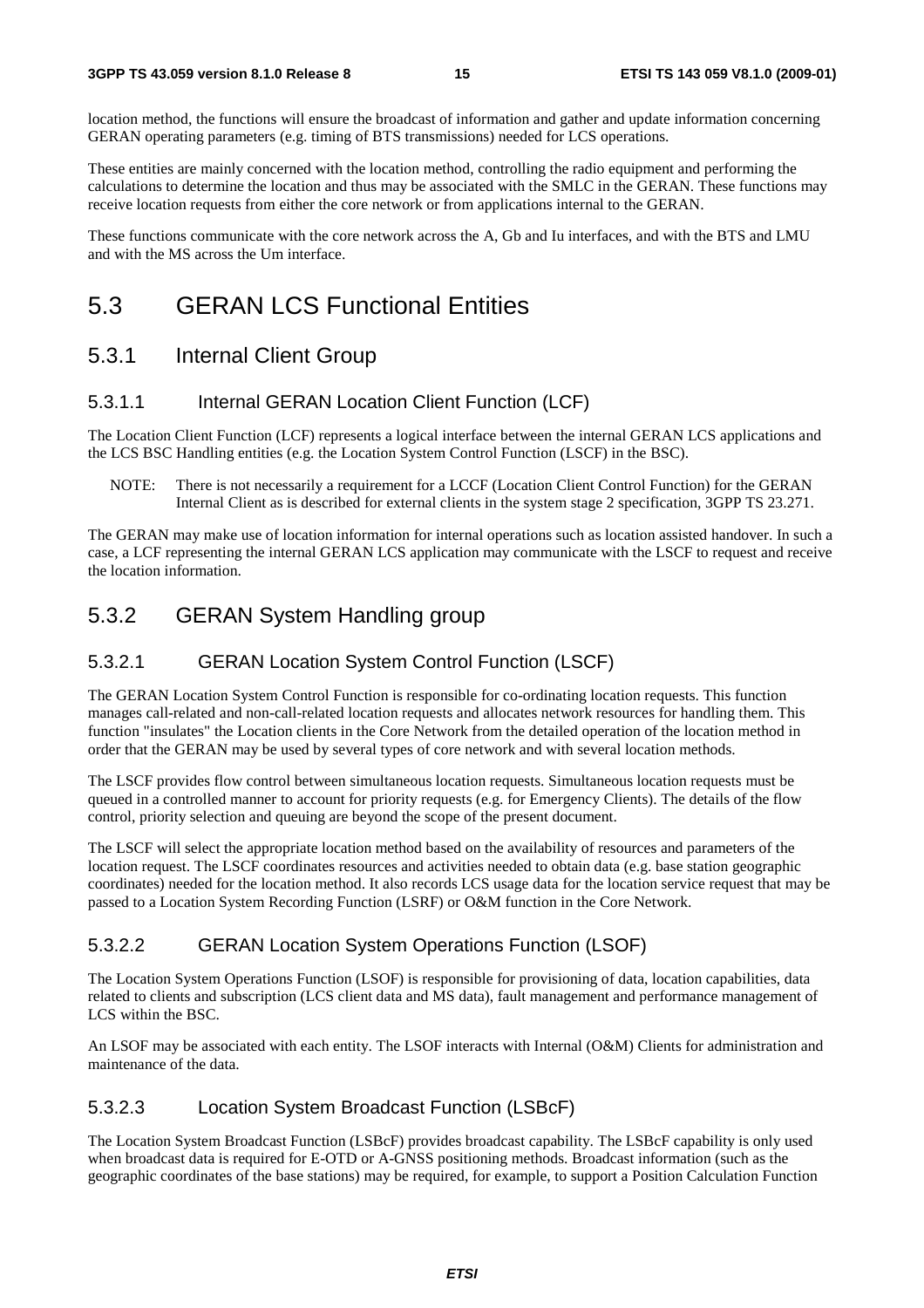location method, the functions will ensure the broadcast of information and gather and update information concerning GERAN operating parameters (e.g. timing of BTS transmissions) needed for LCS operations.

These entities are mainly concerned with the location method, controlling the radio equipment and performing the calculations to determine the location and thus may be associated with the SMLC in the GERAN. These functions may receive location requests from either the core network or from applications internal to the GERAN.

These functions communicate with the core network across the A, Gb and Iu interfaces, and with the BTS and LMU and with the MS across the Um interface.

# 5.3 GERAN LCS Functional Entities

## 5.3.1 Internal Client Group

### 5.3.1.1 Internal GERAN Location Client Function (LCF)

The Location Client Function (LCF) represents a logical interface between the internal GERAN LCS applications and the LCS BSC Handling entities (e.g. the Location System Control Function (LSCF) in the BSC).

NOTE: There is not necessarily a requirement for a LCCF (Location Client Control Function) for the GERAN Internal Client as is described for external clients in the system stage 2 specification, 3GPP TS 23.271.

The GERAN may make use of location information for internal operations such as location assisted handover. In such a case, a LCF representing the internal GERAN LCS application may communicate with the LSCF to request and receive the location information.

## 5.3.2 GERAN System Handling group

### 5.3.2.1 GERAN Location System Control Function (LSCF)

The GERAN Location System Control Function is responsible for co-ordinating location requests. This function manages call-related and non-call-related location requests and allocates network resources for handling them. This function "insulates" the Location clients in the Core Network from the detailed operation of the location method in order that the GERAN may be used by several types of core network and with several location methods.

The LSCF provides flow control between simultaneous location requests. Simultaneous location requests must be queued in a controlled manner to account for priority requests (e.g. for Emergency Clients). The details of the flow control, priority selection and queuing are beyond the scope of the present document.

The LSCF will select the appropriate location method based on the availability of resources and parameters of the location request. The LSCF coordinates resources and activities needed to obtain data (e.g. base station geographic coordinates) needed for the location method. It also records LCS usage data for the location service request that may be passed to a Location System Recording Function (LSRF) or O&M function in the Core Network.

### 5.3.2.2 GERAN Location System Operations Function (LSOF)

The Location System Operations Function (LSOF) is responsible for provisioning of data, location capabilities, data related to clients and subscription (LCS client data and MS data), fault management and performance management of LCS within the BSC.

An LSOF may be associated with each entity. The LSOF interacts with Internal (O&M) Clients for administration and maintenance of the data.

### 5.3.2.3 Location System Broadcast Function (LSBcF)

The Location System Broadcast Function (LSBcF) provides broadcast capability. The LSBcF capability is only used when broadcast data is required for E-OTD or A-GNSS positioning methods. Broadcast information (such as the geographic coordinates of the base stations) may be required, for example, to support a Position Calculation Function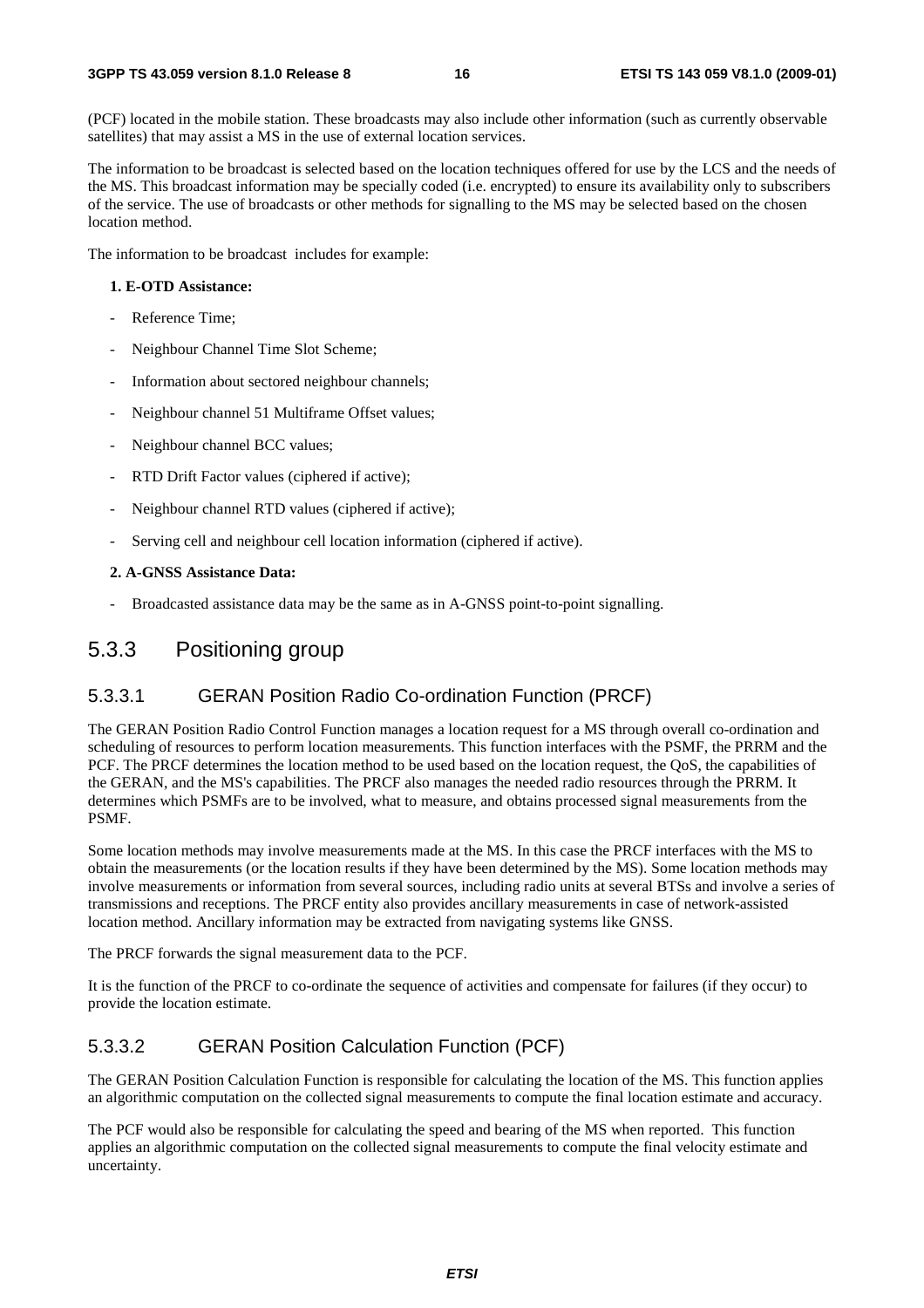(PCF) located in the mobile station. These broadcasts may also include other information (such as currently observable satellites) that may assist a MS in the use of external location services.

The information to be broadcast is selected based on the location techniques offered for use by the LCS and the needs of the MS. This broadcast information may be specially coded (i.e. encrypted) to ensure its availability only to subscribers of the service. The use of broadcasts or other methods for signalling to the MS may be selected based on the chosen location method.

The information to be broadcast includes for example:

**1. E-OTD Assistance:**

- Reference Time;
- Neighbour Channel Time Slot Scheme;
- Information about sectored neighbour channels;
- Neighbour channel 51 Multiframe Offset values;
- Neighbour channel BCC values;
- RTD Drift Factor values (ciphered if active);
- Neighbour channel RTD values (ciphered if active);
- Serving cell and neighbour cell location information (ciphered if active).

**2. A-GNSS Assistance Data:**

- Broadcasted assistance data may be the same as in A-GNSS point-to-point signalling.

## 5.3.3 Positioning group

### 5.3.3.1 GERAN Position Radio Co-ordination Function (PRCF)

The GERAN Position Radio Control Function manages a location request for a MS through overall co-ordination and scheduling of resources to perform location measurements. This function interfaces with the PSMF, the PRRM and the PCF. The PRCF determines the location method to be used based on the location request, the QoS, the capabilities of the GERAN, and the MS's capabilities. The PRCF also manages the needed radio resources through the PRRM. It determines which PSMFs are to be involved, what to measure, and obtains processed signal measurements from the PSMF.

Some location methods may involve measurements made at the MS. In this case the PRCF interfaces with the MS to obtain the measurements (or the location results if they have been determined by the MS). Some location methods may involve measurements or information from several sources, including radio units at several BTSs and involve a series of transmissions and receptions. The PRCF entity also provides ancillary measurements in case of network-assisted location method. Ancillary information may be extracted from navigating systems like GNSS.

The PRCF forwards the signal measurement data to the PCF.

It is the function of the PRCF to co-ordinate the sequence of activities and compensate for failures (if they occur) to provide the location estimate.

### 5.3.3.2 GERAN Position Calculation Function (PCF)

The GERAN Position Calculation Function is responsible for calculating the location of the MS. This function applies an algorithmic computation on the collected signal measurements to compute the final location estimate and accuracy.

The PCF would also be responsible for calculating the speed and bearing of the MS when reported. This function applies an algorithmic computation on the collected signal measurements to compute the final velocity estimate and uncertainty.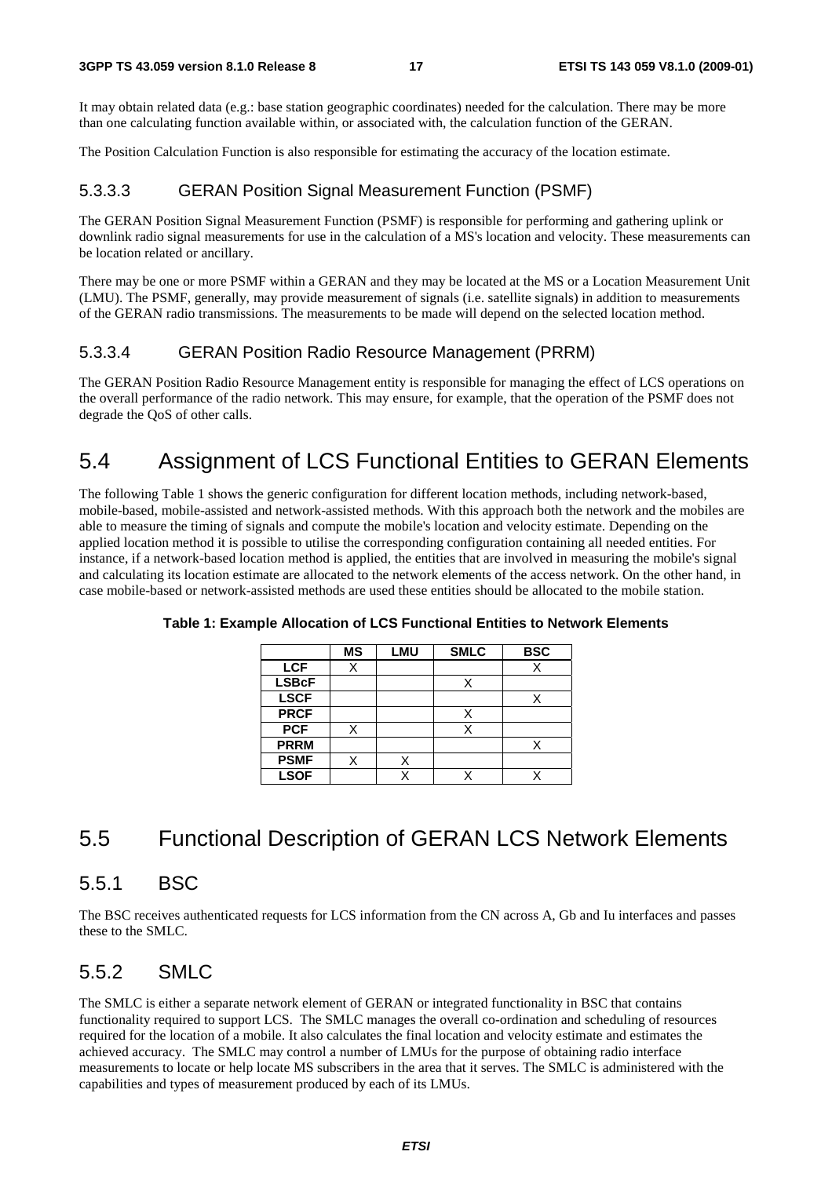It may obtain related data (e.g.: base station geographic coordinates) needed for the calculation. There may be more than one calculating function available within, or associated with, the calculation function of the GERAN.

The Position Calculation Function is also responsible for estimating the accuracy of the location estimate.

#### 5.3.3.3 GERAN Position Signal Measurement Function (PSMF)

The GERAN Position Signal Measurement Function (PSMF) is responsible for performing and gathering uplink or downlink radio signal measurements for use in the calculation of a MS's location and velocity. These measurements can be location related or ancillary.

There may be one or more PSMF within a GERAN and they may be located at the MS or a Location Measurement Unit (LMU). The PSMF, generally, may provide measurement of signals (i.e. satellite signals) in addition to measurements of the GERAN radio transmissions. The measurements to be made will depend on the selected location method.

#### 5.3.3.4 GERAN Position Radio Resource Management (PRRM)

The GERAN Position Radio Resource Management entity is responsible for managing the effect of LCS operations on the overall performance of the radio network. This may ensure, for example, that the operation of the PSMF does not degrade the QoS of other calls.

## 5.4 Assignment of LCS Functional Entities to GERAN Elements

The following Table 1 shows the generic configuration for different location methods, including network-based, mobile-based, mobile-assisted and network-assisted methods. With this approach both the network and the mobiles are able to measure the timing of signals and compute the mobile's location and velocity estimate. Depending on the applied location method it is possible to utilise the corresponding configuration containing all needed entities. For instance, if a network-based location method is applied, the entities that are involved in measuring the mobile's signal and calculating its location estimate are allocated to the network elements of the access network. On the other hand, in case mobile-based or network-assisted methods are used these entities should be allocated to the mobile station.

**Table 1: Example Allocation of LCS Functional Entities to Network Elements**

| | MS | LMU | SMLC | BSC |
|---|---|---|---|---|
| **LCF** | X | | | X |
| **LSBcF** | | | X | |
| **LSCF** | | | | X |
| **PRCF** | | | X | |
| **PCF** | X | | X | |
| **PRRM** | | | | X |
| **PSMF** | X | X | | |
| **LSOF** | | X | X | X |

## 5.5 Functional Description of GERAN LCS Network Elements

### 5.5.1 BSC

The BSC receives authenticated requests for LCS information from the CN across A, Gb and Iu interfaces and passes these to the SMLC.

### 5.5.2 SMLC

The SMLC is either a separate network element of GERAN or integrated functionality in BSC that contains functionality required to support LCS. The SMLC manages the overall co-ordination and scheduling of resources required for the location of a mobile. It also calculates the final location and velocity estimate and estimates the achieved accuracy. The SMLC may control a number of LMUs for the purpose of obtaining radio interface measurements to locate or help locate MS subscribers in the area that it serves. The SMLC is administered with the capabilities and types of measurement produced by each of its LMUs.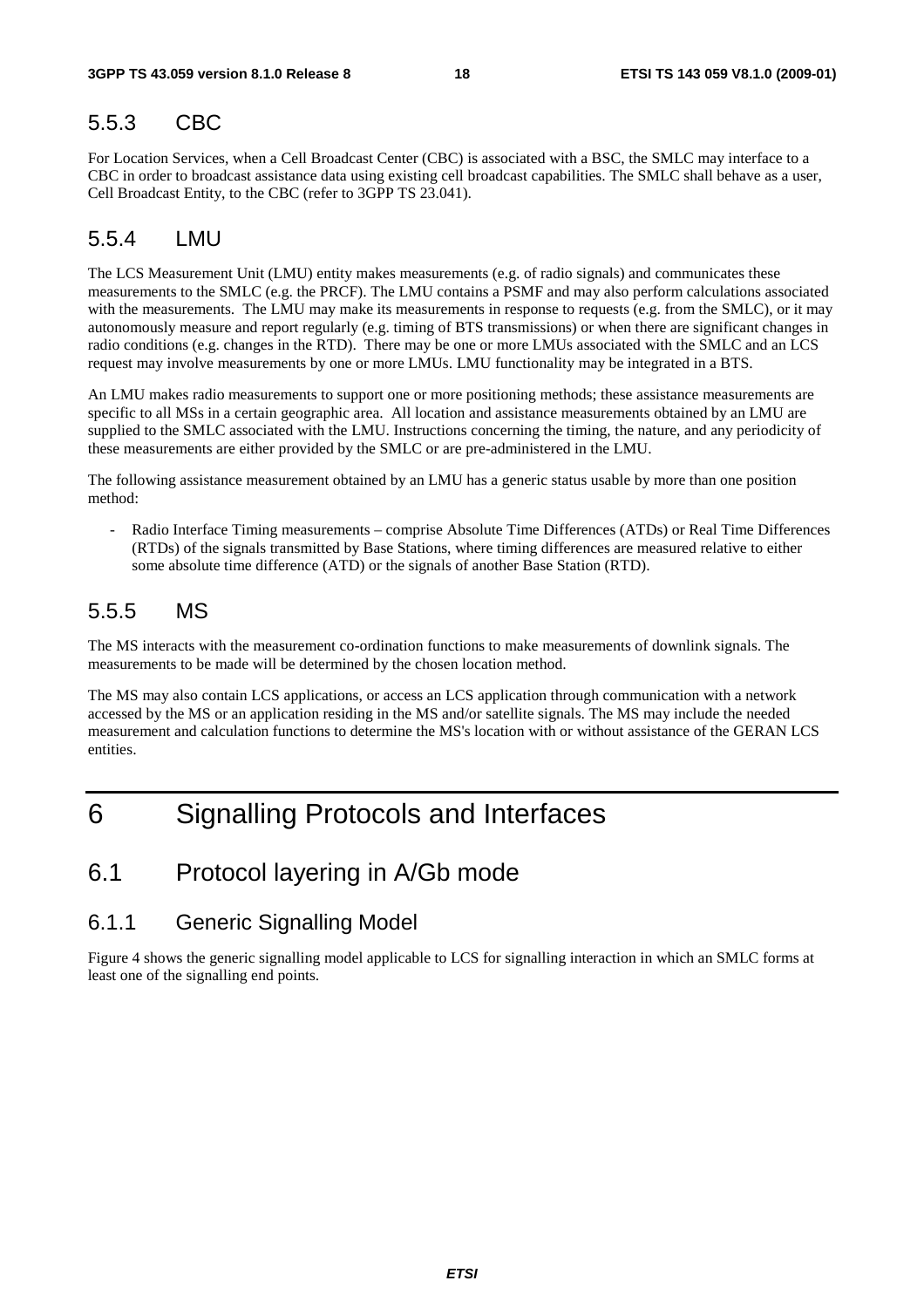### 5.5.3 CBC

For Location Services, when a Cell Broadcast Center (CBC) is associated with a BSC, the SMLC may interface to a CBC in order to broadcast assistance data using existing cell broadcast capabilities. The SMLC shall behave as a user, Cell Broadcast Entity, to the CBC (refer to 3GPP TS 23.041).

### 5.5.4 LMU

The LCS Measurement Unit (LMU) entity makes measurements (e.g. of radio signals) and communicates these measurements to the SMLC (e.g. the PRCF). The LMU contains a PSMF and may also perform calculations associated with the measurements. The LMU may make its measurements in response to requests (e.g. from the SMLC), or it may autonomously measure and report regularly (e.g. timing of BTS transmissions) or when there are significant changes in radio conditions (e.g. changes in the RTD). There may be one or more LMUs associated with the SMLC and an LCS request may involve measurements by one or more LMUs. LMU functionality may be integrated in a BTS.

An LMU makes radio measurements to support one or more positioning methods; these assistance measurements are specific to all MSs in a certain geographic area. All location and assistance measurements obtained by an LMU are supplied to the SMLC associated with the LMU. Instructions concerning the timing, the nature, and any periodicity of these measurements are either provided by the SMLC or are pre-administered in the LMU.

The following assistance measurement obtained by an LMU has a generic status usable by more than one position method:

- Radio Interface Timing measurements – comprise Absolute Time Differences (ATDs) or Real Time Differences (RTDs) of the signals transmitted by Base Stations, where timing differences are measured relative to either some absolute time difference (ATD) or the signals of another Base Station (RTD).

### 5.5.5 MS

The MS interacts with the measurement co-ordination functions to make measurements of downlink signals. The measurements to be made will be determined by the chosen location method.

The MS may also contain LCS applications, or access an LCS application through communication with a network accessed by the MS or an application residing in the MS and/or satellite signals. The MS may include the needed measurement and calculation functions to determine the MS's location with or without assistance of the GERAN LCS entities.

# 6 Signalling Protocols and Interfaces

## 6.1 Protocol layering in A/Gb mode

### 6.1.1 Generic Signalling Model

Figure 4 shows the generic signalling model applicable to LCS for signalling interaction in which an SMLC forms at least one of the signalling end points.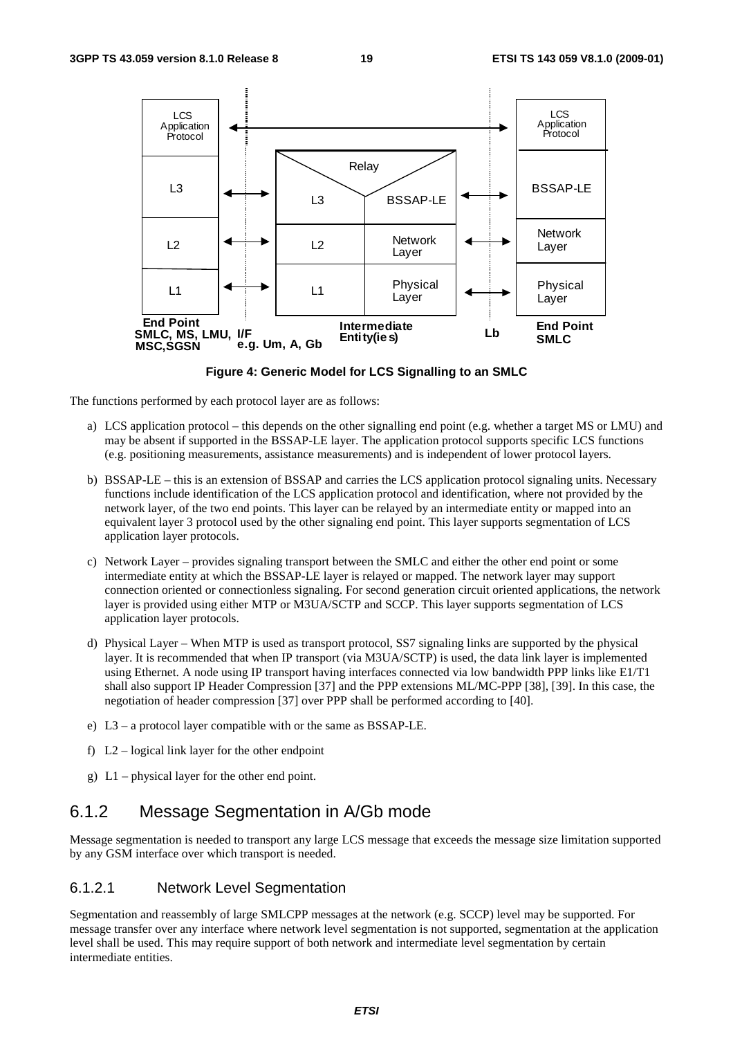**Figure 4: Generic Model for LCS Signalling to an SMLC**

The functions performed by each protocol layer are as follows:

a) LCS application protocol – this depends on the other signalling end point (e.g. whether a target MS or LMU) and may be absent if supported in the BSSAP-LE layer. The application protocol supports specific LCS functions (e.g. positioning measurements, assistance measurements) and is independent of lower protocol layers.

b) BSSAP-LE – this is an extension of BSSAP and carries the LCS application protocol signaling units. Necessary functions include identification of the LCS application protocol and identification, where not provided by the network layer, of the two end points. This layer can be relayed by an intermediate entity or mapped into an equivalent layer 3 protocol used by the other signaling end point. This layer supports segmentation of LCS application layer protocols.

c) Network Layer – provides signaling transport between the SMLC and either the other end point or some intermediate entity at which the BSSAP-LE layer is relayed or mapped. The network layer may support connection oriented or connectionless signaling. For second generation circuit oriented applications, the network layer is provided using either MTP or M3UA/SCTP and SCCP. This layer supports segmentation of LCS application layer protocols.

d) Physical Layer – When MTP is used as transport protocol, SS7 signaling links are supported by the physical layer. It is recommended that when IP transport (via M3UA/SCTP) is used, the data link layer is implemented using Ethernet. A node using IP transport having interfaces connected via low bandwidth PPP links like E1/T1 shall also support IP Header Compression [37] and the PPP extensions ML/MC-PPP [38], [39]. In this case, the negotiation of header compression [37] over PPP shall be performed according to [40].

e) L3 – a protocol layer compatible with or the same as BSSAP-LE.

f) L2 – logical link layer for the other endpoint

g) L1 – physical layer for the other end point.

## 6.1.2 Message Segmentation in A/Gb mode

Message segmentation is needed to transport any large LCS message that exceeds the message size limitation supported by any GSM interface over which transport is needed.

### 6.1.2.1 Network Level Segmentation

Segmentation and reassembly of large SMLCPP messages at the network (e.g. SCCP) level may be supported. For message transfer over any interface where network level segmentation is not supported, segmentation at the application level shall be used. This may require support of both network and intermediate level segmentation by certain intermediate entities.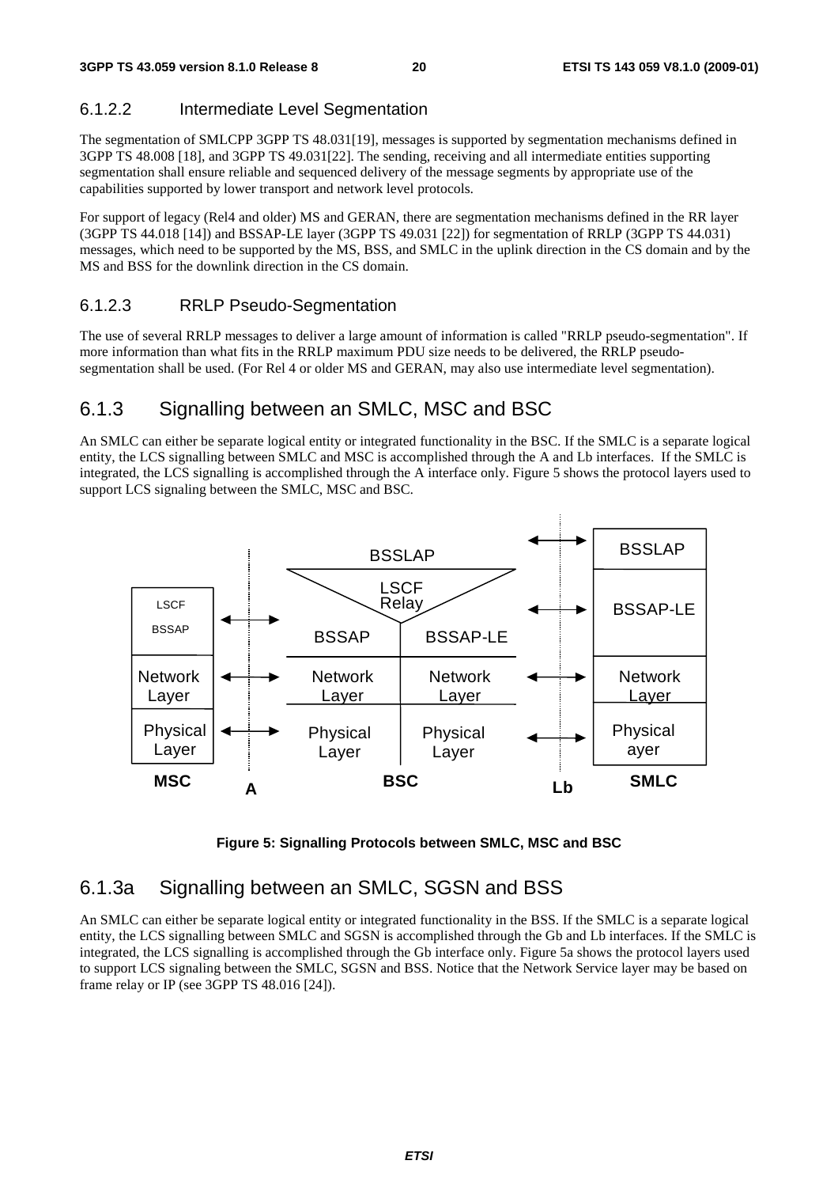### 6.1.2.2 Intermediate Level Segmentation

The segmentation of SMLCPP 3GPP TS 48.031[19], messages is supported by segmentation mechanisms defined in 3GPP TS 48.008 [18], and 3GPP TS 49.031[22]. The sending, receiving and all intermediate entities supporting segmentation shall ensure reliable and sequenced delivery of the message segments by appropriate use of the capabilities supported by lower transport and network level protocols.

For support of legacy (Rel4 and older) MS and GERAN, there are segmentation mechanisms defined in the RR layer (3GPP TS 44.018 [14]) and BSSAP-LE layer (3GPP TS 49.031 [22]) for segmentation of RRLP (3GPP TS 44.031) messages, which need to be supported by the MS, BSS, and SMLC in the uplink direction in the CS domain and by the MS and BSS for the downlink direction in the CS domain.

### 6.1.2.3 RRLP Pseudo-Segmentation

The use of several RRLP messages to deliver a large amount of information is called "RRLP pseudo-segmentation". If more information than what fits in the RRLP maximum PDU size needs to be delivered, the RRLP pseudo-segmentation shall be used. (For Rel 4 or older MS and GERAN, may also use intermediate level segmentation).

## 6.1.3 Signalling between an SMLC, MSC and BSC

An SMLC can either be separate logical entity or integrated functionality in the BSC. If the SMLC is a separate logical entity, the LCS signalling between SMLC and MSC is accomplished through the A and Lb interfaces. If the SMLC is integrated, the LCS signalling is accomplished through the A interface only. Figure 5 shows the protocol layers used to support LCS signaling between the SMLC, MSC and BSC.

| MSC | A | BSC | | Lb | SMLC |
|---|---|---|---|---|---|
| | | BSSLAP | | ↔ | BSSLAP |
| LSCF | ↔ | LSCF Relay | | ↔ | BSSAP-LE |
| BSSAP | | BSSAP | BSSAP-LE | | |
| Network Layer | ↔ | Network Layer | Network Layer | ↔ | Network Layer |
| Physical Layer | ↔ | Physical Layer | Physical Layer | ↔ | Physical ayer |

**Figure 5: Signalling Protocols between SMLC, MSC and BSC**

## 6.1.3a Signalling between an SMLC, SGSN and BSS

An SMLC can either be separate logical entity or integrated functionality in the BSS. If the SMLC is a separate logical entity, the LCS signalling between SMLC and SGSN is accomplished through the Gb and Lb interfaces. If the SMLC is integrated, the LCS signalling is accomplished through the Gb interface only. Figure 5a shows the protocol layers used to support LCS signaling between the SMLC, SGSN and BSS. Notice that the Network Service layer may be based on frame relay or IP (see 3GPP TS 48.016 [24]).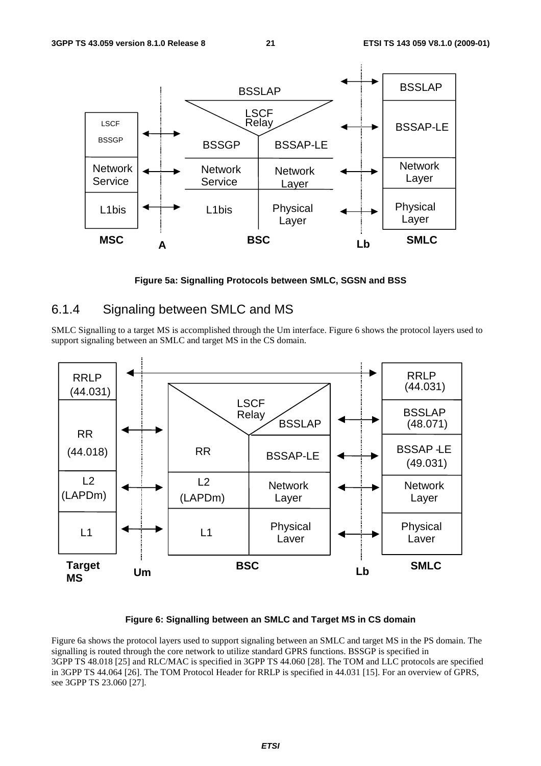Figure 5a: Signalling Protocols between SMLC, SGSN and BSS

### 6.1.4 Signaling between SMLC and MS

SMLC Signalling to a target MS is accomplished through the Um interface. Figure 6 shows the protocol layers used to support signaling between an SMLC and target MS in the CS domain.

Figure 6: Signalling between an SMLC and Target MS in CS domain

Figure 6a shows the protocol layers used to support signaling between an SMLC and target MS in the PS domain. The signalling is routed through the core network to utilize standard GPRS functions. BSSGP is specified in 3GPP TS 48.018 [25] and RLC/MAC is specified in 3GPP TS 44.060 [28]. The TOM and LLC protocols are specified in 3GPP TS 44.064 [26]. The TOM Protocol Header for RRLP is specified in 44.031 [15]. For an overview of GPRS, see 3GPP TS 23.060 [27].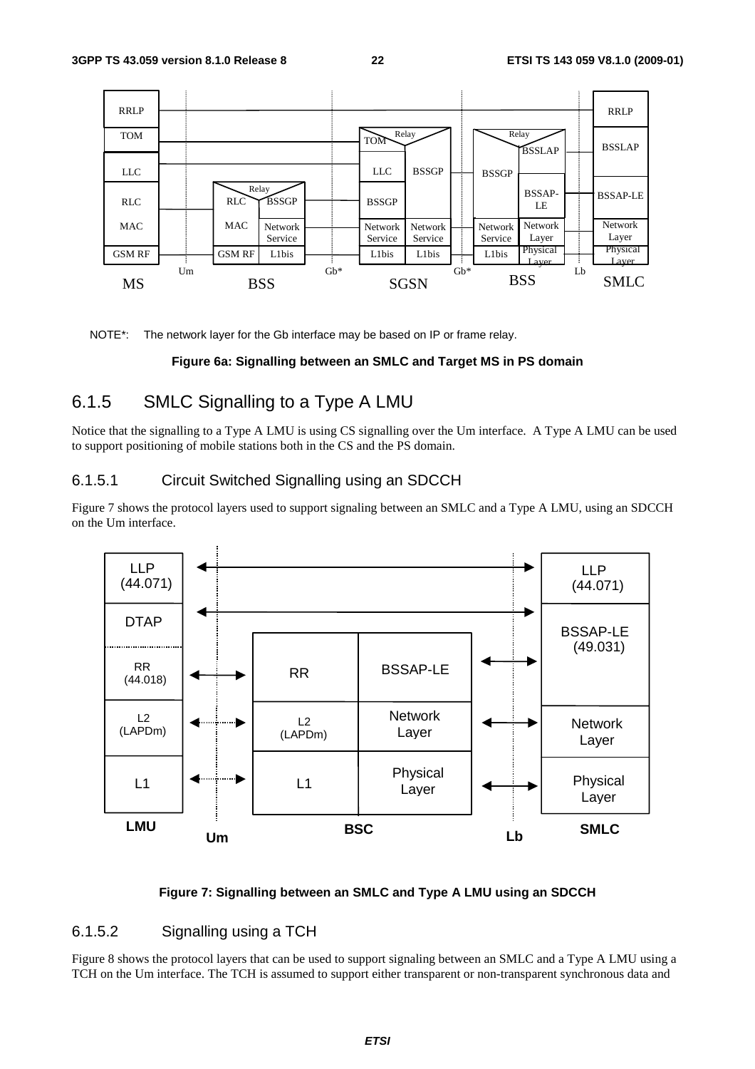NOTE*: The network layer for the Gb interface may be based on IP or frame relay.

**Figure 6a: Signalling between an SMLC and Target MS in PS domain**

## 6.1.5 SMLC Signalling to a Type A LMU

Notice that the signalling to a Type A LMU is using CS signalling over the Um interface. A Type A LMU can be used to support positioning of mobile stations both in the CS and the PS domain.

### 6.1.5.1 Circuit Switched Signalling using an SDCCH

Figure 7 shows the protocol layers used to support signaling between an SMLC and a Type A LMU, using an SDCCH on the Um interface.

**Figure 7: Signalling between an SMLC and Type A LMU using an SDCCH**

### 6.1.5.2 Signalling using a TCH

Figure 8 shows the protocol layers that can be used to support signaling between an SMLC and a Type A LMU using a TCH on the Um interface. The TCH is assumed to support either transparent or non-transparent synchronous data and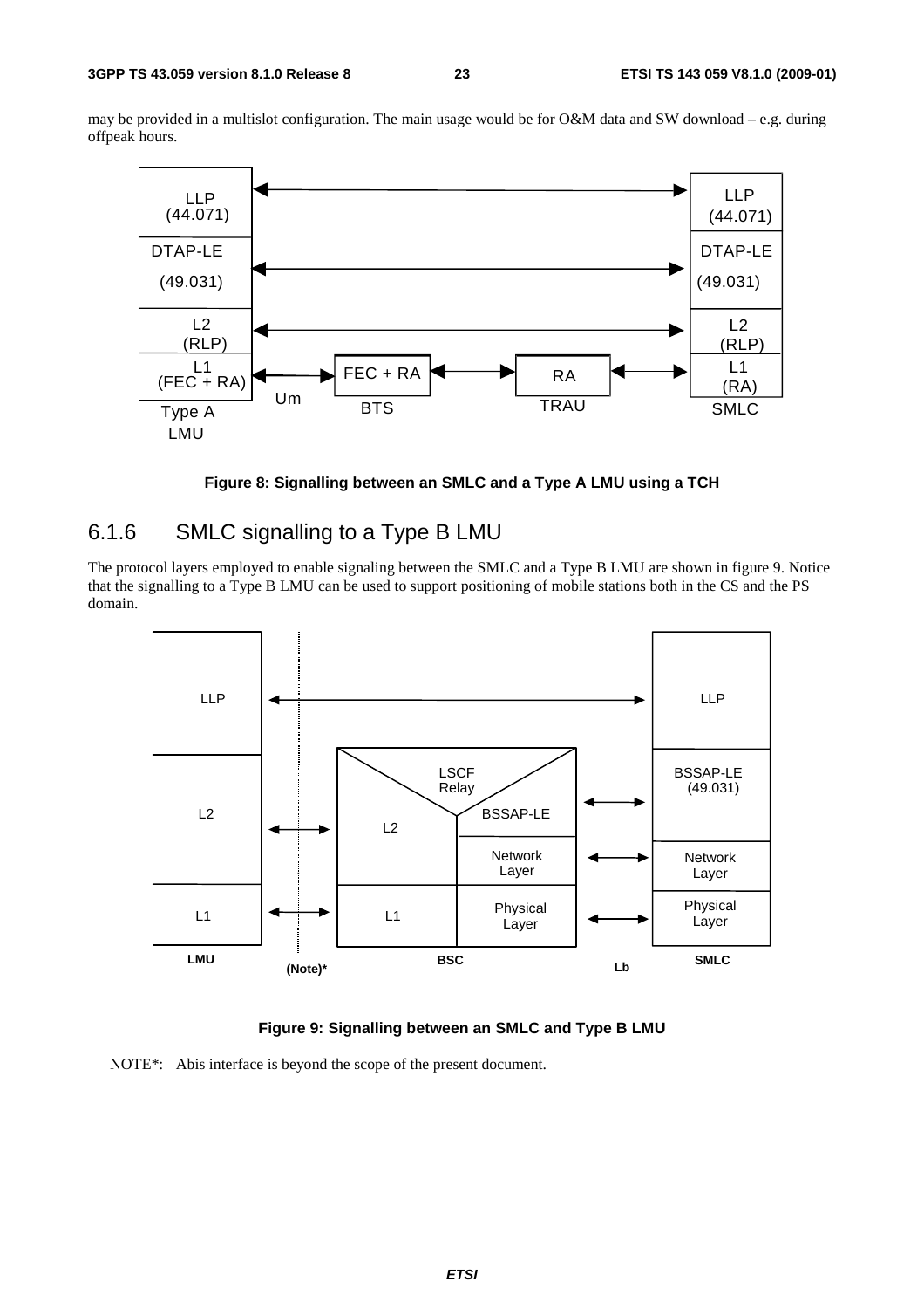may be provided in a multislot configuration. The main usage would be for O&M data and SW download – e.g. during offpeak hours.

**Figure 8: Signalling between an SMLC and a Type A LMU using a TCH**

### 6.1.6 SMLC signalling to a Type B LMU

The protocol layers employed to enable signaling between the SMLC and a Type B LMU are shown in figure 9. Notice that the signalling to a Type B LMU can be used to support positioning of mobile stations both in the CS and the PS domain.

**Figure 9: Signalling between an SMLC and Type B LMU**

NOTE*: Abis interface is beyond the scope of the present document.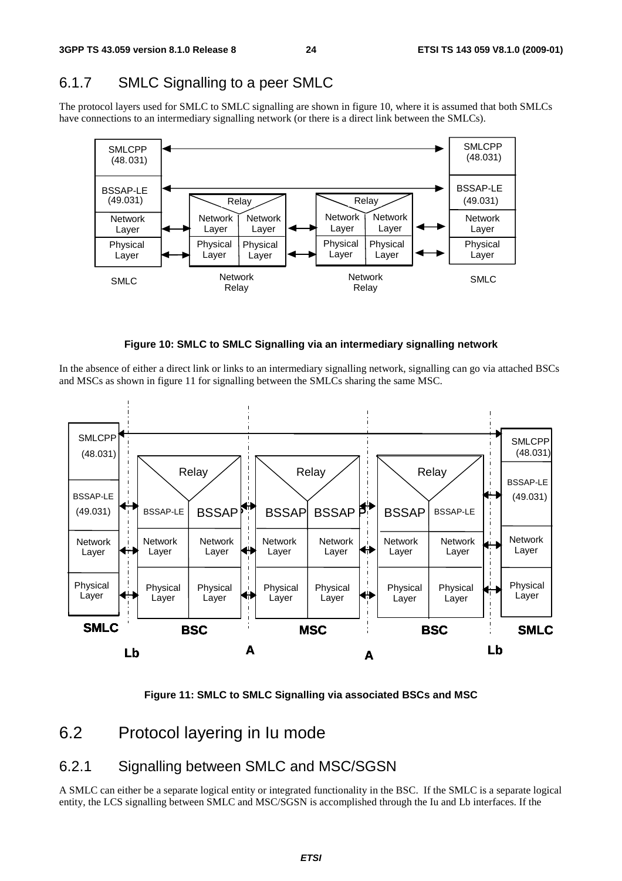### 6.1.7 SMLC Signalling to a peer SMLC

The protocol layers used for SMLC to SMLC signalling are shown in figure 10, where it is assumed that both SMLCs have connections to an intermediary signalling network (or there is a direct link between the SMLCs).

**Figure 10: SMLC to SMLC Signalling via an intermediary signalling network**

In the absence of either a direct link or links to an intermediary signalling network, signalling can go via attached BSCs and MSCs as shown in figure 11 for signalling between the SMLCs sharing the same MSC.

**Figure 11: SMLC to SMLC Signalling via associated BSCs and MSC**

## 6.2 Protocol layering in Iu mode

### 6.2.1 Signalling between SMLC and MSC/SGSN

A SMLC can either be a separate logical entity or integrated functionality in the BSC. If the SMLC is a separate logical entity, the LCS signalling between SMLC and MSC/SGSN is accomplished through the Iu and Lb interfaces. If the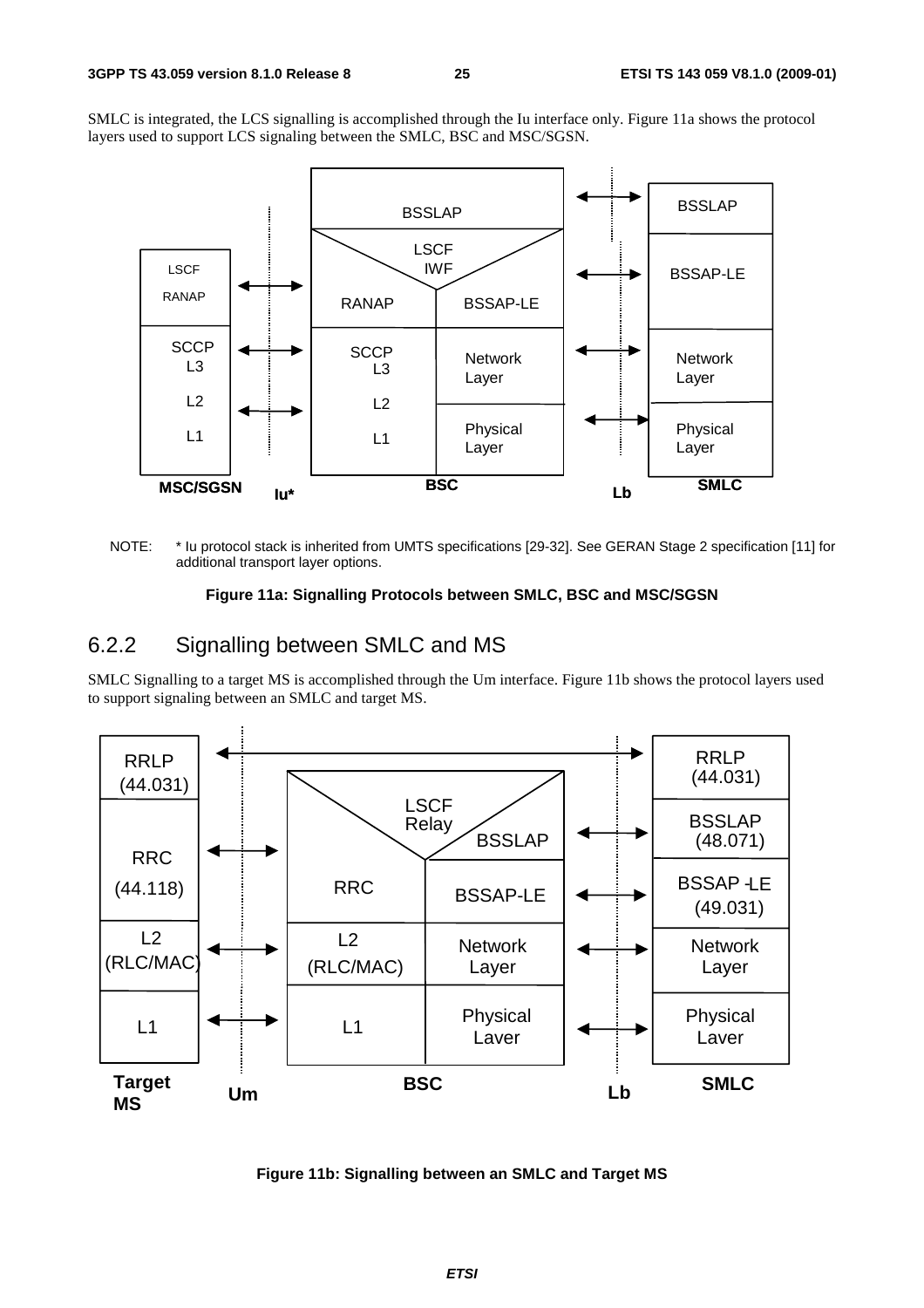SMLC is integrated, the LCS signalling is accomplished through the Iu interface only. Figure 11a shows the protocol layers used to support LCS signaling between the SMLC, BSC and MSC/SGSN.

NOTE: * Iu protocol stack is inherited from UMTS specifications [29-32]. See GERAN Stage 2 specification [11] for additional transport layer options.

**Figure 11a: Signalling Protocols between SMLC, BSC and MSC/SGSN**

## 6.2.2 Signalling between SMLC and MS

SMLC Signalling to a target MS is accomplished through the Um interface. Figure 11b shows the protocol layers used to support signaling between an SMLC and target MS.

**Figure 11b: Signalling between an SMLC and Target MS**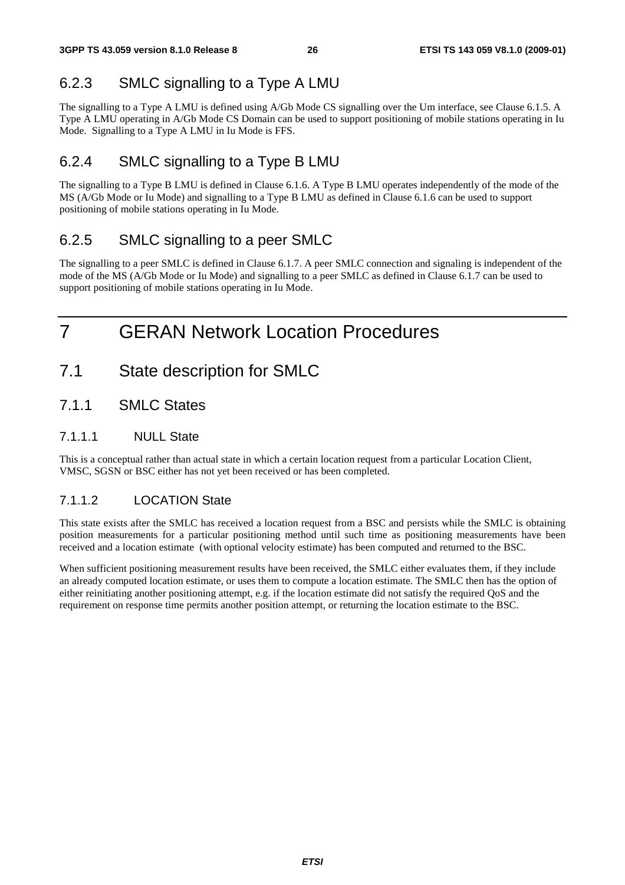### 6.2.3 SMLC signalling to a Type A LMU

The signalling to a Type A LMU is defined using A/Gb Mode CS signalling over the Um interface, see Clause 6.1.5. A Type A LMU operating in A/Gb Mode CS Domain can be used to support positioning of mobile stations operating in Iu Mode. Signalling to a Type A LMU in Iu Mode is FFS.

### 6.2.4 SMLC signalling to a Type B LMU

The signalling to a Type B LMU is defined in Clause 6.1.6. A Type B LMU operates independently of the mode of the MS (A/Gb Mode or Iu Mode) and signalling to a Type B LMU as defined in Clause 6.1.6 can be used to support positioning of mobile stations operating in Iu Mode.

### 6.2.5 SMLC signalling to a peer SMLC

The signalling to a peer SMLC is defined in Clause 6.1.7. A peer SMLC connection and signaling is independent of the mode of the MS (A/Gb Mode or Iu Mode) and signalling to a peer SMLC as defined in Clause 6.1.7 can be used to support positioning of mobile stations operating in Iu Mode.

# 7 GERAN Network Location Procedures

## 7.1 State description for SMLC

### 7.1.1 SMLC States

#### 7.1.1.1 NULL State

This is a conceptual rather than actual state in which a certain location request from a particular Location Client, VMSC, SGSN or BSC either has not yet been received or has been completed.

#### 7.1.1.2 LOCATION State

This state exists after the SMLC has received a location request from a BSC and persists while the SMLC is obtaining position measurements for a particular positioning method until such time as positioning measurements have been received and a location estimate (with optional velocity estimate) has been computed and returned to the BSC.

When sufficient positioning measurement results have been received, the SMLC either evaluates them, if they include an already computed location estimate, or uses them to compute a location estimate. The SMLC then has the option of either reinitiating another positioning attempt, e.g. if the location estimate did not satisfy the required QoS and the requirement on response time permits another position attempt, or returning the location estimate to the BSC.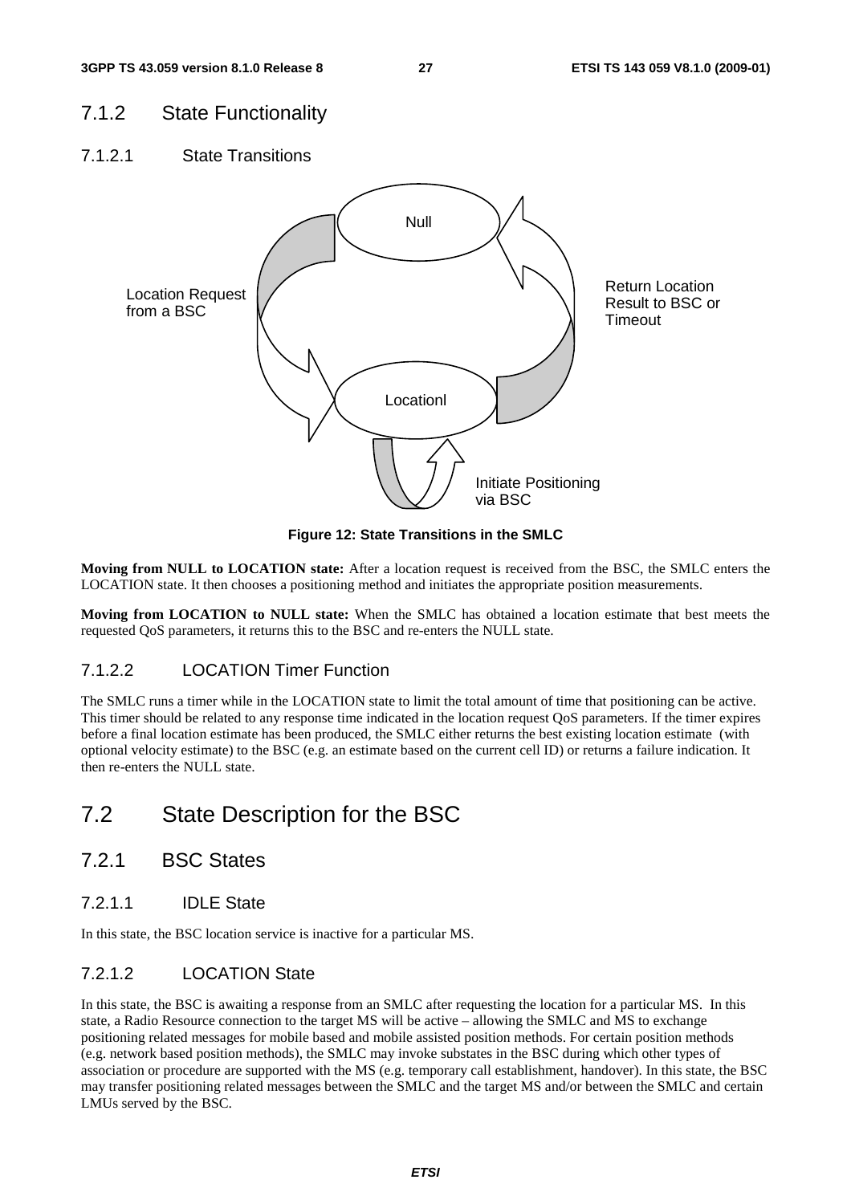## 7.1.2 State Functionality

### 7.1.2.1 State Transitions

Figure 12: State Transitions in the SMLC

**Moving from NULL to LOCATION state:** After a location request is received from the BSC, the SMLC enters the LOCATION state. It then chooses a positioning method and initiates the appropriate position measurements.

**Moving from LOCATION to NULL state:** When the SMLC has obtained a location estimate that best meets the requested QoS parameters, it returns this to the BSC and re-enters the NULL state.

### 7.1.2.2 LOCATION Timer Function

The SMLC runs a timer while in the LOCATION state to limit the total amount of time that positioning can be active. This timer should be related to any response time indicated in the location request QoS parameters. If the timer expires before a final location estimate has been produced, the SMLC either returns the best existing location estimate (with optional velocity estimate) to the BSC (e.g. an estimate based on the current cell ID) or returns a failure indication. It then re-enters the NULL state.

# 7.2 State Description for the BSC

## 7.2.1 BSC States

### 7.2.1.1 IDLE State

In this state, the BSC location service is inactive for a particular MS.

### 7.2.1.2 LOCATION State

In this state, the BSC is awaiting a response from an SMLC after requesting the location for a particular MS. In this state, a Radio Resource connection to the target MS will be active – allowing the SMLC and MS to exchange positioning related messages for mobile based and mobile assisted position methods. For certain position methods (e.g. network based position methods), the SMLC may invoke substates in the BSC during which other types of association or procedure are supported with the MS (e.g. temporary call establishment, handover). In this state, the BSC may transfer positioning related messages between the SMLC and the target MS and/or between the SMLC and certain LMUs served by the BSC.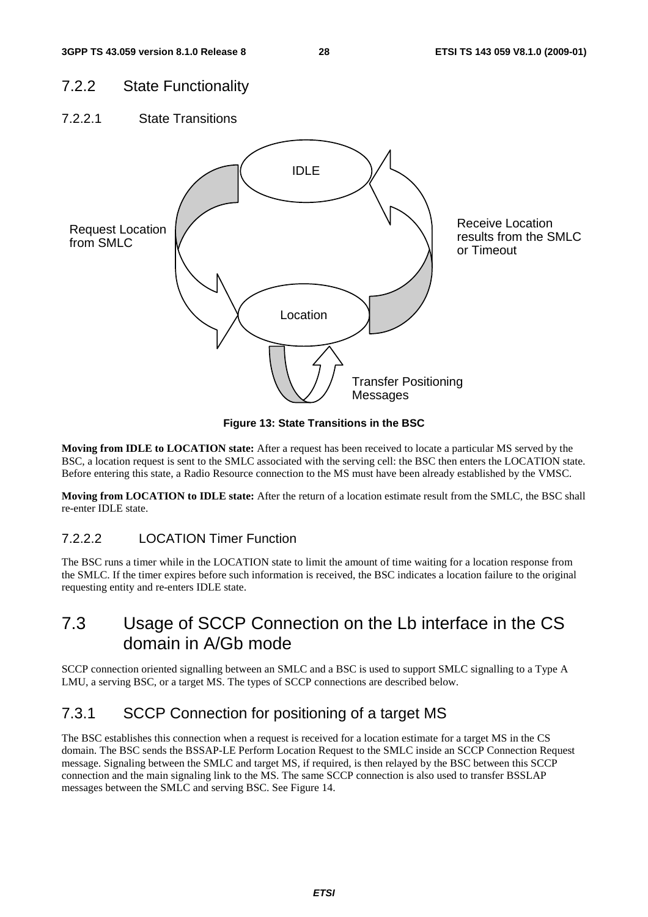### 7.2.2 State Functionality

#### 7.2.2.1 State Transitions

IDLE

Request Location from SMLC

Receive Location results from the SMLC or Timeout

Location

Transfer Positioning Messages

**Figure 13: State Transitions in the BSC**

**Moving from IDLE to LOCATION state:** After a request has been received to locate a particular MS served by the BSC, a location request is sent to the SMLC associated with the serving cell: the BSC then enters the LOCATION state. Before entering this state, a Radio Resource connection to the MS must have been already established by the VMSC.

**Moving from LOCATION to IDLE state:** After the return of a location estimate result from the SMLC, the BSC shall re-enter IDLE state.

#### 7.2.2.2 LOCATION Timer Function

The BSC runs a timer while in the LOCATION state to limit the amount of time waiting for a location response from the SMLC. If the timer expires before such information is received, the BSC indicates a location failure to the original requesting entity and re-enters IDLE state.

## 7.3 Usage of SCCP Connection on the Lb interface in the CS domain in A/Gb mode

SCCP connection oriented signalling between an SMLC and a BSC is used to support SMLC signalling to a Type A LMU, a serving BSC, or a target MS. The types of SCCP connections are described below.

### 7.3.1 SCCP Connection for positioning of a target MS

The BSC establishes this connection when a request is received for a location estimate for a target MS in the CS domain. The BSC sends the BSSAP-LE Perform Location Request to the SMLC inside an SCCP Connection Request message. Signaling between the SMLC and target MS, if required, is then relayed by the BSC between this SCCP connection and the main signaling link to the MS. The same SCCP connection is also used to transfer BSSLAP messages between the SMLC and serving BSC. See Figure 14.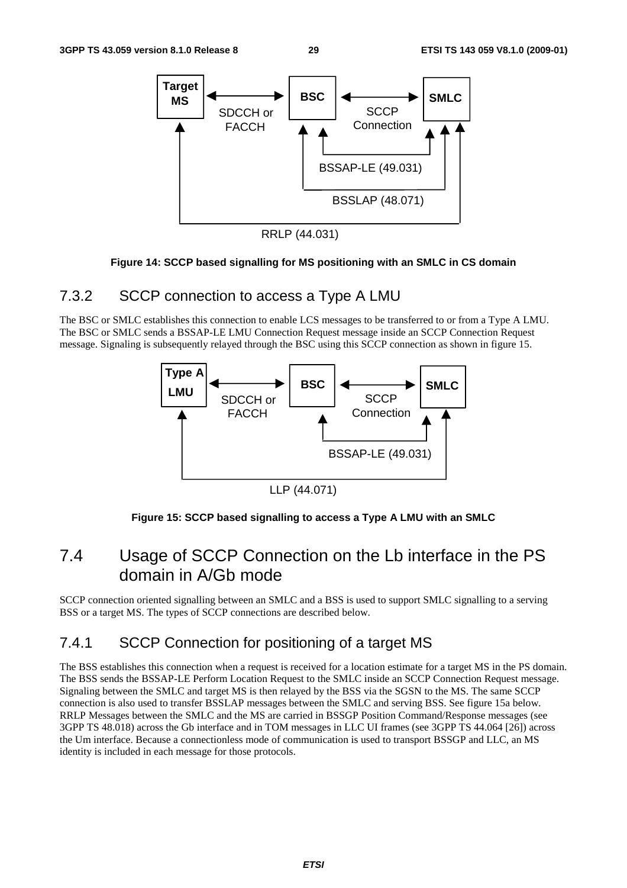Figure 14: SCCP based signalling for MS positioning with an SMLC in CS domain

### 7.3.2 SCCP connection to access a Type A LMU

The BSC or SMLC establishes this connection to enable LCS messages to be transferred to or from a Type A LMU. The BSC or SMLC sends a BSSAP-LE LMU Connection Request message inside an SCCP Connection Request message. Signaling is subsequently relayed through the BSC using this SCCP connection as shown in figure 15.

Figure 15: SCCP based signalling to access a Type A LMU with an SMLC

## 7.4 Usage of SCCP Connection on the Lb interface in the PS domain in A/Gb mode

SCCP connection oriented signalling between an SMLC and a BSS is used to support SMLC signalling to a serving BSS or a target MS. The types of SCCP connections are described below.

### 7.4.1 SCCP Connection for positioning of a target MS

The BSS establishes this connection when a request is received for a location estimate for a target MS in the PS domain. The BSS sends the BSSAP-LE Perform Location Request to the SMLC inside an SCCP Connection Request message. Signaling between the SMLC and target MS is then relayed by the BSS via the SGSN to the MS. The same SCCP connection is also used to transfer BSSLAP messages between the SMLC and serving BSS. See figure 15a below. RRLP Messages between the SMLC and the MS are carried in BSSGP Position Command/Response messages (see 3GPP TS 48.018) across the Gb interface and in TOM messages in LLC UI frames (see 3GPP TS 44.064 [26]) across the Um interface. Because a connectionless mode of communication is used to transport BSSGP and LLC, an MS identity is included in each message for those protocols.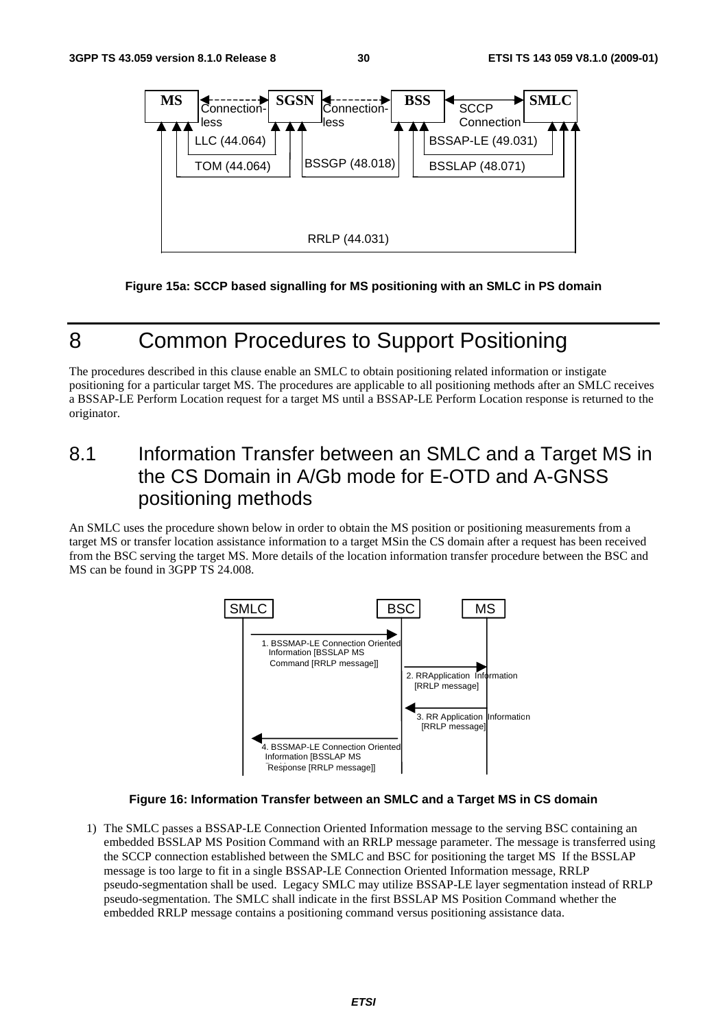Figure 15a: SCCP based signalling for MS positioning with an SMLC in PS domain

# 8 Common Procedures to Support Positioning

The procedures described in this clause enable an SMLC to obtain positioning related information or instigate positioning for a particular target MS. The procedures are applicable to all positioning methods after an SMLC receives a BSSAP-LE Perform Location request for a target MS until a BSSAP-LE Perform Location response is returned to the originator.

## 8.1 Information Transfer between an SMLC and a Target MS in the CS Domain in A/Gb mode for E-OTD and A-GNSS positioning methods

An SMLC uses the procedure shown below in order to obtain the MS position or positioning measurements from a target MS or transfer location assistance information to a target MSin the CS domain after a request has been received from the BSC serving the target MS. More details of the location information transfer procedure between the BSC and MS can be found in 3GPP TS 24.008.

Figure 16: Information Transfer between an SMLC and a Target MS in CS domain

1) The SMLC passes a BSSAP-LE Connection Oriented Information message to the serving BSC containing an embedded BSSLAP MS Position Command with an RRLP message parameter. The message is transferred using the SCCP connection established between the SMLC and BSC for positioning the target MS If the BSSLAP message is too large to fit in a single BSSAP-LE Connection Oriented Information message, RRLP pseudo-segmentation shall be used. Legacy SMLC may utilize BSSAP-LE layer segmentation instead of RRLP pseudo-segmentation. The SMLC shall indicate in the first BSSLAP MS Position Command whether the embedded RRLP message contains a positioning command versus positioning assistance data.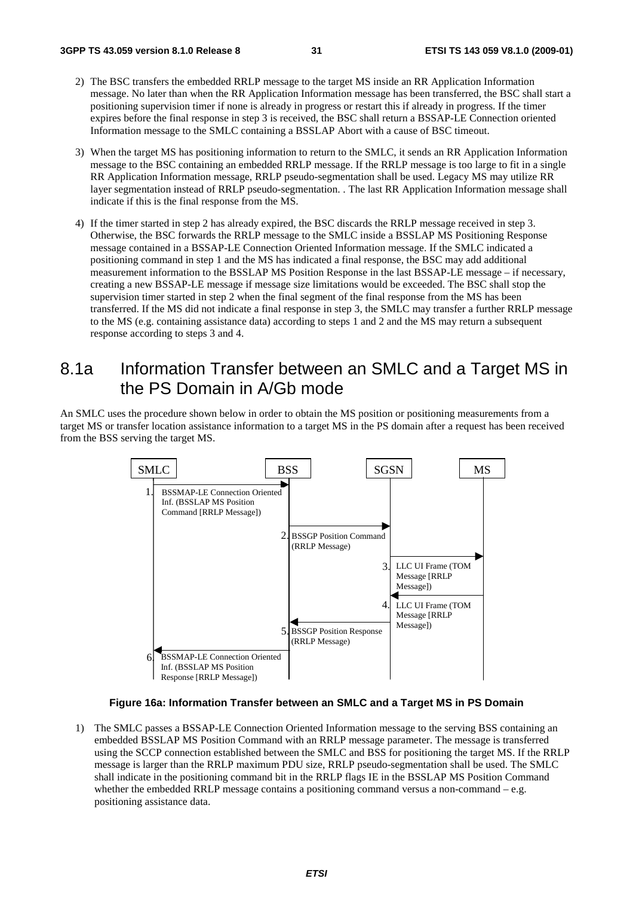2) The BSC transfers the embedded RRLP message to the target MS inside an RR Application Information message. No later than when the RR Application Information message has been transferred, the BSC shall start a positioning supervision timer if none is already in progress or restart this if already in progress. If the timer expires before the final response in step 3 is received, the BSC shall return a BSSAP-LE Connection oriented Information message to the SMLC containing a BSSLAP Abort with a cause of BSC timeout.

3) When the target MS has positioning information to return to the SMLC, it sends an RR Application Information message to the BSC containing an embedded RRLP message. If the RRLP message is too large to fit in a single RR Application Information message, RRLP pseudo-segmentation shall be used. Legacy MS may utilize RR layer segmentation instead of RRLP pseudo-segmentation. . The last RR Application Information message shall indicate if this is the final response from the MS.

4) If the timer started in step 2 has already expired, the BSC discards the RRLP message received in step 3. Otherwise, the BSC forwards the RRLP message to the SMLC inside a BSSLAP MS Positioning Response message contained in a BSSAP-LE Connection Oriented Information message. If the SMLC indicated a positioning command in step 1 and the MS has indicated a final response, the BSC may add additional measurement information to the BSSLAP MS Position Response in the last BSSAP-LE message – if necessary, creating a new BSSAP-LE message if message size limitations would be exceeded. The BSC shall stop the supervision timer started in step 2 when the final segment of the final response from the MS has been transferred. If the MS did not indicate a final response in step 3, the SMLC may transfer a further RRLP message to the MS (e.g. containing assistance data) according to steps 1 and 2 and the MS may return a subsequent response according to steps 3 and 4.

# 8.1a Information Transfer between an SMLC and a Target MS in the PS Domain in A/Gb mode

An SMLC uses the procedure shown below in order to obtain the MS position or positioning measurements from a target MS or transfer location assistance information to a target MS in the PS domain after a request has been received from the BSS serving the target MS.

SMLC | BSS | SGSN | MS

1. BSSMAP-LE Connection Oriented Inf. (BSSLAP MS Position Command [RRLP Message])
2. BSSGP Position Command (RRLP Message)
3. LLC UI Frame (TOM Message [RRLP Message])
4. LLC UI Frame (TOM Message [RRLP Message])
5. BSSGP Position Response (RRLP Message)
6. BSSMAP-LE Connection Oriented Inf. (BSSLAP MS Position Response [RRLP Message])

**Figure 16a: Information Transfer between an SMLC and a Target MS in PS Domain**

1) The SMLC passes a BSSAP-LE Connection Oriented Information message to the serving BSS containing an embedded BSSLAP MS Position Command with an RRLP message parameter. The message is transferred using the SCCP connection established between the SMLC and BSS for positioning the target MS. If the RRLP message is larger than the RRLP maximum PDU size, RRLP pseudo-segmentation shall be used. The SMLC shall indicate in the positioning command bit in the RRLP flags IE in the BSSLAP MS Position Command whether the embedded RRLP message contains a positioning command versus a non-command – e.g. positioning assistance data.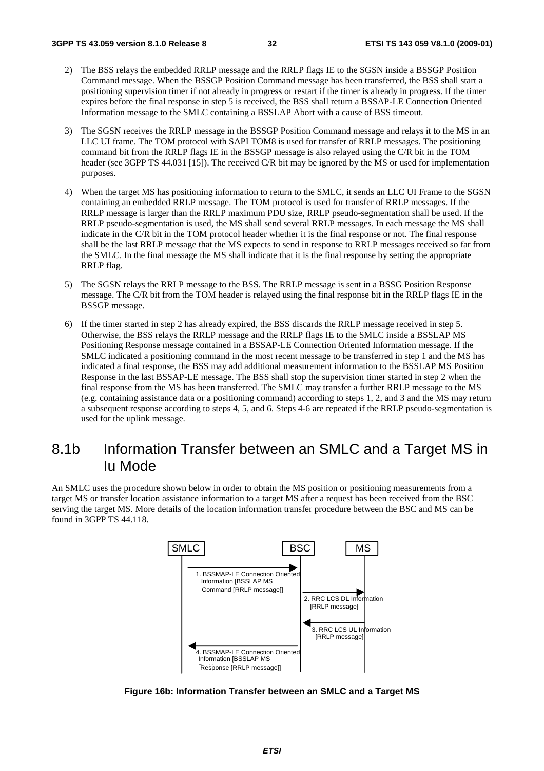2) The BSS relays the embedded RRLP message and the RRLP flags IE to the SGSN inside a BSSGP Position Command message. When the BSSGP Position Command message has been transferred, the BSS shall start a positioning supervision timer if not already in progress or restart if the timer is already in progress. If the timer expires before the final response in step 5 is received, the BSS shall return a BSSAP-LE Connection Oriented Information message to the SMLC containing a BSSLAP Abort with a cause of BSS timeout.

3) The SGSN receives the RRLP message in the BSSGP Position Command message and relays it to the MS in an LLC UI frame. The TOM protocol with SAPI TOM8 is used for transfer of RRLP messages. The positioning command bit from the RRLP flags IE in the BSSGP message is also relayed using the C/R bit in the TOM header (see 3GPP TS 44.031 [15]). The received C/R bit may be ignored by the MS or used for implementation purposes.

4) When the target MS has positioning information to return to the SMLC, it sends an LLC UI Frame to the SGSN containing an embedded RRLP message. The TOM protocol is used for transfer of RRLP messages. If the RRLP message is larger than the RRLP maximum PDU size, RRLP pseudo-segmentation shall be used. If the RRLP pseudo-segmentation is used, the MS shall send several RRLP messages. In each message the MS shall indicate in the C/R bit in the TOM protocol header whether it is the final response or not. The final response shall be the last RRLP message that the MS expects to send in response to RRLP messages received so far from the SMLC. In the final message the MS shall indicate that it is the final response by setting the appropriate RRLP flag.

5) The SGSN relays the RRLP message to the BSS. The RRLP message is sent in a BSSG Position Response message. The C/R bit from the TOM header is relayed using the final response bit in the RRLP flags IE in the BSSGP message.

6) If the timer started in step 2 has already expired, the BSS discards the RRLP message received in step 5. Otherwise, the BSS relays the RRLP message and the RRLP flags IE to the SMLC inside a BSSLAP MS Positioning Response message contained in a BSSAP-LE Connection Oriented Information message. If the SMLC indicated a positioning command in the most recent message to be transferred in step 1 and the MS has indicated a final response, the BSS may add additional measurement information to the BSSLAP MS Position Response in the last BSSAP-LE message. The BSS shall stop the supervision timer started in step 2 when the final response from the MS has been transferred. The SMLC may transfer a further RRLP message to the MS (e.g. containing assistance data or a positioning command) according to steps 1, 2, and 3 and the MS may return a subsequent response according to steps 4, 5, and 6. Steps 4-6 are repeated if the RRLP pseudo-segmentation is used for the uplink message.

## 8.1b Information Transfer between an SMLC and a Target MS in Iu Mode

An SMLC uses the procedure shown below in order to obtain the MS position or positioning measurements from a target MS or transfer location assistance information to a target MS after a request has been received from the BSC serving the target MS. More details of the location information transfer procedure between the BSC and MS can be found in 3GPP TS 44.118.

SMLC | BSC | MS

1. BSSMAP-LE Connection Oriented Information [BSSLAP MS Command [RRLP message]]
2. RRC LCS DL Information [RRLP message]
3. RRC LCS UL Information [RRLP message]
4. BSSMAP-LE Connection Oriented Information [BSSLAP MS Response [RRLP message]]

**Figure 16b: Information Transfer between an SMLC and a Target MS**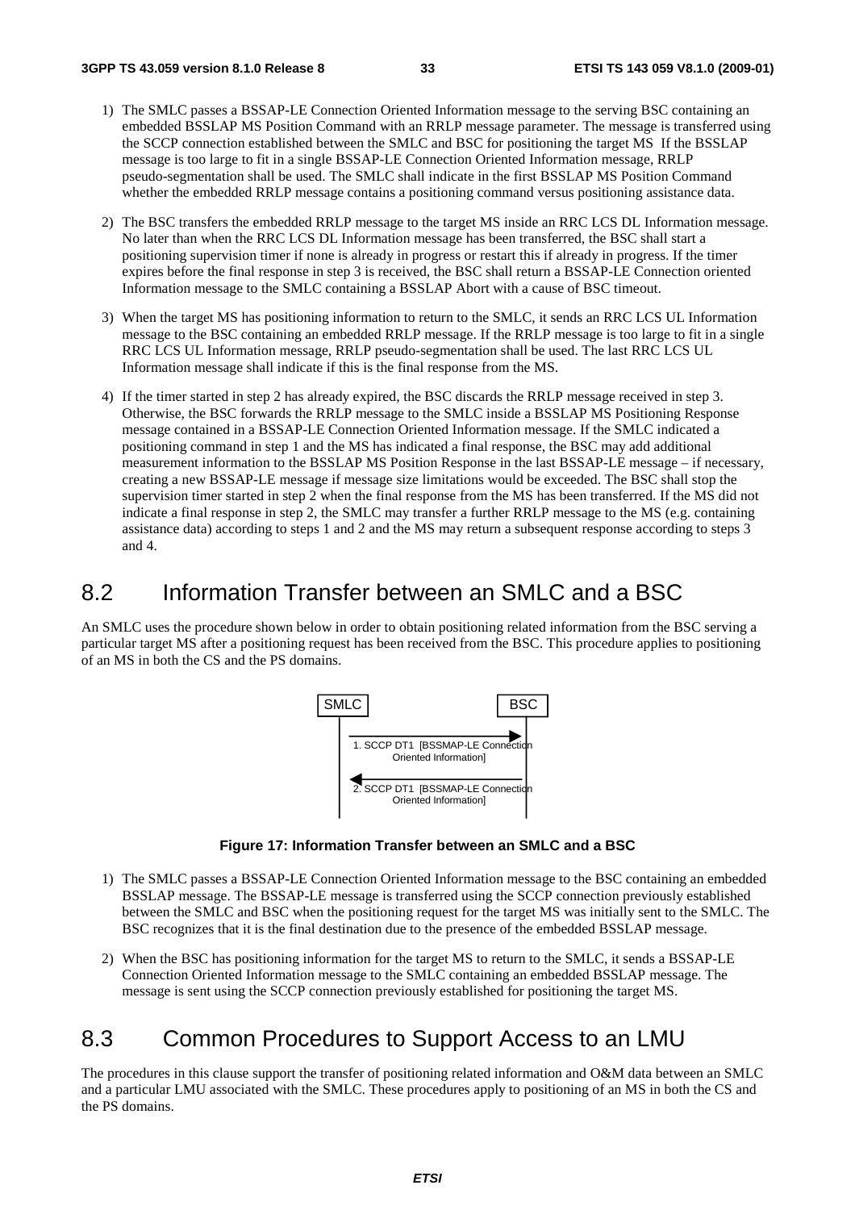1) The SMLC passes a BSSAP-LE Connection Oriented Information message to the serving BSC containing an embedded BSSLAP MS Position Command with an RRLP message parameter. The message is transferred using the SCCP connection established between the SMLC and BSC for positioning the target MS If the BSSLAP message is too large to fit in a single BSSAP-LE Connection Oriented Information message, RRLP pseudo-segmentation shall be used. The SMLC shall indicate in the first BSSLAP MS Position Command whether the embedded RRLP message contains a positioning command versus positioning assistance data.

2) The BSC transfers the embedded RRLP message to the target MS inside an RRC LCS DL Information message. No later than when the RRC LCS DL Information message has been transferred, the BSC shall start a positioning supervision timer if none is already in progress or restart this if already in progress. If the timer expires before the final response in step 3 is received, the BSC shall return a BSSAP-LE Connection oriented Information message to the SMLC containing a BSSLAP Abort with a cause of BSC timeout.

3) When the target MS has positioning information to return to the SMLC, it sends an RRC LCS UL Information message to the BSC containing an embedded RRLP message. If the RRLP message is too large to fit in a single RRC LCS UL Information message, RRLP pseudo-segmentation shall be used. The last RRC LCS UL Information message shall indicate if this is the final response from the MS.

4) If the timer started in step 2 has already expired, the BSC discards the RRLP message received in step 3. Otherwise, the BSC forwards the RRLP message to the SMLC inside a BSSLAP MS Positioning Response message contained in a BSSAP-LE Connection Oriented Information message. If the SMLC indicated a positioning command in step 1 and the MS has indicated a final response, the BSC may add additional measurement information to the BSSLAP MS Position Response in the last BSSAP-LE message – if necessary, creating a new BSSAP-LE message if message size limitations would be exceeded. The BSC shall stop the supervision timer started in step 2 when the final response from the MS has been transferred. If the MS did not indicate a final response in step 2, the SMLC may transfer a further RRLP message to the MS (e.g. containing assistance data) according to steps 1 and 2 and the MS may return a subsequent response according to steps 3 and 4.

## 8.2 Information Transfer between an SMLC and a BSC

An SMLC uses the procedure shown below in order to obtain positioning related information from the BSC serving a particular target MS after a positioning request has been received from the BSC. This procedure applies to positioning of an MS in both the CS and the PS domains.

SMLC | BSC

1. SCCP DT1 [BSSMAP-LE Connection Oriented Information] (SMLC → BSC)

2. SCCP DT1 [BSSMAP-LE Connection Oriented Information] (BSC → SMLC)

**Figure 17: Information Transfer between an SMLC and a BSC**

1) The SMLC passes a BSSAP-LE Connection Oriented Information message to the BSC containing an embedded BSSLAP message. The BSSAP-LE message is transferred using the SCCP connection previously established between the SMLC and BSC when the positioning request for the target MS was initially sent to the SMLC. The BSC recognizes that it is the final destination due to the presence of the embedded BSSLAP message.

2) When the BSC has positioning information for the target MS to return to the SMLC, it sends a BSSAP-LE Connection Oriented Information message to the SMLC containing an embedded BSSLAP message. The message is sent using the SCCP connection previously established for positioning the target MS.

## 8.3 Common Procedures to Support Access to an LMU

The procedures in this clause support the transfer of positioning related information and O&M data between an SMLC and a particular LMU associated with the SMLC. These procedures apply to positioning of an MS in both the CS and the PS domains.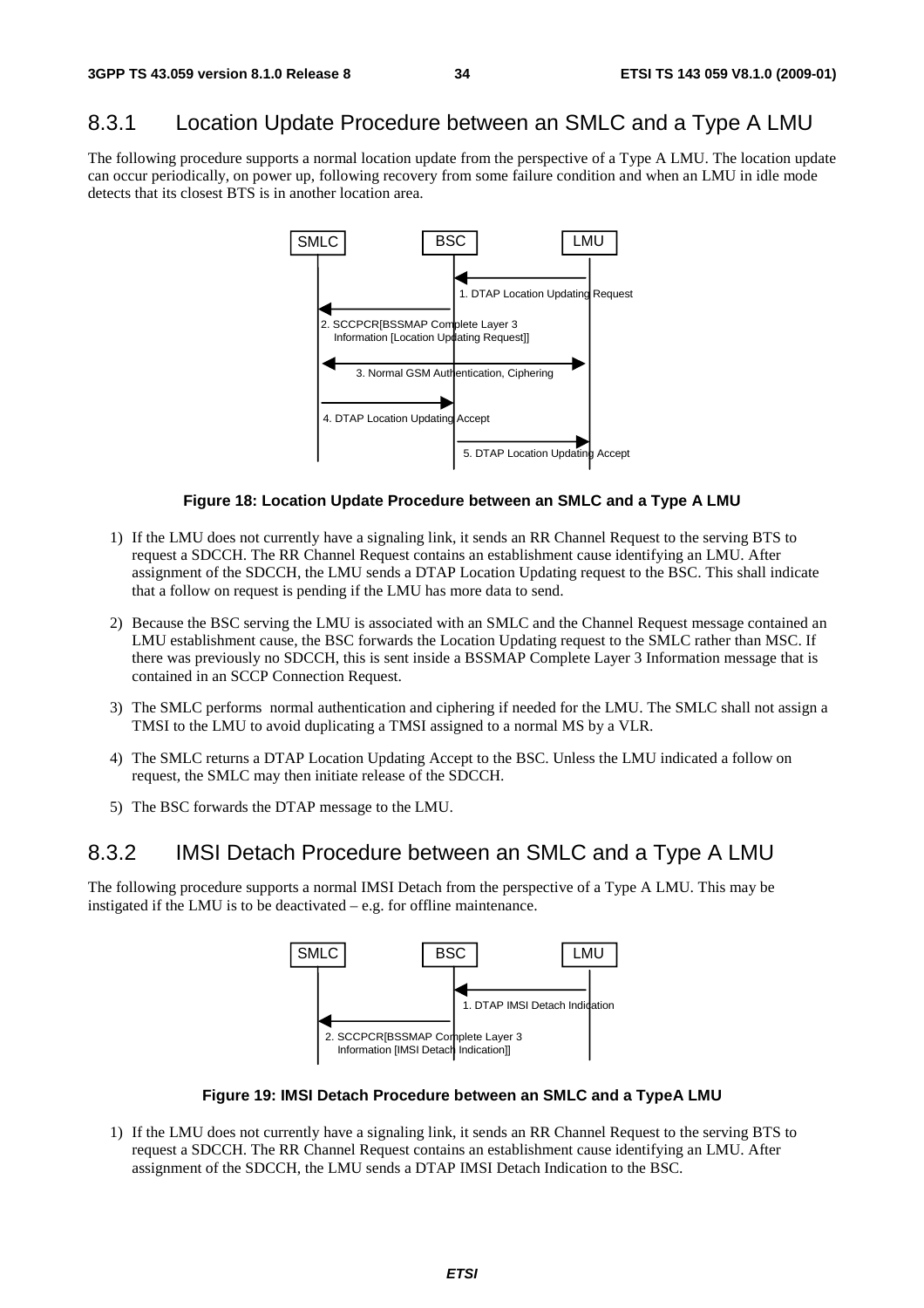## 8.3.1 Location Update Procedure between an SMLC and a Type A LMU

The following procedure supports a normal location update from the perspective of a Type A LMU. The location update can occur periodically, on power up, following recovery from some failure condition and when an LMU in idle mode detects that its closest BTS is in another location area.

**Figure 18: Location Update Procedure between an SMLC and a Type A LMU**

1) If the LMU does not currently have a signaling link, it sends an RR Channel Request to the serving BTS to request a SDCCH. The RR Channel Request contains an establishment cause identifying an LMU. After assignment of the SDCCH, the LMU sends a DTAP Location Updating request to the BSC. This shall indicate that a follow on request is pending if the LMU has more data to send.

2) Because the BSC serving the LMU is associated with an SMLC and the Channel Request message contained an LMU establishment cause, the BSC forwards the Location Updating request to the SMLC rather than MSC. If there was previously no SDCCH, this is sent inside a BSSMAP Complete Layer 3 Information message that is contained in an SCCP Connection Request.

3) The SMLC performs normal authentication and ciphering if needed for the LMU. The SMLC shall not assign a TMSI to the LMU to avoid duplicating a TMSI assigned to a normal MS by a VLR.

4) The SMLC returns a DTAP Location Updating Accept to the BSC. Unless the LMU indicated a follow on request, the SMLC may then initiate release of the SDCCH.

5) The BSC forwards the DTAP message to the LMU.

## 8.3.2 IMSI Detach Procedure between an SMLC and a Type A LMU

The following procedure supports a normal IMSI Detach from the perspective of a Type A LMU. This may be instigated if the LMU is to be deactivated – e.g. for offline maintenance.

**Figure 19: IMSI Detach Procedure between an SMLC and a TypeA LMU**

1) If the LMU does not currently have a signaling link, it sends an RR Channel Request to the serving BTS to request a SDCCH. The RR Channel Request contains an establishment cause identifying an LMU. After assignment of the SDCCH, the LMU sends a DTAP IMSI Detach Indication to the BSC.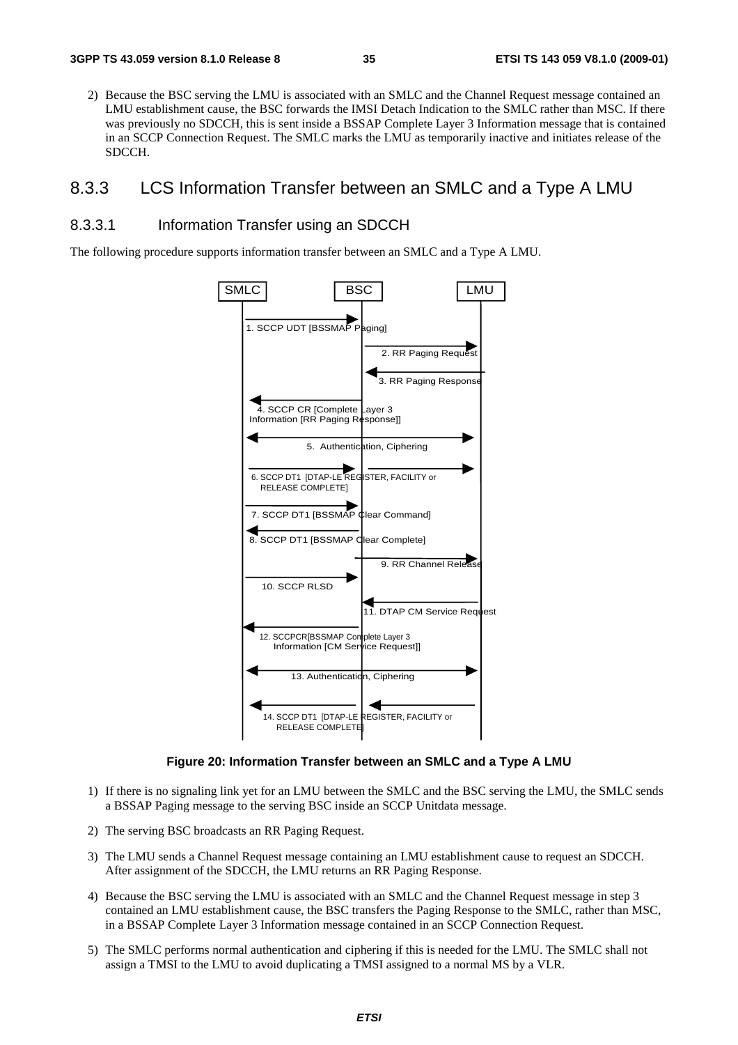2) Because the BSC serving the LMU is associated with an SMLC and the Channel Request message contained an LMU establishment cause, the BSC forwards the IMSI Detach Indication to the SMLC rather than MSC. If there was previously no SDCCH, this is sent inside a BSSAP Complete Layer 3 Information message that is contained in an SCCP Connection Request. The SMLC marks the LMU as temporarily inactive and initiates release of the SDCCH.

## 8.3.3 LCS Information Transfer between an SMLC and a Type A LMU

### 8.3.3.1 Information Transfer using an SDCCH

The following procedure supports information transfer between an SMLC and a Type A LMU.

**Figure 20: Information Transfer between an SMLC and a Type A LMU**

1) If there is no signaling link yet for an LMU between the SMLC and the BSC serving the LMU, the SMLC sends a BSSAP Paging message to the serving BSC inside an SCCP Unitdata message.

2) The serving BSC broadcasts an RR Paging Request.

3) The LMU sends a Channel Request message containing an LMU establishment cause to request an SDCCH. After assignment of the SDCCH, the LMU returns an RR Paging Response.

4) Because the BSC serving the LMU is associated with an SMLC and the Channel Request message in step 3 contained an LMU establishment cause, the BSC transfers the Paging Response to the SMLC, rather than MSC, in a BSSAP Complete Layer 3 Information message contained in an SCCP Connection Request.

5) The SMLC performs normal authentication and ciphering if this is needed for the LMU. The SMLC shall not assign a TMSI to the LMU to avoid duplicating a TMSI assigned to a normal MS by a VLR.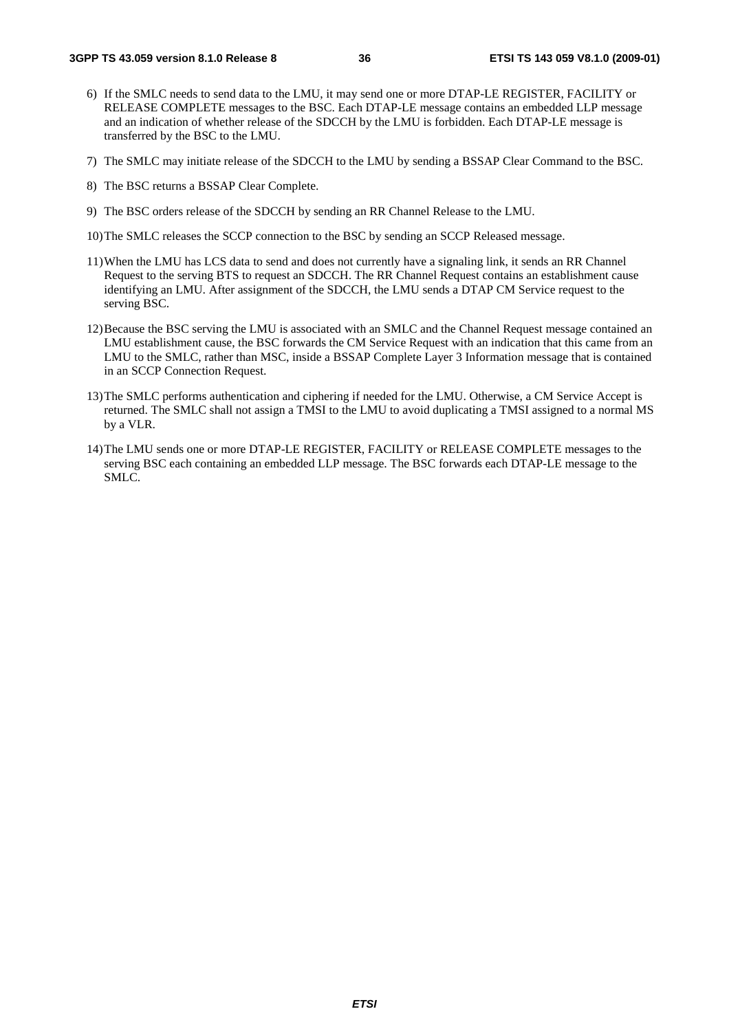6) If the SMLC needs to send data to the LMU, it may send one or more DTAP-LE REGISTER, FACILITY or RELEASE COMPLETE messages to the BSC. Each DTAP-LE message contains an embedded LLP message and an indication of whether release of the SDCCH by the LMU is forbidden. Each DTAP-LE message is transferred by the BSC to the LMU.

7) The SMLC may initiate release of the SDCCH to the LMU by sending a BSSAP Clear Command to the BSC.

8) The BSC returns a BSSAP Clear Complete.

9) The BSC orders release of the SDCCH by sending an RR Channel Release to the LMU.

10) The SMLC releases the SCCP connection to the BSC by sending an SCCP Released message.

11) When the LMU has LCS data to send and does not currently have a signaling link, it sends an RR Channel Request to the serving BTS to request an SDCCH. The RR Channel Request contains an establishment cause identifying an LMU. After assignment of the SDCCH, the LMU sends a DTAP CM Service request to the serving BSC.

12) Because the BSC serving the LMU is associated with an SMLC and the Channel Request message contained an LMU establishment cause, the BSC forwards the CM Service Request with an indication that this came from an LMU to the SMLC, rather than MSC, inside a BSSAP Complete Layer 3 Information message that is contained in an SCCP Connection Request.

13) The SMLC performs authentication and ciphering if needed for the LMU. Otherwise, a CM Service Accept is returned. The SMLC shall not assign a TMSI to the LMU to avoid duplicating a TMSI assigned to a normal MS by a VLR.

14) The LMU sends one or more DTAP-LE REGISTER, FACILITY or RELEASE COMPLETE messages to the serving BSC each containing an embedded LLP message. The BSC forwards each DTAP-LE message to the SMLC.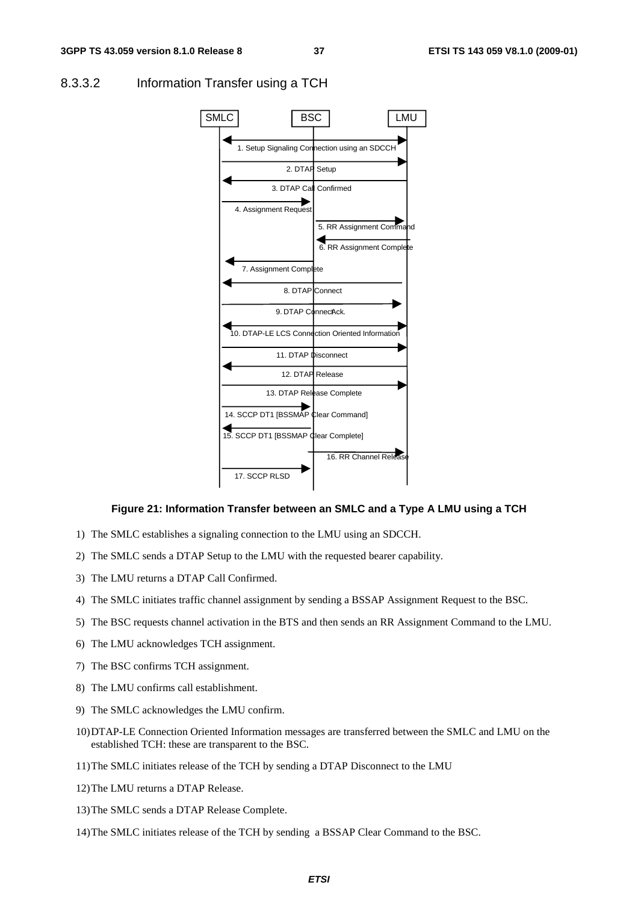### 8.3.3.2 Information Transfer using a TCH

**Figure 21: Information Transfer between an SMLC and a Type A LMU using a TCH**

1) The SMLC establishes a signaling connection to the LMU using an SDCCH.

2) The SMLC sends a DTAP Setup to the LMU with the requested bearer capability.

3) The LMU returns a DTAP Call Confirmed.

4) The SMLC initiates traffic channel assignment by sending a BSSAP Assignment Request to the BSC.

5) The BSC requests channel activation in the BTS and then sends an RR Assignment Command to the LMU.

6) The LMU acknowledges TCH assignment.

7) The BSC confirms TCH assignment.

8) The LMU confirms call establishment.

9) The SMLC acknowledges the LMU confirm.

10) DTAP-LE Connection Oriented Information messages are transferred between the SMLC and LMU on the established TCH: these are transparent to the BSC.

11) The SMLC initiates release of the TCH by sending a DTAP Disconnect to the LMU

12) The LMU returns a DTAP Release.

13) The SMLC sends a DTAP Release Complete.

14) The SMLC initiates release of the TCH by sending a BSSAP Clear Command to the BSC.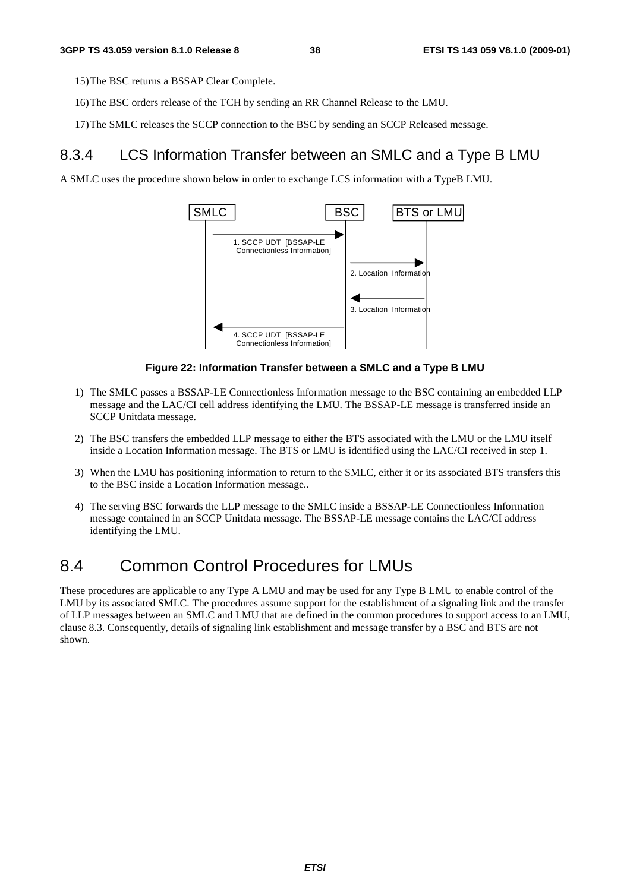15) The BSC returns a BSSAP Clear Complete.

16) The BSC orders release of the TCH by sending an RR Channel Release to the LMU.

17) The SMLC releases the SCCP connection to the BSC by sending an SCCP Released message.

## 8.3.4 LCS Information Transfer between an SMLC and a Type B LMU

A SMLC uses the procedure shown below in order to exchange LCS information with a TypeB LMU.

**Figure 22: Information Transfer between a SMLC and a Type B LMU**

1) The SMLC passes a BSSAP-LE Connectionless Information message to the BSC containing an embedded LLP message and the LAC/CI cell address identifying the LMU. The BSSAP-LE message is transferred inside an SCCP Unitdata message.

2) The BSC transfers the embedded LLP message to either the BTS associated with the LMU or the LMU itself inside a Location Information message. The BTS or LMU is identified using the LAC/CI received in step 1.

3) When the LMU has positioning information to return to the SMLC, either it or its associated BTS transfers this to the BSC inside a Location Information message..

4) The serving BSC forwards the LLP message to the SMLC inside a BSSAP-LE Connectionless Information message contained in an SCCP Unitdata message. The BSSAP-LE message contains the LAC/CI address identifying the LMU.

## 8.4 Common Control Procedures for LMUs

These procedures are applicable to any Type A LMU and may be used for any Type B LMU to enable control of the LMU by its associated SMLC. The procedures assume support for the establishment of a signaling link and the transfer of LLP messages between an SMLC and LMU that are defined in the common procedures to support access to an LMU, clause 8.3. Consequently, details of signaling link establishment and message transfer by a BSC and BTS are not shown.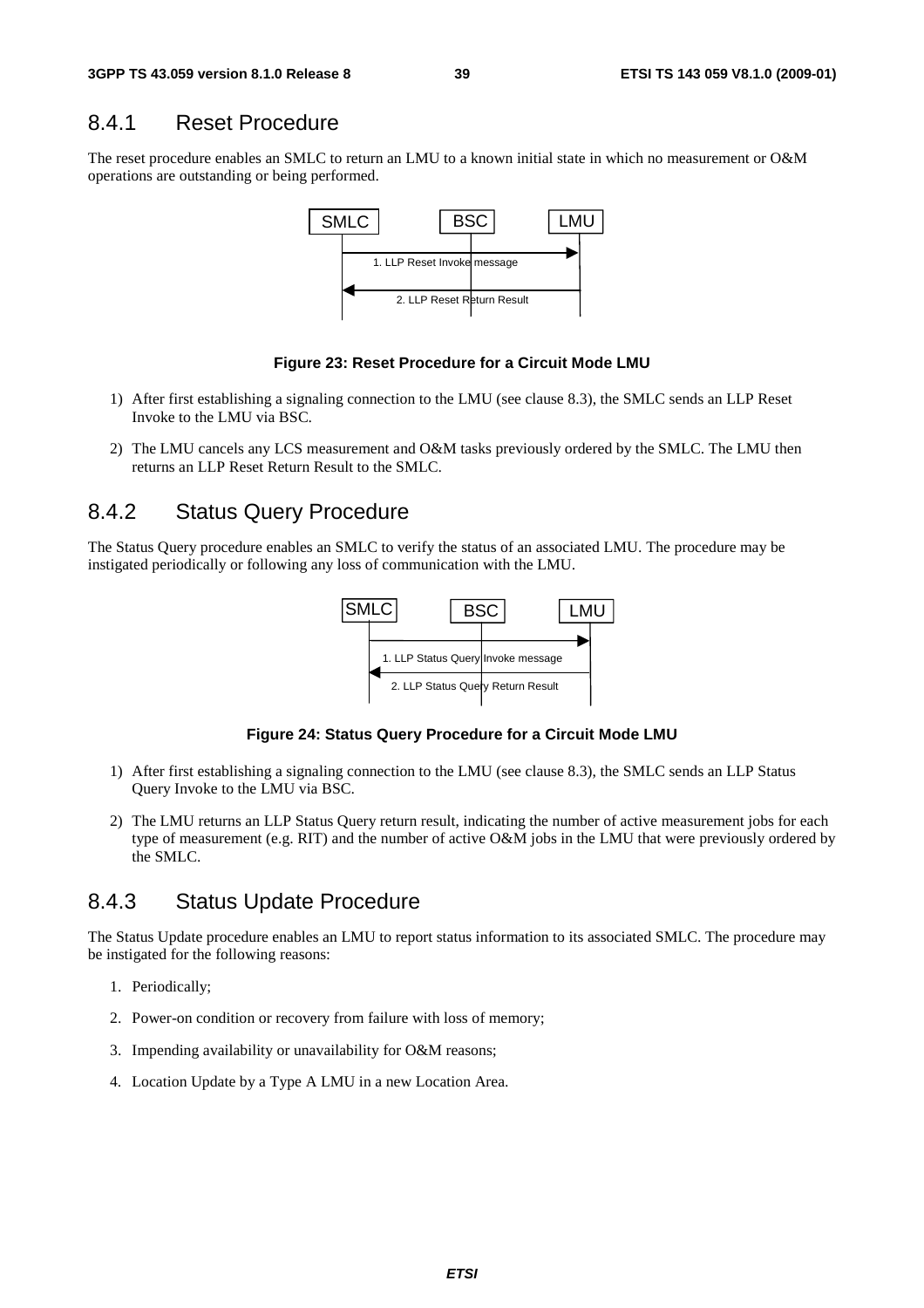## 8.4.1 Reset Procedure

The reset procedure enables an SMLC to return an LMU to a known initial state in which no measurement or O&M operations are outstanding or being performed.

**Figure 23: Reset Procedure for a Circuit Mode LMU**

1) After first establishing a signaling connection to the LMU (see clause 8.3), the SMLC sends an LLP Reset Invoke to the LMU via BSC.

2) The LMU cancels any LCS measurement and O&M tasks previously ordered by the SMLC. The LMU then returns an LLP Reset Return Result to the SMLC.

## 8.4.2 Status Query Procedure

The Status Query procedure enables an SMLC to verify the status of an associated LMU. The procedure may be instigated periodically or following any loss of communication with the LMU.

**Figure 24: Status Query Procedure for a Circuit Mode LMU**

1) After first establishing a signaling connection to the LMU (see clause 8.3), the SMLC sends an LLP Status Query Invoke to the LMU via BSC.

2) The LMU returns an LLP Status Query return result, indicating the number of active measurement jobs for each type of measurement (e.g. RIT) and the number of active O&M jobs in the LMU that were previously ordered by the SMLC.

## 8.4.3 Status Update Procedure

The Status Update procedure enables an LMU to report status information to its associated SMLC. The procedure may be instigated for the following reasons:

1. Periodically;

2. Power-on condition or recovery from failure with loss of memory;

3. Impending availability or unavailability for O&M reasons;

4. Location Update by a Type A LMU in a new Location Area.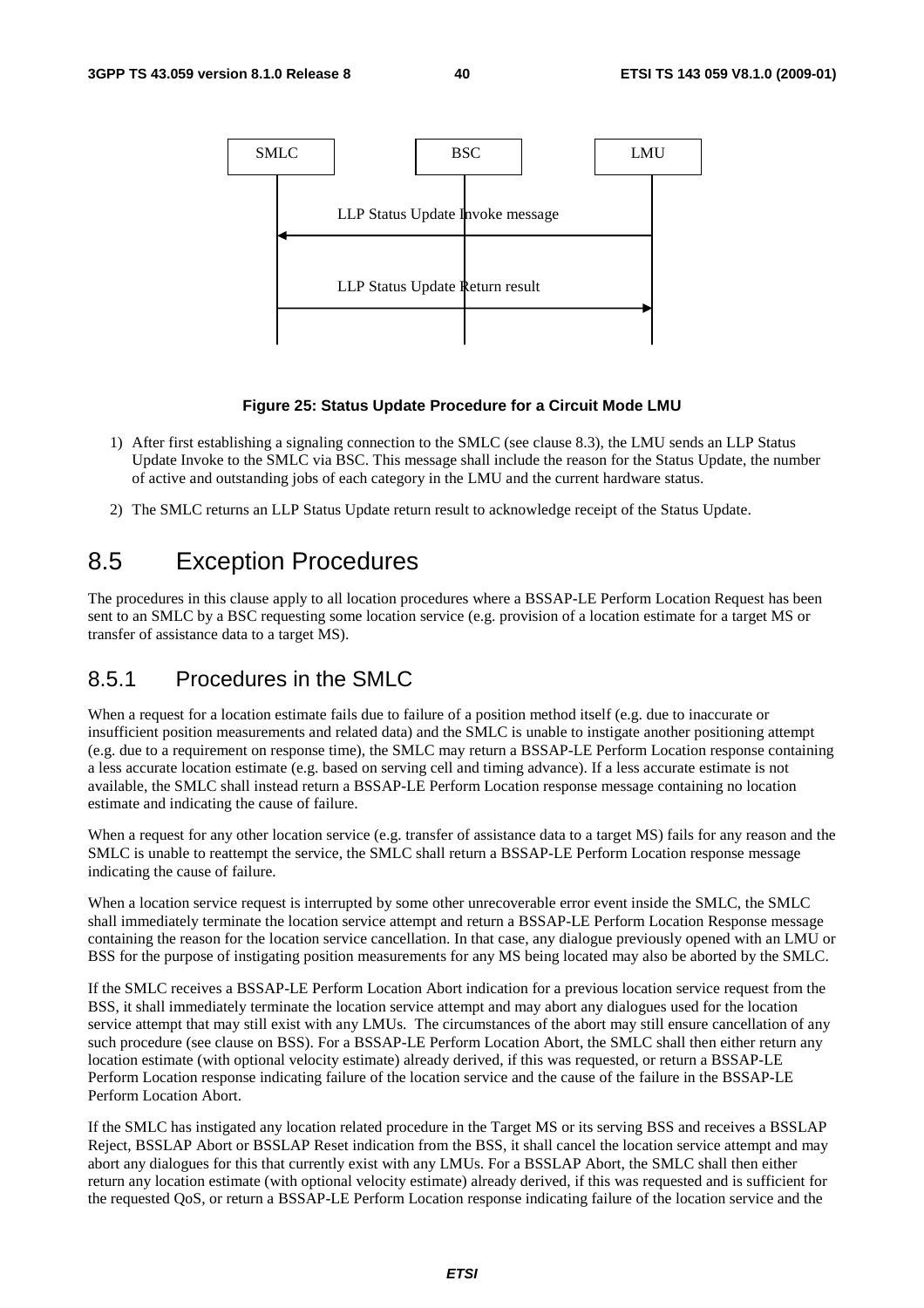SMLC BSC LMU

LLP Status Update Invoke message

LLP Status Update Return result

**Figure 25: Status Update Procedure for a Circuit Mode LMU**

1) After first establishing a signaling connection to the SMLC (see clause 8.3), the LMU sends an LLP Status Update Invoke to the SMLC via BSC. This message shall include the reason for the Status Update, the number of active and outstanding jobs of each category in the LMU and the current hardware status.

2) The SMLC returns an LLP Status Update return result to acknowledge receipt of the Status Update.

# 8.5 Exception Procedures

The procedures in this clause apply to all location procedures where a BSSAP-LE Perform Location Request has been sent to an SMLC by a BSC requesting some location service (e.g. provision of a location estimate for a target MS or transfer of assistance data to a target MS).

## 8.5.1 Procedures in the SMLC

When a request for a location estimate fails due to failure of a position method itself (e.g. due to inaccurate or insufficient position measurements and related data) and the SMLC is unable to instigate another positioning attempt (e.g. due to a requirement on response time), the SMLC may return a BSSAP-LE Perform Location response containing a less accurate location estimate (e.g. based on serving cell and timing advance). If a less accurate estimate is not available, the SMLC shall instead return a BSSAP-LE Perform Location response message containing no location estimate and indicating the cause of failure.

When a request for any other location service (e.g. transfer of assistance data to a target MS) fails for any reason and the SMLC is unable to reattempt the service, the SMLC shall return a BSSAP-LE Perform Location response message indicating the cause of failure.

When a location service request is interrupted by some other unrecoverable error event inside the SMLC, the SMLC shall immediately terminate the location service attempt and return a BSSAP-LE Perform Location Response message containing the reason for the location service cancellation. In that case, any dialogue previously opened with an LMU or BSS for the purpose of instigating position measurements for any MS being located may also be aborted by the SMLC.

If the SMLC receives a BSSAP-LE Perform Location Abort indication for a previous location service request from the BSS, it shall immediately terminate the location service attempt and may abort any dialogues used for the location service attempt that may still exist with any LMUs. The circumstances of the abort may still ensure cancellation of any such procedure (see clause on BSS). For a BSSAP-LE Perform Location Abort, the SMLC shall then either return any location estimate (with optional velocity estimate) already derived, if this was requested, or return a BSSAP-LE Perform Location response indicating failure of the location service and the cause of the failure in the BSSAP-LE Perform Location Abort.

If the SMLC has instigated any location related procedure in the Target MS or its serving BSS and receives a BSSLAP Reject, BSSLAP Abort or BSSLAP Reset indication from the BSS, it shall cancel the location service attempt and may abort any dialogues for this that currently exist with any LMUs. For a BSSLAP Abort, the SMLC shall then either return any location estimate (with optional velocity estimate) already derived, if this was requested and is sufficient for the requested QoS, or return a BSSAP-LE Perform Location response indicating failure of the location service and the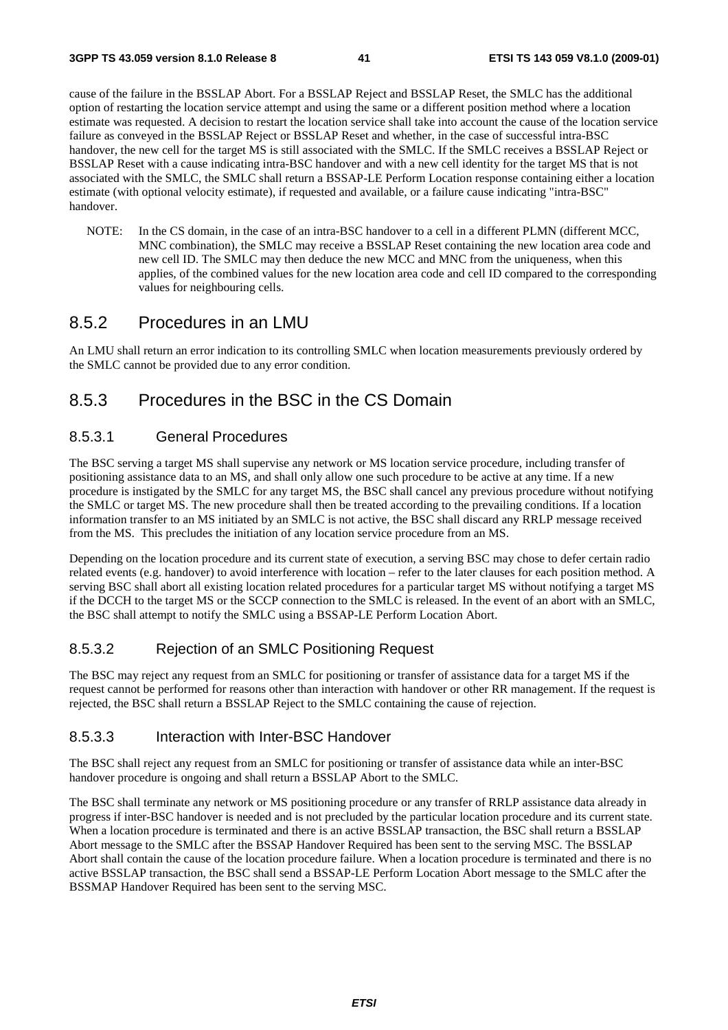cause of the failure in the BSSLAP Abort. For a BSSLAP Reject and BSSLAP Reset, the SMLC has the additional option of restarting the location service attempt and using the same or a different position method where a location estimate was requested. A decision to restart the location service shall take into account the cause of the location service failure as conveyed in the BSSLAP Reject or BSSLAP Reset and whether, in the case of successful intra-BSC handover, the new cell for the target MS is still associated with the SMLC. If the SMLC receives a BSSLAP Reject or BSSLAP Reset with a cause indicating intra-BSC handover and with a new cell identity for the target MS that is not associated with the SMLC, the SMLC shall return a BSSAP-LE Perform Location response containing either a location estimate (with optional velocity estimate), if requested and available, or a failure cause indicating "intra-BSC" handover.

NOTE: In the CS domain, in the case of an intra-BSC handover to a cell in a different PLMN (different MCC, MNC combination), the SMLC may receive a BSSLAP Reset containing the new location area code and new cell ID. The SMLC may then deduce the new MCC and MNC from the uniqueness, when this applies, of the combined values for the new location area code and cell ID compared to the corresponding values for neighbouring cells.

### 8.5.2 Procedures in an LMU

An LMU shall return an error indication to its controlling SMLC when location measurements previously ordered by the SMLC cannot be provided due to any error condition.

### 8.5.3 Procedures in the BSC in the CS Domain

#### 8.5.3.1 General Procedures

The BSC serving a target MS shall supervise any network or MS location service procedure, including transfer of positioning assistance data to an MS, and shall only allow one such procedure to be active at any time. If a new procedure is instigated by the SMLC for any target MS, the BSC shall cancel any previous procedure without notifying the SMLC or target MS. The new procedure shall then be treated according to the prevailing conditions. If a location information transfer to an MS initiated by an SMLC is not active, the BSC shall discard any RRLP message received from the MS. This precludes the initiation of any location service procedure from an MS.

Depending on the location procedure and its current state of execution, a serving BSC may chose to defer certain radio related events (e.g. handover) to avoid interference with location – refer to the later clauses for each position method. A serving BSC shall abort all existing location related procedures for a particular target MS without notifying a target MS if the DCCH to the target MS or the SCCP connection to the SMLC is released. In the event of an abort with an SMLC, the BSC shall attempt to notify the SMLC using a BSSAP-LE Perform Location Abort.

#### 8.5.3.2 Rejection of an SMLC Positioning Request

The BSC may reject any request from an SMLC for positioning or transfer of assistance data for a target MS if the request cannot be performed for reasons other than interaction with handover or other RR management. If the request is rejected, the BSC shall return a BSSLAP Reject to the SMLC containing the cause of rejection.

#### 8.5.3.3 Interaction with Inter-BSC Handover

The BSC shall reject any request from an SMLC for positioning or transfer of assistance data while an inter-BSC handover procedure is ongoing and shall return a BSSLAP Abort to the SMLC.

The BSC shall terminate any network or MS positioning procedure or any transfer of RRLP assistance data already in progress if inter-BSC handover is needed and is not precluded by the particular location procedure and its current state. When a location procedure is terminated and there is an active BSSLAP transaction, the BSC shall return a BSSLAP Abort message to the SMLC after the BSSAP Handover Required has been sent to the serving MSC. The BSSLAP Abort shall contain the cause of the location procedure failure. When a location procedure is terminated and there is no active BSSLAP transaction, the BSC shall send a BSSAP-LE Perform Location Abort message to the SMLC after the BSSMAP Handover Required has been sent to the serving MSC.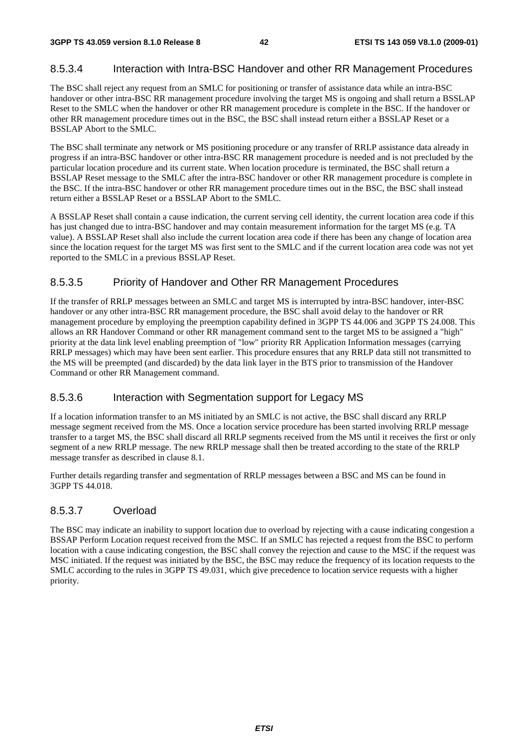#### 8.5.3.4 Interaction with Intra-BSC Handover and other RR Management Procedures

The BSC shall reject any request from an SMLC for positioning or transfer of assistance data while an intra-BSC handover or other intra-BSC RR management procedure involving the target MS is ongoing and shall return a BSSLAP Reset to the SMLC when the handover or other RR management procedure is complete in the BSC. If the handover or other RR management procedure times out in the BSC, the BSC shall instead return either a BSSLAP Reset or a BSSLAP Abort to the SMLC.

The BSC shall terminate any network or MS positioning procedure or any transfer of RRLP assistance data already in progress if an intra-BSC handover or other intra-BSC RR management procedure is needed and is not precluded by the particular location procedure and its current state. When location procedure is terminated, the BSC shall return a BSSLAP Reset message to the SMLC after the intra-BSC handover or other RR management procedure is complete in the BSC. If the intra-BSC handover or other RR management procedure times out in the BSC, the BSC shall instead return either a BSSLAP Reset or a BSSLAP Abort to the SMLC.

A BSSLAP Reset shall contain a cause indication, the current serving cell identity, the current location area code if this has just changed due to intra-BSC handover and may contain measurement information for the target MS (e.g. TA value). A BSSLAP Reset shall also include the current location area code if there has been any change of location area since the location request for the target MS was first sent to the SMLC and if the current location area code was not yet reported to the SMLC in a previous BSSLAP Reset.

#### 8.5.3.5 Priority of Handover and Other RR Management Procedures

If the transfer of RRLP messages between an SMLC and target MS is interrupted by intra-BSC handover, inter-BSC handover or any other intra-BSC RR management procedure, the BSC shall avoid delay to the handover or RR management procedure by employing the preemption capability defined in 3GPP TS 44.006 and 3GPP TS 24.008. This allows an RR Handover Command or other RR management command sent to the target MS to be assigned a "high" priority at the data link level enabling preemption of "low" priority RR Application Information messages (carrying RRLP messages) which may have been sent earlier. This procedure ensures that any RRLP data still not transmitted to the MS will be preempted (and discarded) by the data link layer in the BTS prior to transmission of the Handover Command or other RR Management command.

#### 8.5.3.6 Interaction with Segmentation support for Legacy MS

If a location information transfer to an MS initiated by an SMLC is not active, the BSC shall discard any RRLP message segment received from the MS. Once a location service procedure has been started involving RRLP message transfer to a target MS, the BSC shall discard all RRLP segments received from the MS until it receives the first or only segment of a new RRLP message. The new RRLP message shall then be treated according to the state of the RRLP message transfer as described in clause 8.1.

Further details regarding transfer and segmentation of RRLP messages between a BSC and MS can be found in 3GPP TS 44.018.

#### 8.5.3.7 Overload

The BSC may indicate an inability to support location due to overload by rejecting with a cause indicating congestion a BSSAP Perform Location request received from the MSC. If an SMLC has rejected a request from the BSC to perform location with a cause indicating congestion, the BSC shall convey the rejection and cause to the MSC if the request was MSC initiated. If the request was initiated by the BSC, the BSC may reduce the frequency of its location requests to the SMLC according to the rules in 3GPP TS 49.031, which give precedence to location service requests with a higher priority.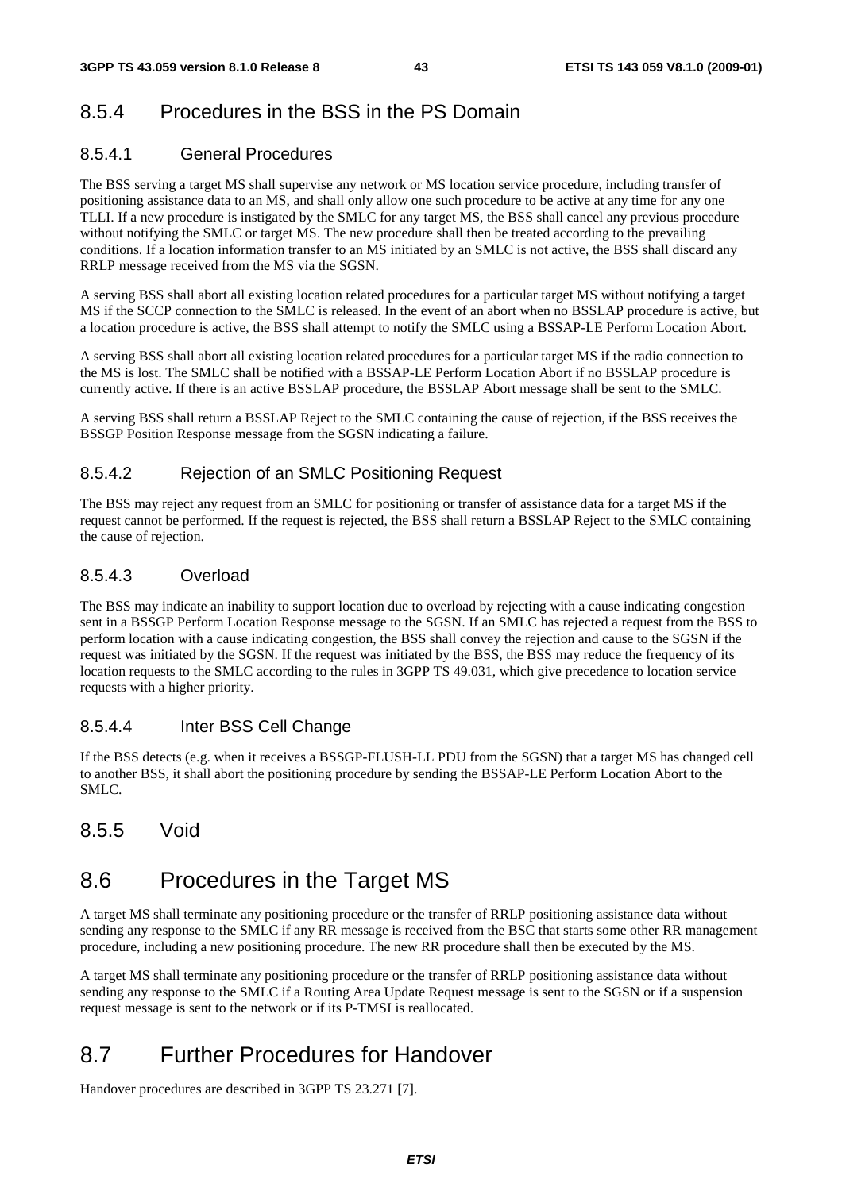### 8.5.4 Procedures in the BSS in the PS Domain

#### 8.5.4.1 General Procedures

The BSS serving a target MS shall supervise any network or MS location service procedure, including transfer of positioning assistance data to an MS, and shall only allow one such procedure to be active at any time for any one TLLI. If a new procedure is instigated by the SMLC for any target MS, the BSS shall cancel any previous procedure without notifying the SMLC or target MS. The new procedure shall then be treated according to the prevailing conditions. If a location information transfer to an MS initiated by an SMLC is not active, the BSS shall discard any RRLP message received from the MS via the SGSN.

A serving BSS shall abort all existing location related procedures for a particular target MS without notifying a target MS if the SCCP connection to the SMLC is released. In the event of an abort when no BSSLAP procedure is active, but a location procedure is active, the BSS shall attempt to notify the SMLC using a BSSAP-LE Perform Location Abort.

A serving BSS shall abort all existing location related procedures for a particular target MS if the radio connection to the MS is lost. The SMLC shall be notified with a BSSAP-LE Perform Location Abort if no BSSLAP procedure is currently active. If there is an active BSSLAP procedure, the BSSLAP Abort message shall be sent to the SMLC.

A serving BSS shall return a BSSLAP Reject to the SMLC containing the cause of rejection, if the BSS receives the BSSGP Position Response message from the SGSN indicating a failure.

#### 8.5.4.2 Rejection of an SMLC Positioning Request

The BSS may reject any request from an SMLC for positioning or transfer of assistance data for a target MS if the request cannot be performed. If the request is rejected, the BSS shall return a BSSLAP Reject to the SMLC containing the cause of rejection.

#### 8.5.4.3 Overload

The BSS may indicate an inability to support location due to overload by rejecting with a cause indicating congestion sent in a BSSGP Perform Location Response message to the SGSN. If an SMLC has rejected a request from the BSS to perform location with a cause indicating congestion, the BSS shall convey the rejection and cause to the SGSN if the request was initiated by the SGSN. If the request was initiated by the BSS, the BSS may reduce the frequency of its location requests to the SMLC according to the rules in 3GPP TS 49.031, which give precedence to location service requests with a higher priority.

#### 8.5.4.4 Inter BSS Cell Change

If the BSS detects (e.g. when it receives a BSSGP-FLUSH-LL PDU from the SGSN) that a target MS has changed cell to another BSS, it shall abort the positioning procedure by sending the BSSAP-LE Perform Location Abort to the SMLC.

### 8.5.5 Void

## 8.6 Procedures in the Target MS

A target MS shall terminate any positioning procedure or the transfer of RRLP positioning assistance data without sending any response to the SMLC if any RR message is received from the BSC that starts some other RR management procedure, including a new positioning procedure. The new RR procedure shall then be executed by the MS.

A target MS shall terminate any positioning procedure or the transfer of RRLP positioning assistance data without sending any response to the SMLC if a Routing Area Update Request message is sent to the SGSN or if a suspension request message is sent to the network or if its P-TMSI is reallocated.

## 8.7 Further Procedures for Handover

Handover procedures are described in 3GPP TS 23.271 [7].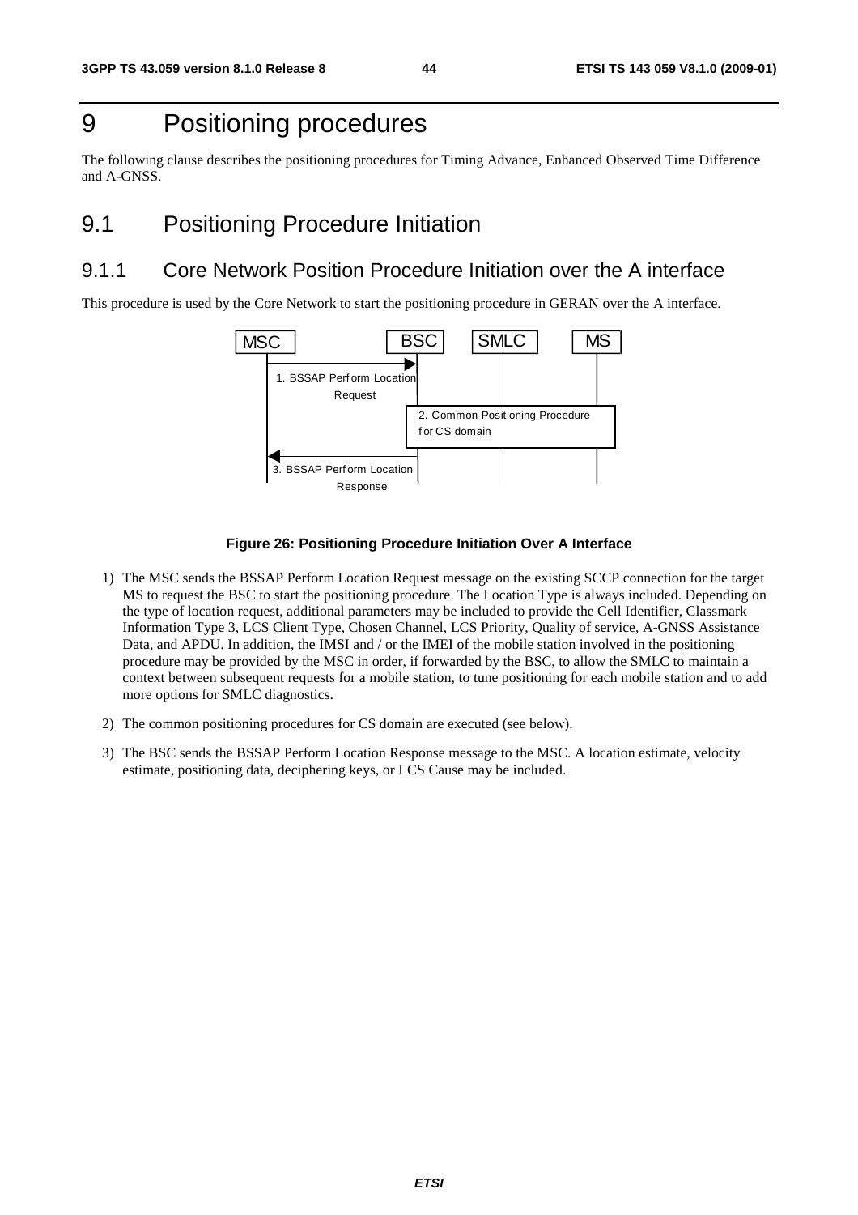# 9 Positioning procedures

The following clause describes the positioning procedures for Timing Advance, Enhanced Observed Time Difference and A-GNSS.

## 9.1 Positioning Procedure Initiation

### 9.1.1 Core Network Position Procedure Initiation over the A interface

This procedure is used by the Core Network to start the positioning procedure in GERAN over the A interface.

**Figure 26: Positioning Procedure Initiation Over A Interface**

1) The MSC sends the BSSAP Perform Location Request message on the existing SCCP connection for the target MS to request the BSC to start the positioning procedure. The Location Type is always included. Depending on the type of location request, additional parameters may be included to provide the Cell Identifier, Classmark Information Type 3, LCS Client Type, Chosen Channel, LCS Priority, Quality of service, A-GNSS Assistance Data, and APDU. In addition, the IMSI and / or the IMEI of the mobile station involved in the positioning procedure may be provided by the MSC in order, if forwarded by the BSC, to allow the SMLC to maintain a context between subsequent requests for a mobile station, to tune positioning for each mobile station and to add more options for SMLC diagnostics.

2) The common positioning procedures for CS domain are executed (see below).

3) The BSC sends the BSSAP Perform Location Response message to the MSC. A location estimate, velocity estimate, positioning data, deciphering keys, or LCS Cause may be included.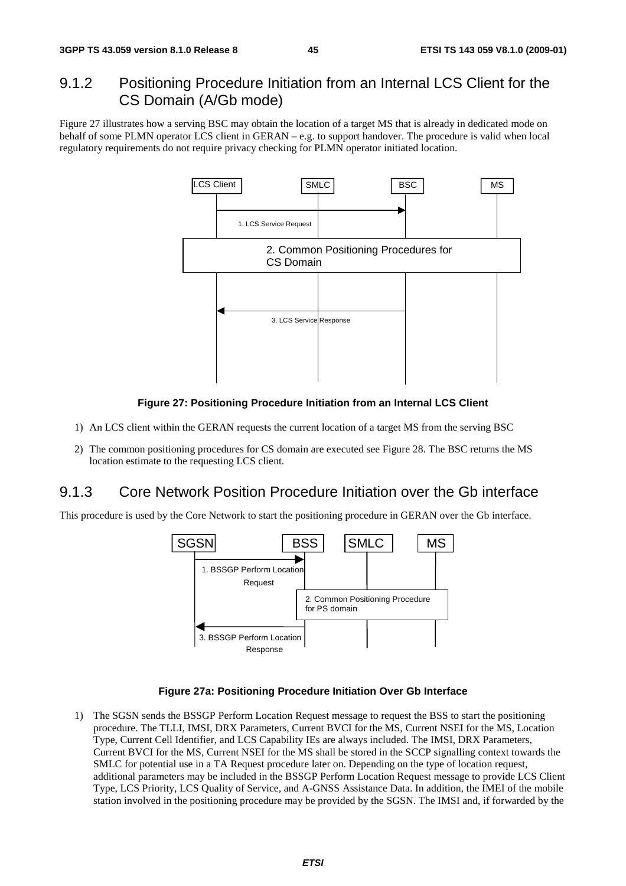### 9.1.2 Positioning Procedure Initiation from an Internal LCS Client for the CS Domain (A/Gb mode)

Figure 27 illustrates how a serving BSC may obtain the location of a target MS that is already in dedicated mode on behalf of some PLMN operator LCS client in GERAN – e.g. to support handover. The procedure is valid when local regulatory requirements do not require privacy checking for PLMN operator initiated location.

**Figure 27: Positioning Procedure Initiation from an Internal LCS Client**

1) An LCS client within the GERAN requests the current location of a target MS from the serving BSC
2) The common positioning procedures for CS domain are executed see Figure 28. The BSC returns the MS location estimate to the requesting LCS client.

### 9.1.3 Core Network Position Procedure Initiation over the Gb interface

This procedure is used by the Core Network to start the positioning procedure in GERAN over the Gb interface.

**Figure 27a: Positioning Procedure Initiation Over Gb Interface**

1) The SGSN sends the BSSGP Perform Location Request message to request the BSS to start the positioning procedure. The TLLI, IMSI, DRX Parameters, Current BVCI for the MS, Current NSEI for the MS, Location Type, Current Cell Identifier, and LCS Capability IEs are always included. The IMSI, DRX Parameters, Current BVCI for the MS, Current NSEI for the MS shall be stored in the SCCP signalling context towards the SMLC for potential use in a TA Request procedure later on. Depending on the type of location request, additional parameters may be included in the BSSGP Perform Location Request message to provide LCS Client Type, LCS Priority, LCS Quality of Service, and A-GNSS Assistance Data. In addition, the IMEI of the mobile station involved in the positioning procedure may be provided by the SGSN. The IMSI and, if forwarded by the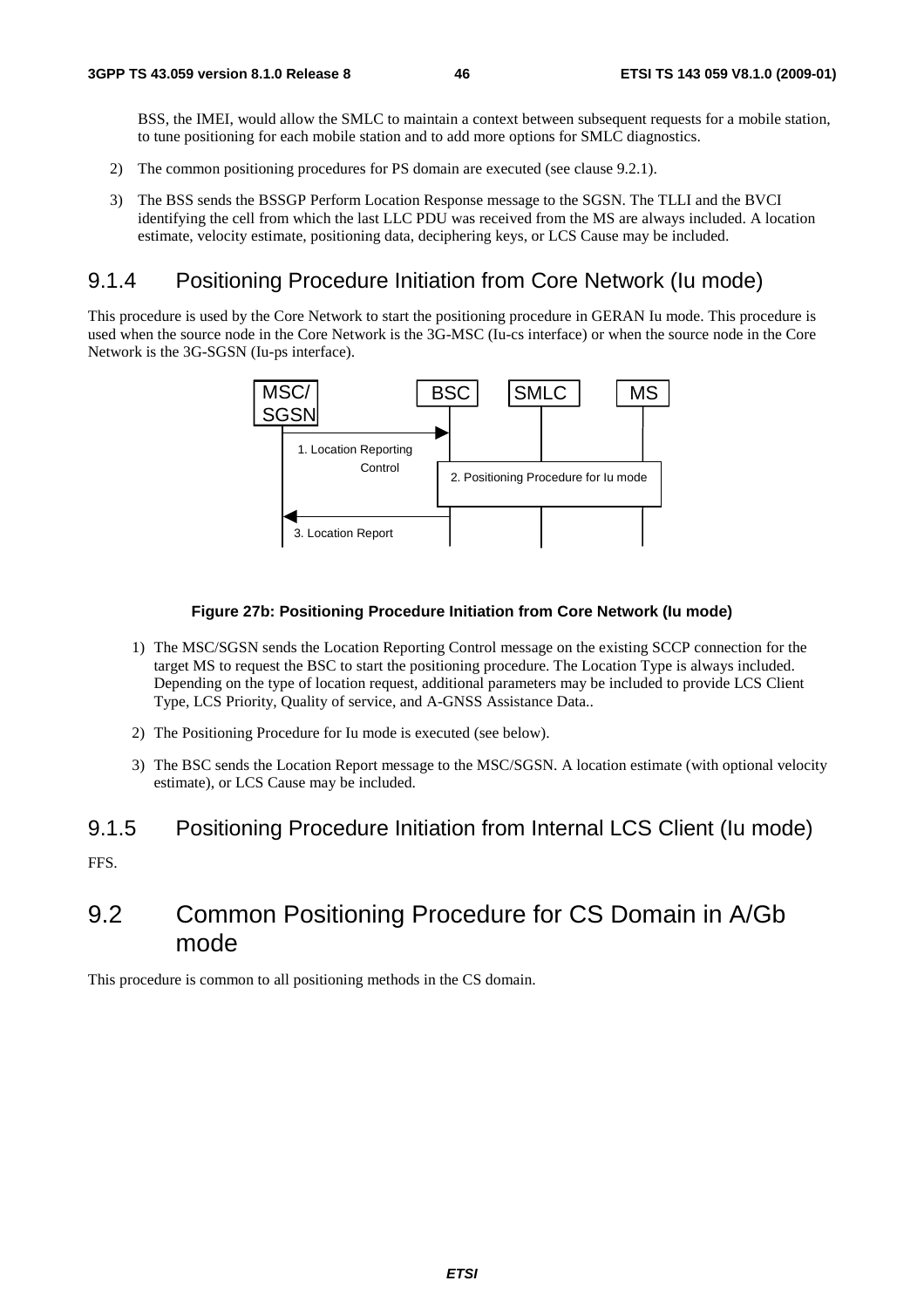BSS, the IMEI, would allow the SMLC to maintain a context between subsequent requests for a mobile station, to tune positioning for each mobile station and to add more options for SMLC diagnostics.

2) The common positioning procedures for PS domain are executed (see clause 9.2.1).

3) The BSS sends the BSSGP Perform Location Response message to the SGSN. The TLLI and the BVCI identifying the cell from which the last LLC PDU was received from the MS are always included. A location estimate, velocity estimate, positioning data, deciphering keys, or LCS Cause may be included.

### 9.1.4 Positioning Procedure Initiation from Core Network (Iu mode)

This procedure is used by the Core Network to start the positioning procedure in GERAN Iu mode. This procedure is used when the source node in the Core Network is the 3G-MSC (Iu-cs interface) or when the source node in the Core Network is the 3G-SGSN (Iu-ps interface).

MSC/SGSN | BSC | SMLC | MS

1. Location Reporting Control

2. Positioning Procedure for Iu mode

3. Location Report

**Figure 27b: Positioning Procedure Initiation from Core Network (Iu mode)**

1) The MSC/SGSN sends the Location Reporting Control message on the existing SCCP connection for the target MS to request the BSC to start the positioning procedure. The Location Type is always included. Depending on the type of location request, additional parameters may be included to provide LCS Client Type, LCS Priority, Quality of service, and A-GNSS Assistance Data..

2) The Positioning Procedure for Iu mode is executed (see below).

3) The BSC sends the Location Report message to the MSC/SGSN. A location estimate (with optional velocity estimate), or LCS Cause may be included.

### 9.1.5 Positioning Procedure Initiation from Internal LCS Client (Iu mode)

FFS.

## 9.2 Common Positioning Procedure for CS Domain in A/Gb mode

This procedure is common to all positioning methods in the CS domain.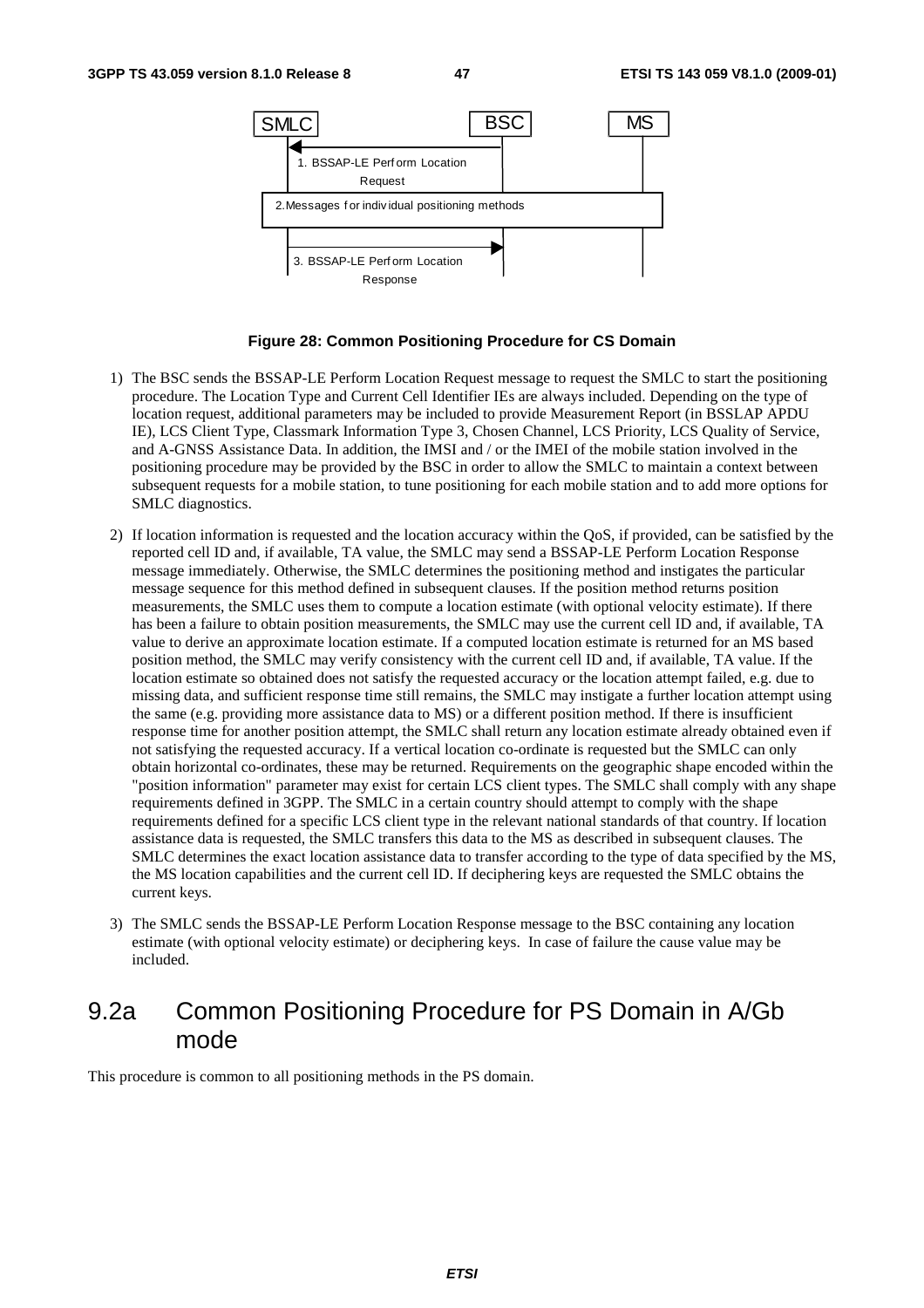**Figure 28: Common Positioning Procedure for CS Domain**

1) The BSC sends the BSSAP-LE Perform Location Request message to request the SMLC to start the positioning procedure. The Location Type and Current Cell Identifier IEs are always included. Depending on the type of location request, additional parameters may be included to provide Measurement Report (in BSSLAP APDU IE), LCS Client Type, Classmark Information Type 3, Chosen Channel, LCS Priority, LCS Quality of Service, and A-GNSS Assistance Data. In addition, the IMSI and / or the IMEI of the mobile station involved in the positioning procedure may be provided by the BSC in order to allow the SMLC to maintain a context between subsequent requests for a mobile station, to tune positioning for each mobile station and to add more options for SMLC diagnostics.

2) If location information is requested and the location accuracy within the QoS, if provided, can be satisfied by the reported cell ID and, if available, TA value, the SMLC may send a BSSAP-LE Perform Location Response message immediately. Otherwise, the SMLC determines the positioning method and instigates the particular message sequence for this method defined in subsequent clauses. If the position method returns position measurements, the SMLC uses them to compute a location estimate (with optional velocity estimate). If there has been a failure to obtain position measurements, the SMLC may use the current cell ID and, if available, TA value to derive an approximate location estimate. If a computed location estimate is returned for an MS based position method, the SMLC may verify consistency with the current cell ID and, if available, TA value. If the location estimate so obtained does not satisfy the requested accuracy or the location attempt failed, e.g. due to missing data, and sufficient response time still remains, the SMLC may instigate a further location attempt using the same (e.g. providing more assistance data to MS) or a different position method. If there is insufficient response time for another position attempt, the SMLC shall return any location estimate already obtained even if not satisfying the requested accuracy. If a vertical location co-ordinate is requested but the SMLC can only obtain horizontal co-ordinates, these may be returned. Requirements on the geographic shape encoded within the "position information" parameter may exist for certain LCS client types. The SMLC shall comply with any shape requirements defined in 3GPP. The SMLC in a certain country should attempt to comply with the shape requirements defined for a specific LCS client type in the relevant national standards of that country. If location assistance data is requested, the SMLC transfers this data to the MS as described in subsequent clauses. The SMLC determines the exact location assistance data to transfer according to the type of data specified by the MS, the MS location capabilities and the current cell ID. If deciphering keys are requested the SMLC obtains the current keys.

3) The SMLC sends the BSSAP-LE Perform Location Response message to the BSC containing any location estimate (with optional velocity estimate) or deciphering keys. In case of failure the cause value may be included.

## 9.2a Common Positioning Procedure for PS Domain in A/Gb mode

This procedure is common to all positioning methods in the PS domain.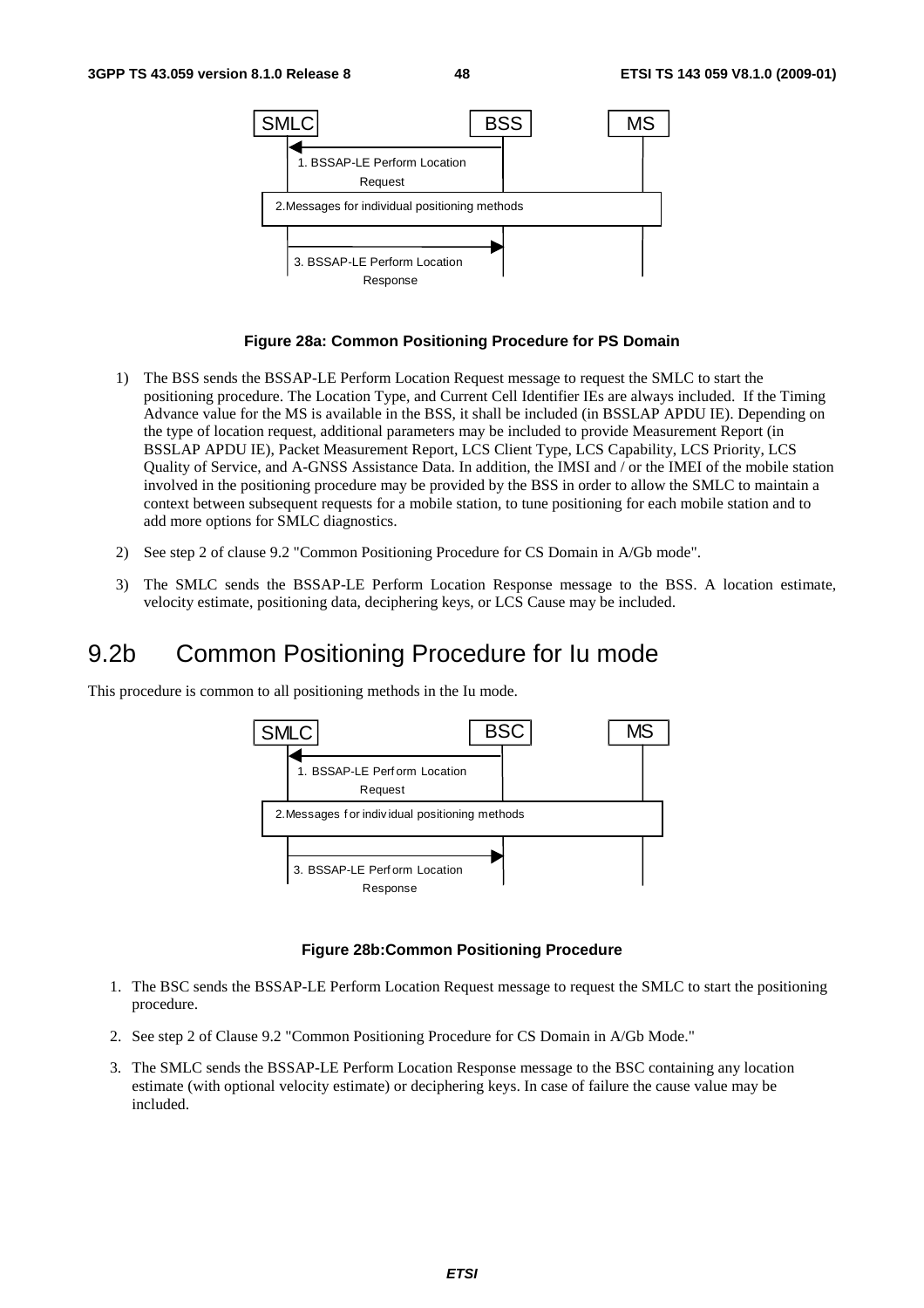Figure 28a: Common Positioning Procedure for PS Domain

1) The BSS sends the BSSAP-LE Perform Location Request message to request the SMLC to start the positioning procedure. The Location Type, and Current Cell Identifier IEs are always included. If the Timing Advance value for the MS is available in the BSS, it shall be included (in BSSLAP APDU IE). Depending on the type of location request, additional parameters may be included to provide Measurement Report (in BSSLAP APDU IE), Packet Measurement Report, LCS Client Type, LCS Capability, LCS Priority, LCS Quality of Service, and A-GNSS Assistance Data. In addition, the IMSI and / or the IMEI of the mobile station involved in the positioning procedure may be provided by the BSS in order to allow the SMLC to maintain a context between subsequent requests for a mobile station, to tune positioning for each mobile station and to add more options for SMLC diagnostics.

2) See step 2 of clause 9.2 "Common Positioning Procedure for CS Domain in A/Gb mode".

3) The SMLC sends the BSSAP-LE Perform Location Response message to the BSS. A location estimate, velocity estimate, positioning data, deciphering keys, or LCS Cause may be included.

## 9.2b Common Positioning Procedure for Iu mode

This procedure is common to all positioning methods in the Iu mode.

Figure 28b:Common Positioning Procedure

1. The BSC sends the BSSAP-LE Perform Location Request message to request the SMLC to start the positioning procedure.

2. See step 2 of Clause 9.2 "Common Positioning Procedure for CS Domain in A/Gb Mode."

3. The SMLC sends the BSSAP-LE Perform Location Response message to the BSC containing any location estimate (with optional velocity estimate) or deciphering keys. In case of failure the cause value may be included.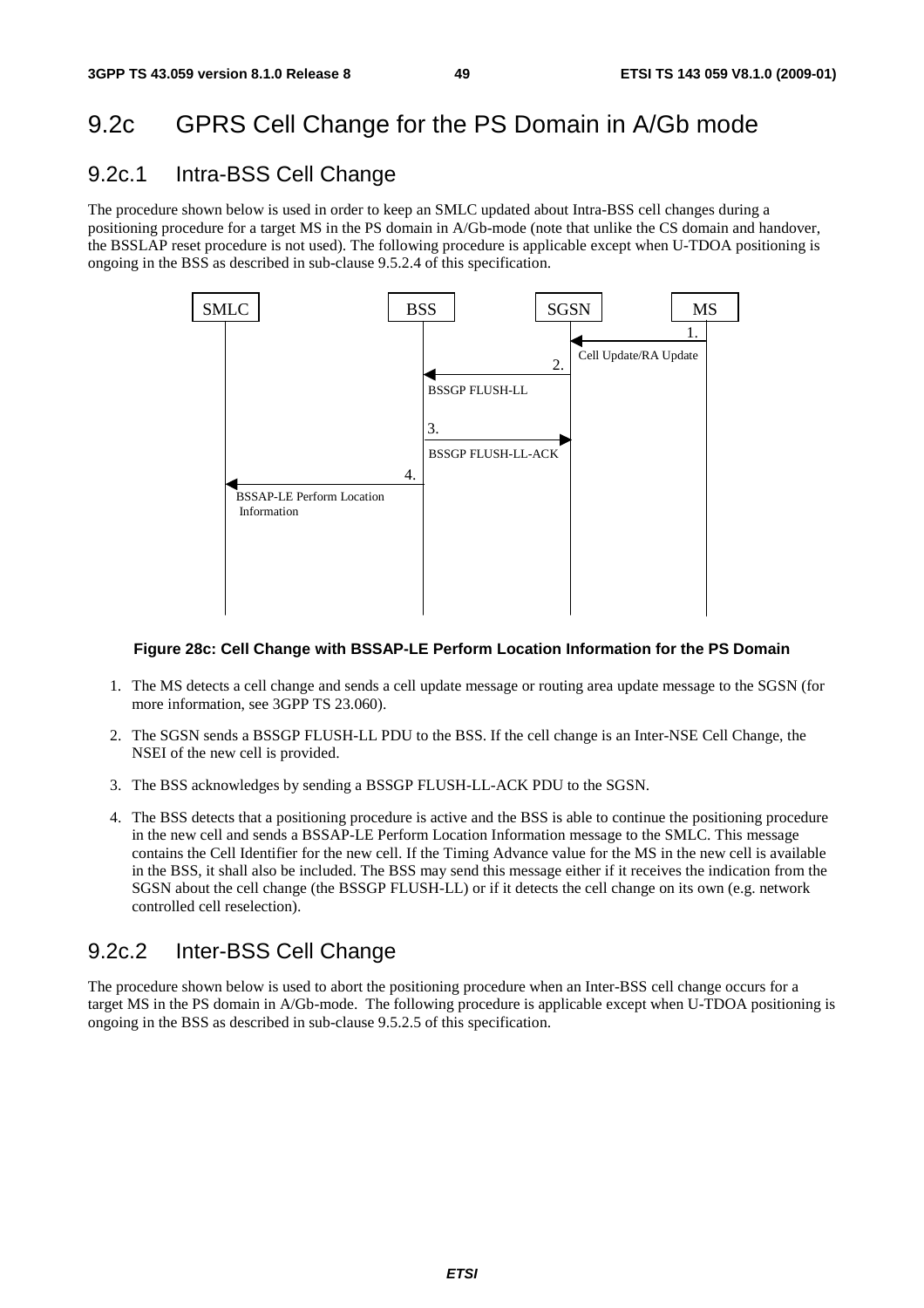## 9.2c GPRS Cell Change for the PS Domain in A/Gb mode

### 9.2c.1 Intra-BSS Cell Change

The procedure shown below is used in order to keep an SMLC updated about Intra-BSS cell changes during a positioning procedure for a target MS in the PS domain in A/Gb-mode (note that unlike the CS domain and handover, the BSSLAP reset procedure is not used). The following procedure is applicable except when U-TDOA positioning is ongoing in the BSS as described in sub-clause 9.5.2.4 of this specification.

**Figure 28c: Cell Change with BSSAP-LE Perform Location Information for the PS Domain**

1. The MS detects a cell change and sends a cell update message or routing area update message to the SGSN (for more information, see 3GPP TS 23.060).
2. The SGSN sends a BSSGP FLUSH-LL PDU to the BSS. If the cell change is an Inter-NSE Cell Change, the NSEI of the new cell is provided.
3. The BSS acknowledges by sending a BSSGP FLUSH-LL-ACK PDU to the SGSN.
4. The BSS detects that a positioning procedure is active and the BSS is able to continue the positioning procedure in the new cell and sends a BSSAP-LE Perform Location Information message to the SMLC. This message contains the Cell Identifier for the new cell. If the Timing Advance value for the MS in the new cell is available in the BSS, it shall also be included. The BSS may send this message either if it receives the indication from the SGSN about the cell change (the BSSGP FLUSH-LL) or if it detects the cell change on its own (e.g. network controlled cell reselection).

### 9.2c.2 Inter-BSS Cell Change

The procedure shown below is used to abort the positioning procedure when an Inter-BSS cell change occurs for a target MS in the PS domain in A/Gb-mode. The following procedure is applicable except when U-TDOA positioning is ongoing in the BSS as described in sub-clause 9.5.2.5 of this specification.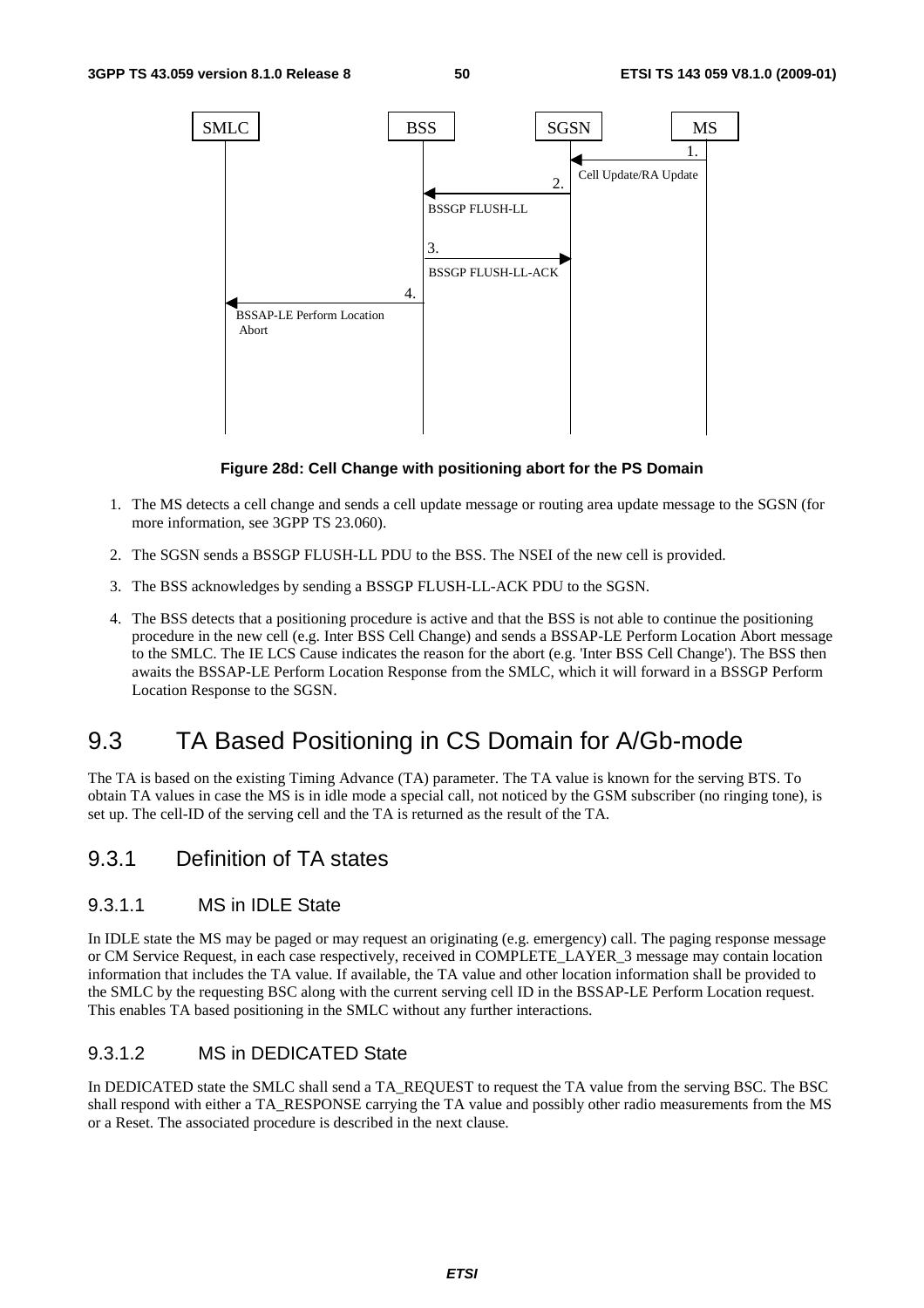**Figure 28d: Cell Change with positioning abort for the PS Domain**

1. The MS detects a cell change and sends a cell update message or routing area update message to the SGSN (for more information, see 3GPP TS 23.060).

2. The SGSN sends a BSSGP FLUSH-LL PDU to the BSS. The NSEI of the new cell is provided.

3. The BSS acknowledges by sending a BSSGP FLUSH-LL-ACK PDU to the SGSN.

4. The BSS detects that a positioning procedure is active and that the BSS is not able to continue the positioning procedure in the new cell (e.g. Inter BSS Cell Change) and sends a BSSAP-LE Perform Location Abort message to the SMLC. The IE LCS Cause indicates the reason for the abort (e.g. 'Inter BSS Cell Change'). The BSS then awaits the BSSAP-LE Perform Location Response from the SMLC, which it will forward in a BSSGP Perform Location Response to the SGSN.

# 9.3 TA Based Positioning in CS Domain for A/Gb-mode

The TA is based on the existing Timing Advance (TA) parameter. The TA value is known for the serving BTS. To obtain TA values in case the MS is in idle mode a special call, not noticed by the GSM subscriber (no ringing tone), is set up. The cell-ID of the serving cell and the TA is returned as the result of the TA.

## 9.3.1 Definition of TA states

### 9.3.1.1 MS in IDLE State

In IDLE state the MS may be paged or may request an originating (e.g. emergency) call. The paging response message or CM Service Request, in each case respectively, received in COMPLETE_LAYER_3 message may contain location information that includes the TA value. If available, the TA value and other location information shall be provided to the SMLC by the requesting BSC along with the current serving cell ID in the BSSAP-LE Perform Location request. This enables TA based positioning in the SMLC without any further interactions.

### 9.3.1.2 MS in DEDICATED State

In DEDICATED state the SMLC shall send a TA_REQUEST to request the TA value from the serving BSC. The BSC shall respond with either a TA_RESPONSE carrying the TA value and possibly other radio measurements from the MS or a Reset. The associated procedure is described in the next clause.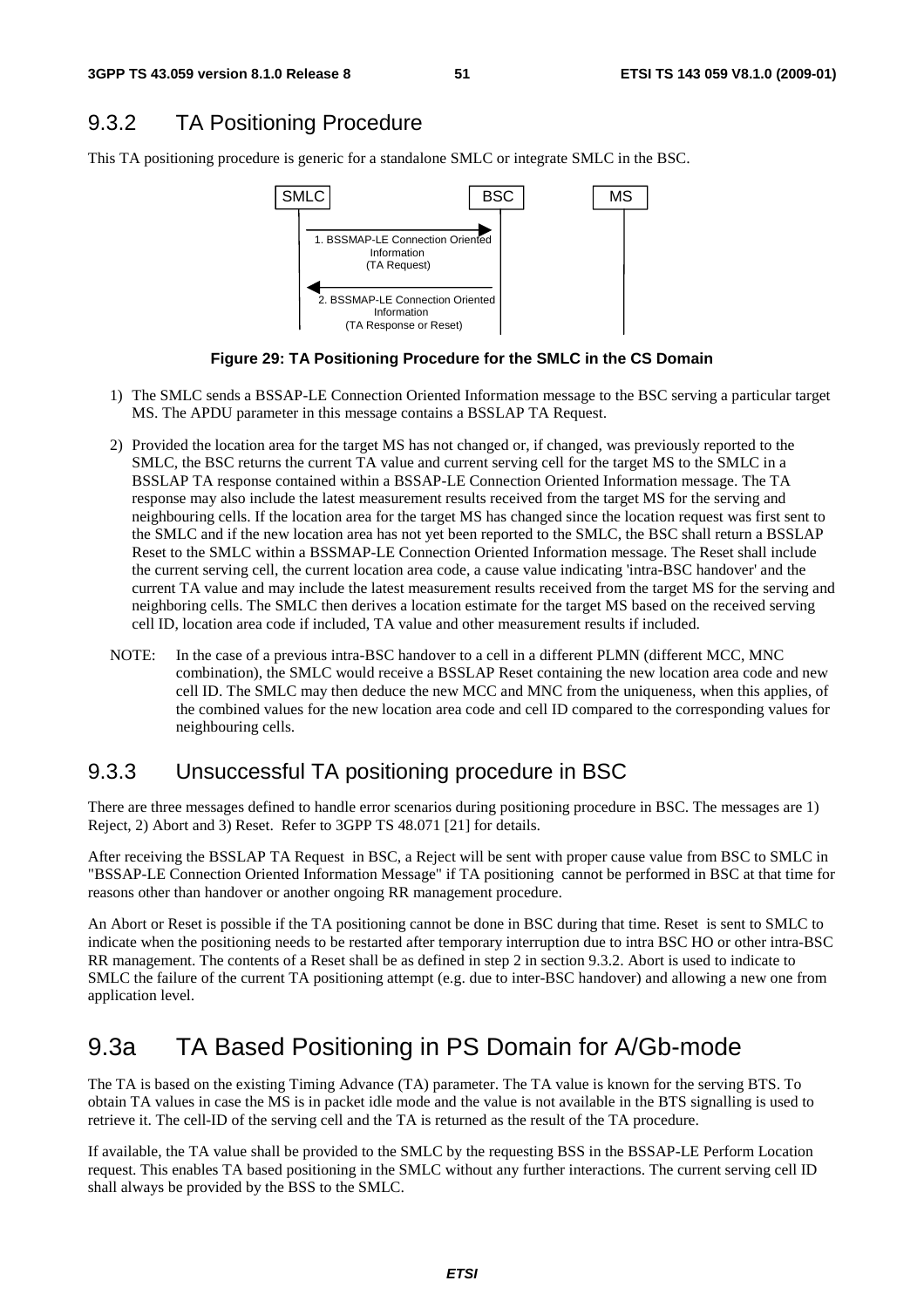## 9.3.2 TA Positioning Procedure

This TA positioning procedure is generic for a standalone SMLC or integrate SMLC in the BSC.

SMLC | BSC | MS

1. BSSMAP-LE Connection Oriented Information (TA Request)

2. BSSMAP-LE Connection Oriented Information (TA Response or Reset)

**Figure 29: TA Positioning Procedure for the SMLC in the CS Domain**

1) The SMLC sends a BSSAP-LE Connection Oriented Information message to the BSC serving a particular target MS. The APDU parameter in this message contains a BSSLAP TA Request.

2) Provided the location area for the target MS has not changed or, if changed, was previously reported to the SMLC, the BSC returns the current TA value and current serving cell for the target MS to the SMLC in a BSSLAP TA response contained within a BSSAP-LE Connection Oriented Information message. The TA response may also include the latest measurement results received from the target MS for the serving and neighbouring cells. If the location area for the target MS has changed since the location request was first sent to the SMLC and if the new location area has not yet been reported to the SMLC, the BSC shall return a BSSLAP Reset to the SMLC within a BSSMAP-LE Connection Oriented Information message. The Reset shall include the current serving cell, the current location area code, a cause value indicating 'intra-BSC handover' and the current TA value and may include the latest measurement results received from the target MS for the serving and neighboring cells. The SMLC then derives a location estimate for the target MS based on the received serving cell ID, location area code if included, TA value and other measurement results if included.

NOTE: In the case of a previous intra-BSC handover to a cell in a different PLMN (different MCC, MNC combination), the SMLC would receive a BSSLAP Reset containing the new location area code and new cell ID. The SMLC may then deduce the new MCC and MNC from the uniqueness, when this applies, of the combined values for the new location area code and cell ID compared to the corresponding values for neighbouring cells.

## 9.3.3 Unsuccessful TA positioning procedure in BSC

There are three messages defined to handle error scenarios during positioning procedure in BSC. The messages are 1) Reject, 2) Abort and 3) Reset. Refer to 3GPP TS 48.071 [21] for details.

After receiving the BSSLAP TA Request in BSC, a Reject will be sent with proper cause value from BSC to SMLC in "BSSAP-LE Connection Oriented Information Message" if TA positioning cannot be performed in BSC at that time for reasons other than handover or another ongoing RR management procedure.

An Abort or Reset is possible if the TA positioning cannot be done in BSC during that time. Reset is sent to SMLC to indicate when the positioning needs to be restarted after temporary interruption due to intra BSC HO or other intra-BSC RR management. The contents of a Reset shall be as defined in step 2 in section 9.3.2. Abort is used to indicate to SMLC the failure of the current TA positioning attempt (e.g. due to inter-BSC handover) and allowing a new one from application level.

# 9.3a TA Based Positioning in PS Domain for A/Gb-mode

The TA is based on the existing Timing Advance (TA) parameter. The TA value is known for the serving BTS. To obtain TA values in case the MS is in packet idle mode and the value is not available in the BTS signalling is used to retrieve it. The cell-ID of the serving cell and the TA is returned as the result of the TA procedure.

If available, the TA value shall be provided to the SMLC by the requesting BSS in the BSSAP-LE Perform Location request. This enables TA based positioning in the SMLC without any further interactions. The current serving cell ID shall always be provided by the BSS to the SMLC.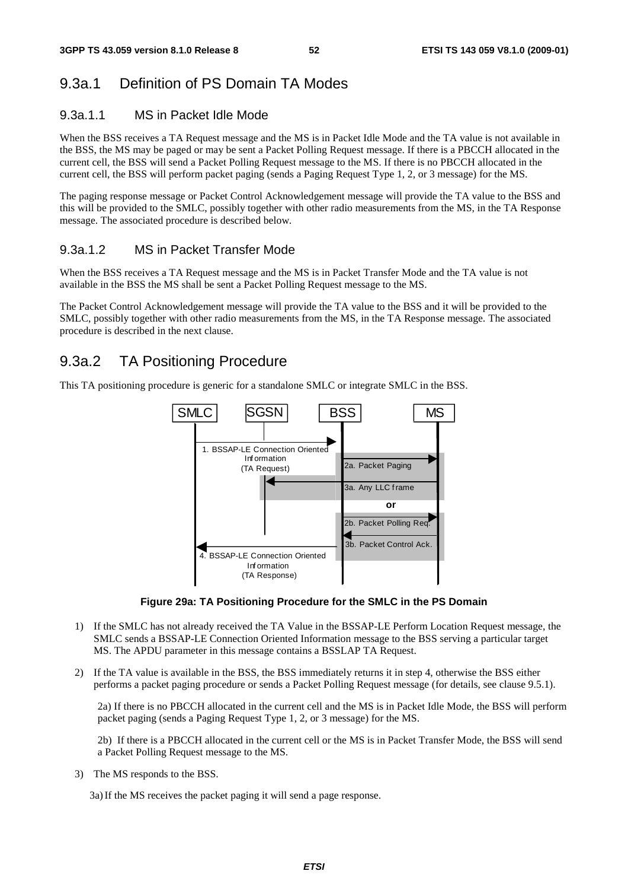## 9.3a.1 Definition of PS Domain TA Modes

### 9.3a.1.1 MS in Packet Idle Mode

When the BSS receives a TA Request message and the MS is in Packet Idle Mode and the TA value is not available in the BSS, the MS may be paged or may be sent a Packet Polling Request message. If there is a PBCCH allocated in the current cell, the BSS will send a Packet Polling Request message to the MS. If there is no PBCCH allocated in the current cell, the BSS will perform packet paging (sends a Paging Request Type 1, 2, or 3 message) for the MS.

The paging response message or Packet Control Acknowledgement message will provide the TA value to the BSS and this will be provided to the SMLC, possibly together with other radio measurements from the MS, in the TA Response message. The associated procedure is described below.

### 9.3a.1.2 MS in Packet Transfer Mode

When the BSS receives a TA Request message and the MS is in Packet Transfer Mode and the TA value is not available in the BSS the MS shall be sent a Packet Polling Request message to the MS.

The Packet Control Acknowledgement message will provide the TA value to the BSS and it will be provided to the SMLC, possibly together with other radio measurements from the MS, in the TA Response message. The associated procedure is described in the next clause.

## 9.3a.2 TA Positioning Procedure

This TA positioning procedure is generic for a standalone SMLC or integrate SMLC in the BSS.

SMLC | SGSN | BSS | MS

1. BSSAP-LE Connection Oriented Information (TA Request)
2a. Packet Paging
3a. Any LLC frame
or
2b. Packet Polling Req.
3b. Packet Control Ack.
4. BSSAP-LE Connection Oriented Information (TA Response)

**Figure 29a: TA Positioning Procedure for the SMLC in the PS Domain**

1) If the SMLC has not already received the TA Value in the BSSAP-LE Perform Location Request message, the SMLC sends a BSSAP-LE Connection Oriented Information message to the BSS serving a particular target MS. The APDU parameter in this message contains a BSSLAP TA Request.

2) If the TA value is available in the BSS, the BSS immediately returns it in step 4, otherwise the BSS either performs a packet paging procedure or sends a Packet Polling Request message (for details, see clause 9.5.1).

   2a) If there is no PBCCH allocated in the current cell and the MS is in Packet Idle Mode, the BSS will perform packet paging (sends a Paging Request Type 1, 2, or 3 message) for the MS.

   2b) If there is a PBCCH allocated in the current cell or the MS is in Packet Transfer Mode, the BSS will send a Packet Polling Request message to the MS.

3) The MS responds to the BSS.

   3a) If the MS receives the packet paging it will send a page response.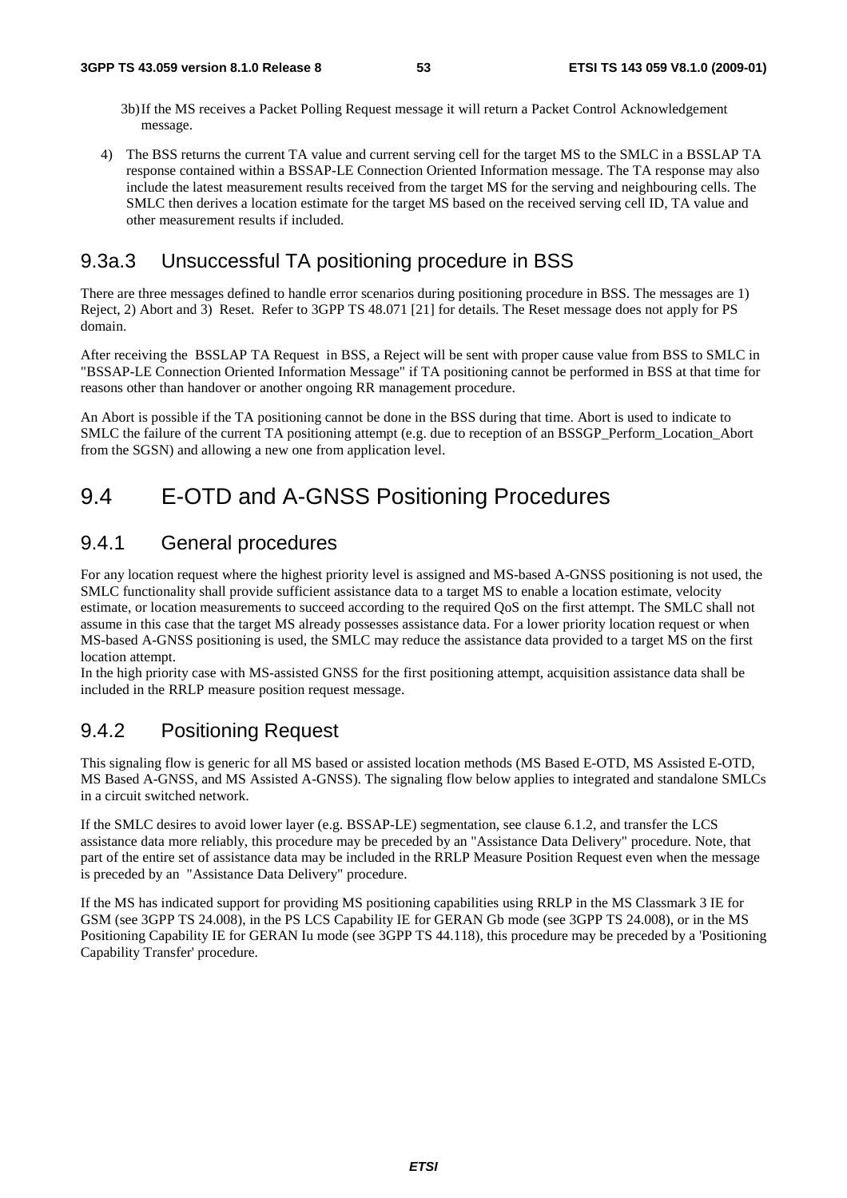3b) If the MS receives a Packet Polling Request message it will return a Packet Control Acknowledgement message.

4) The BSS returns the current TA value and current serving cell for the target MS to the SMLC in a BSSLAP TA response contained within a BSSAP-LE Connection Oriented Information message. The TA response may also include the latest measurement results received from the target MS for the serving and neighbouring cells. The SMLC then derives a location estimate for the target MS based on the received serving cell ID, TA value and other measurement results if included.

### 9.3a.3 Unsuccessful TA positioning procedure in BSS

There are three messages defined to handle error scenarios during positioning procedure in BSS. The messages are 1) Reject, 2) Abort and 3) Reset. Refer to 3GPP TS 48.071 [21] for details. The Reset message does not apply for PS domain.

After receiving the BSSLAP TA Request in BSS, a Reject will be sent with proper cause value from BSS to SMLC in "BSSAP-LE Connection Oriented Information Message" if TA positioning cannot be performed in BSS at that time for reasons other than handover or another ongoing RR management procedure.

An Abort is possible if the TA positioning cannot be done in the BSS during that time. Abort is used to indicate to SMLC the failure of the current TA positioning attempt (e.g. due to reception of an BSSGP_Perform_Location_Abort from the SGSN) and allowing a new one from application level.

## 9.4 E-OTD and A-GNSS Positioning Procedures

### 9.4.1 General procedures

For any location request where the highest priority level is assigned and MS-based A-GNSS positioning is not used, the SMLC functionality shall provide sufficient assistance data to a target MS to enable a location estimate, velocity estimate, or location measurements to succeed according to the required QoS on the first attempt. The SMLC shall not assume in this case that the target MS already possesses assistance data. For a lower priority location request or when MS-based A-GNSS positioning is used, the SMLC may reduce the assistance data provided to a target MS on the first location attempt.
In the high priority case with MS-assisted GNSS for the first positioning attempt, acquisition assistance data shall be included in the RRLP measure position request message.

### 9.4.2 Positioning Request

This signaling flow is generic for all MS based or assisted location methods (MS Based E-OTD, MS Assisted E-OTD, MS Based A-GNSS, and MS Assisted A-GNSS). The signaling flow below applies to integrated and standalone SMLCs in a circuit switched network.

If the SMLC desires to avoid lower layer (e.g. BSSAP-LE) segmentation, see clause 6.1.2, and transfer the LCS assistance data more reliably, this procedure may be preceded by an "Assistance Data Delivery" procedure. Note, that part of the entire set of assistance data may be included in the RRLP Measure Position Request even when the message is preceded by an "Assistance Data Delivery" procedure.

If the MS has indicated support for providing MS positioning capabilities using RRLP in the MS Classmark 3 IE for GSM (see 3GPP TS 24.008), in the PS LCS Capability IE for GERAN Gb mode (see 3GPP TS 24.008), or in the MS Positioning Capability IE for GERAN Iu mode (see 3GPP TS 44.118), this procedure may be preceded by a 'Positioning Capability Transfer' procedure.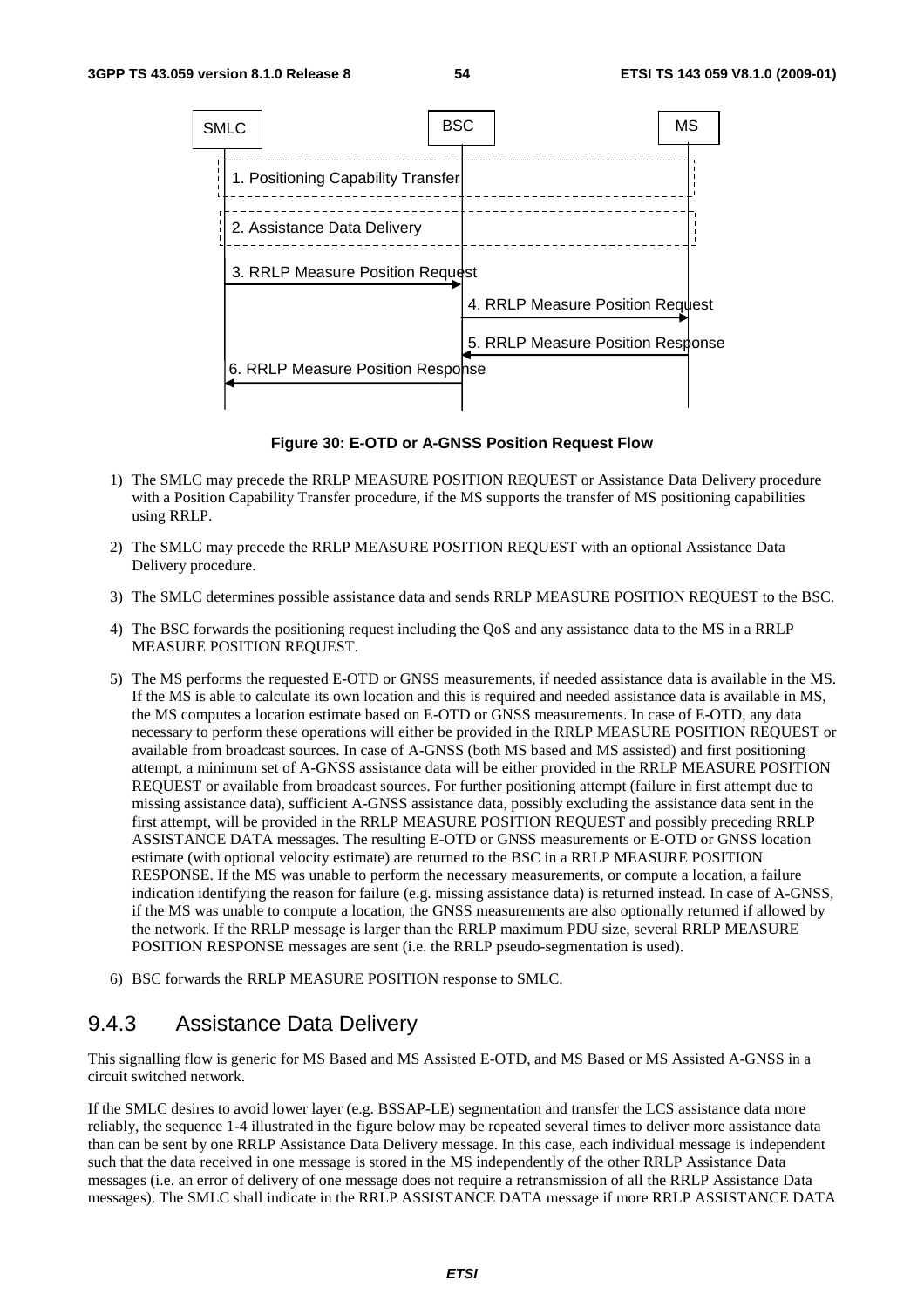**Figure 30: E-OTD or A-GNSS Position Request Flow**

1) The SMLC may precede the RRLP MEASURE POSITION REQUEST or Assistance Data Delivery procedure with a Position Capability Transfer procedure, if the MS supports the transfer of MS positioning capabilities using RRLP.

2) The SMLC may precede the RRLP MEASURE POSITION REQUEST with an optional Assistance Data Delivery procedure.

3) The SMLC determines possible assistance data and sends RRLP MEASURE POSITION REQUEST to the BSC.

4) The BSC forwards the positioning request including the QoS and any assistance data to the MS in a RRLP MEASURE POSITION REQUEST.

5) The MS performs the requested E-OTD or GNSS measurements, if needed assistance data is available in the MS. If the MS is able to calculate its own location and this is required and needed assistance data is available in MS, the MS computes a location estimate based on E-OTD or GNSS measurements. In case of E-OTD, any data necessary to perform these operations will either be provided in the RRLP MEASURE POSITION REQUEST or available from broadcast sources. In case of A-GNSS (both MS based and MS assisted) and first positioning attempt, a minimum set of A-GNSS assistance data will be either provided in the RRLP MEASURE POSITION REQUEST or available from broadcast sources. For further positioning attempt (failure in first attempt due to missing assistance data), sufficient A-GNSS assistance data, possibly excluding the assistance data sent in the first attempt, will be provided in the RRLP MEASURE POSITION REQUEST and possibly preceding RRLP ASSISTANCE DATA messages. The resulting E-OTD or GNSS measurements or E-OTD or GNSS location estimate (with optional velocity estimate) are returned to the BSC in a RRLP MEASURE POSITION RESPONSE. If the MS was unable to perform the necessary measurements, or compute a location, a failure indication identifying the reason for failure (e.g. missing assistance data) is returned instead. In case of A-GNSS, if the MS was unable to compute a location, the GNSS measurements are also optionally returned if allowed by the network. If the RRLP message is larger than the RRLP maximum PDU size, several RRLP MEASURE POSITION RESPONSE messages are sent (i.e. the RRLP pseudo-segmentation is used).

6) BSC forwards the RRLP MEASURE POSITION response to SMLC.

### 9.4.3 Assistance Data Delivery

This signalling flow is generic for MS Based and MS Assisted E-OTD, and MS Based or MS Assisted A-GNSS in a circuit switched network.

If the SMLC desires to avoid lower layer (e.g. BSSAP-LE) segmentation and transfer the LCS assistance data more reliably, the sequence 1-4 illustrated in the figure below may be repeated several times to deliver more assistance data than can be sent by one RRLP Assistance Data Delivery message. In this case, each individual message is independent such that the data received in one message is stored in the MS independently of the other RRLP Assistance Data messages (i.e. an error of delivery of one message does not require a retransmission of all the RRLP Assistance Data messages). The SMLC shall indicate in the RRLP ASSISTANCE DATA message if more RRLP ASSISTANCE DATA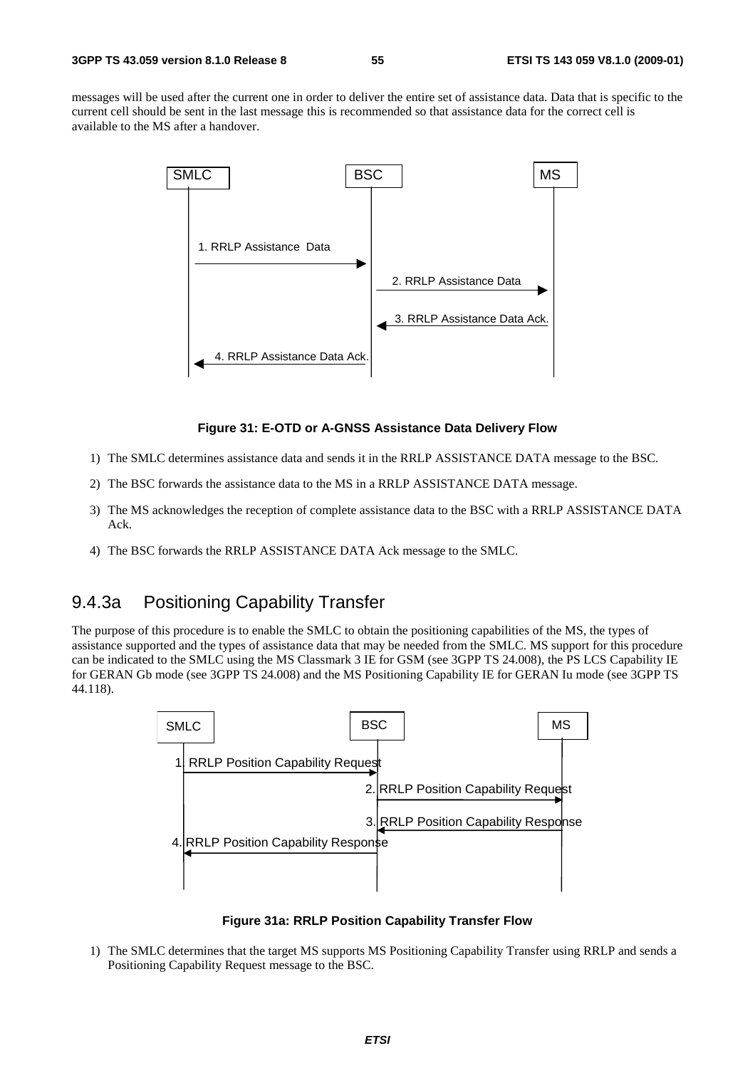messages will be used after the current one in order to deliver the entire set of assistance data. Data that is specific to the current cell should be sent in the last message this is recommended so that assistance data for the correct cell is available to the MS after a handover.

**Figure 31: E-OTD or A-GNSS Assistance Data Delivery Flow**

1) The SMLC determines assistance data and sends it in the RRLP ASSISTANCE DATA message to the BSC.

2) The BSC forwards the assistance data to the MS in a RRLP ASSISTANCE DATA message.

3) The MS acknowledges the reception of complete assistance data to the BSC with a RRLP ASSISTANCE DATA Ack.

4) The BSC forwards the RRLP ASSISTANCE DATA Ack message to the SMLC.

### 9.4.3a Positioning Capability Transfer

The purpose of this procedure is to enable the SMLC to obtain the positioning capabilities of the MS, the types of assistance supported and the types of assistance data that may be needed from the SMLC. MS support for this procedure can be indicated to the SMLC using the MS Classmark 3 IE for GSM (see 3GPP TS 24.008), the PS LCS Capability IE for GERAN Gb mode (see 3GPP TS 24.008) and the MS Positioning Capability IE for GERAN Iu mode (see 3GPP TS 44.118).

**Figure 31a: RRLP Position Capability Transfer Flow**

1) The SMLC determines that the target MS supports MS Positioning Capability Transfer using RRLP and sends a Positioning Capability Request message to the BSC.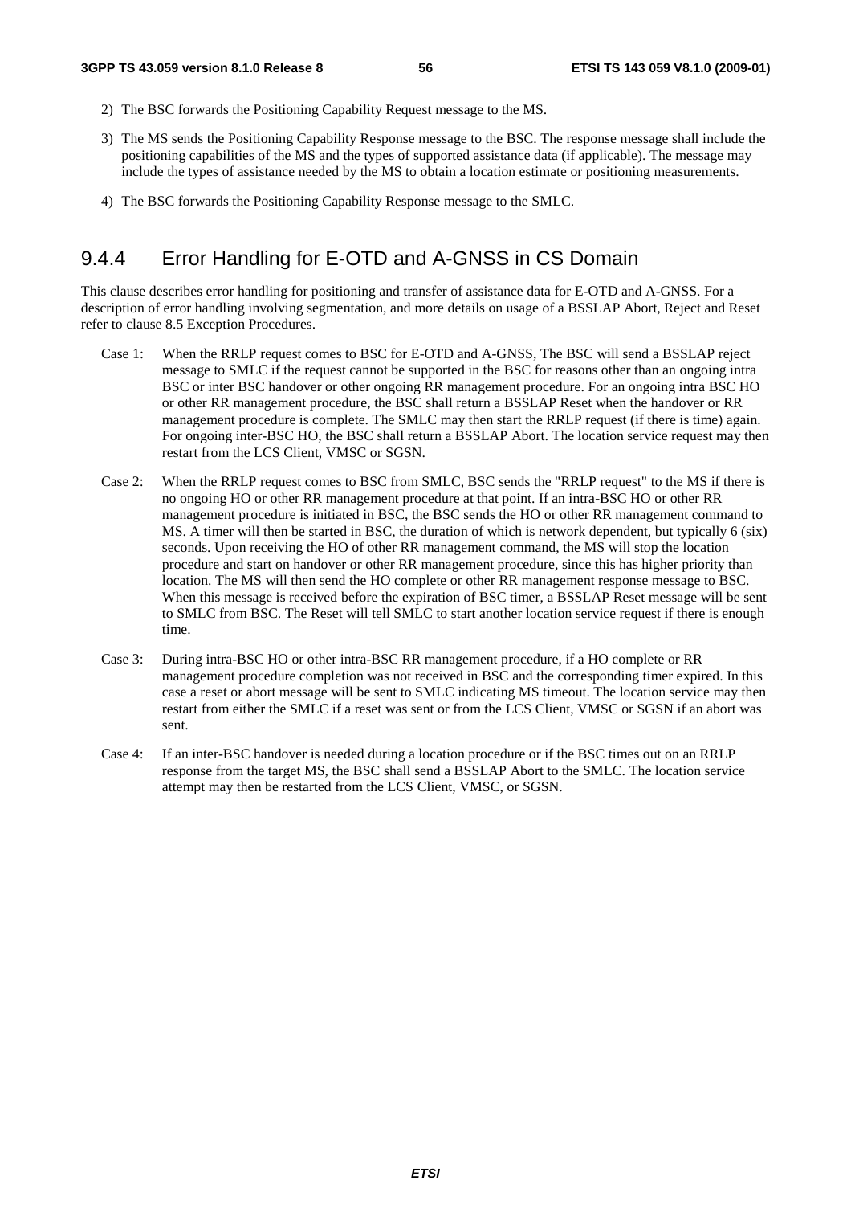2) The BSC forwards the Positioning Capability Request message to the MS.

3) The MS sends the Positioning Capability Response message to the BSC. The response message shall include the positioning capabilities of the MS and the types of supported assistance data (if applicable). The message may include the types of assistance needed by the MS to obtain a location estimate or positioning measurements.

4) The BSC forwards the Positioning Capability Response message to the SMLC.

### 9.4.4 Error Handling for E-OTD and A-GNSS in CS Domain

This clause describes error handling for positioning and transfer of assistance data for E-OTD and A-GNSS. For a description of error handling involving segmentation, and more details on usage of a BSSLAP Abort, Reject and Reset refer to clause 8.5 Exception Procedures.

Case 1: When the RRLP request comes to BSC for E-OTD and A-GNSS, The BSC will send a BSSLAP reject message to SMLC if the request cannot be supported in the BSC for reasons other than an ongoing intra BSC or inter BSC handover or other ongoing RR management procedure. For an ongoing intra BSC HO or other RR management procedure, the BSC shall return a BSSLAP Reset when the handover or RR management procedure is complete. The SMLC may then start the RRLP request (if there is time) again. For ongoing inter-BSC HO, the BSC shall return a BSSLAP Abort. The location service request may then restart from the LCS Client, VMSC or SGSN.

Case 2: When the RRLP request comes to BSC from SMLC, BSC sends the "RRLP request" to the MS if there is no ongoing HO or other RR management procedure at that point. If an intra-BSC HO or other RR management procedure is initiated in BSC, the BSC sends the HO or other RR management command to MS. A timer will then be started in BSC, the duration of which is network dependent, but typically 6 (six) seconds. Upon receiving the HO of other RR management command, the MS will stop the location procedure and start on handover or other RR management procedure, since this has higher priority than location. The MS will then send the HO complete or other RR management response message to BSC. When this message is received before the expiration of BSC timer, a BSSLAP Reset message will be sent to SMLC from BSC. The Reset will tell SMLC to start another location service request if there is enough time.

Case 3: During intra-BSC HO or other intra-BSC RR management procedure, if a HO complete or RR management procedure completion was not received in BSC and the corresponding timer expired. In this case a reset or abort message will be sent to SMLC indicating MS timeout. The location service may then restart from either the SMLC if a reset was sent or from the LCS Client, VMSC or SGSN if an abort was sent.

Case 4: If an inter-BSC handover is needed during a location procedure or if the BSC times out on an RRLP response from the target MS, the BSC shall send a BSSLAP Abort to the SMLC. The location service attempt may then be restarted from the LCS Client, VMSC, or SGSN.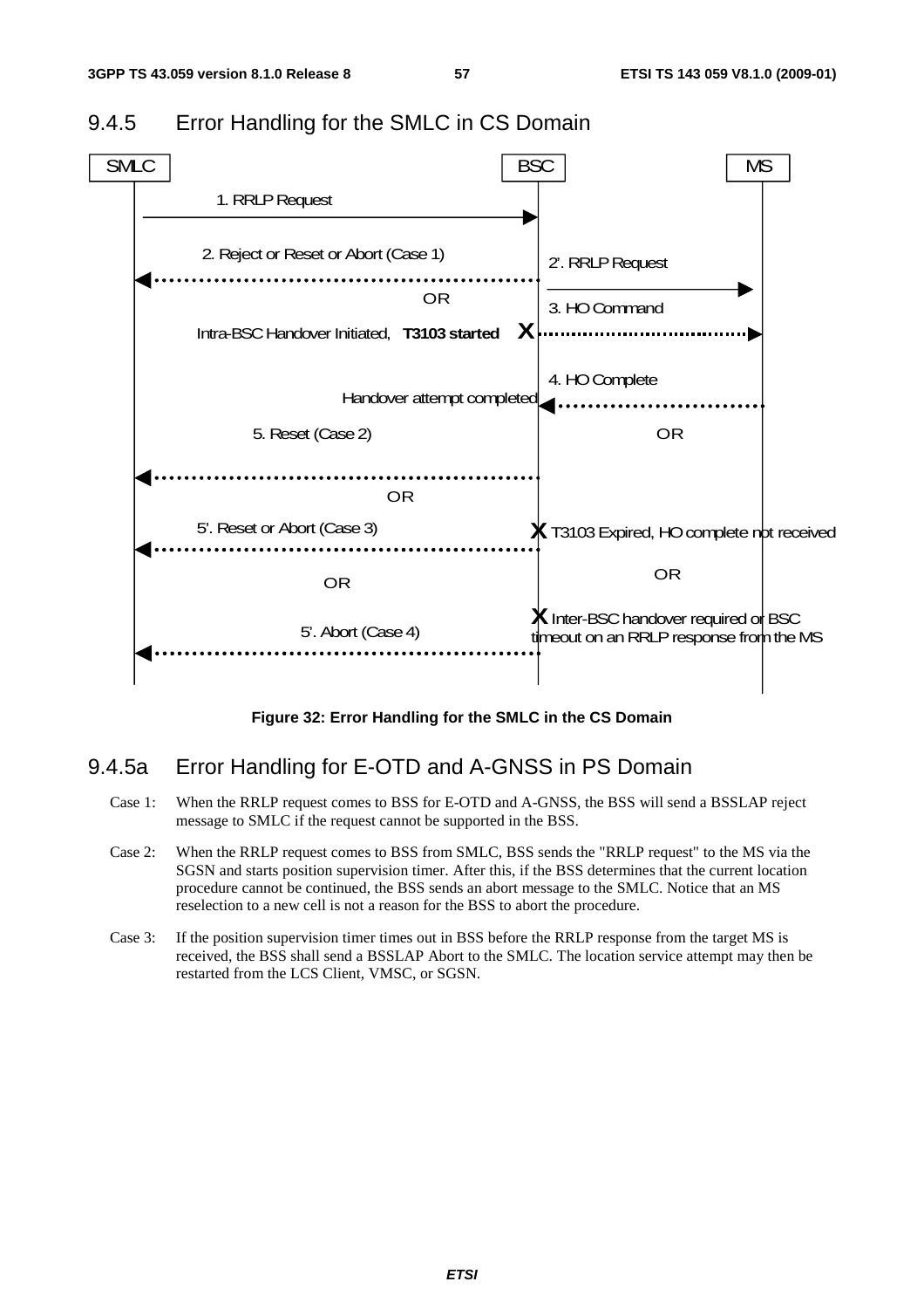## 9.4.5 Error Handling for the SMLC in CS Domain

SMLC BSC MS

1. RRLP Request

2. Reject or Reset or Abort (Case 1)

2'. RRLP Request

OR

3. HO Command

Intra-BSC Handover Initiated, **T3103 started** X

4. HO Complete

Handover attempt completed

5. Reset (Case 2)

OR

OR

5'. Reset or Abort (Case 3)

X T3103 Expired, HO complete not received

OR

OR

X Inter-BSC handover required or BSC timeout on an RRLP response from the MS

5'. Abort (Case 4)

**Figure 32: Error Handling for the SMLC in the CS Domain**

## 9.4.5a Error Handling for E-OTD and A-GNSS in PS Domain

Case 1: When the RRLP request comes to BSS for E-OTD and A-GNSS, the BSS will send a BSSLAP reject message to SMLC if the request cannot be supported in the BSS.

Case 2: When the RRLP request comes to BSS from SMLC, BSS sends the "RRLP request" to the MS via the SGSN and starts position supervision timer. After this, if the BSS determines that the current location procedure cannot be continued, the BSS sends an abort message to the SMLC. Notice that an MS reselection to a new cell is not a reason for the BSS to abort the procedure.

Case 3: If the position supervision timer times out in BSS before the RRLP response from the target MS is received, the BSS shall send a BSSLAP Abort to the SMLC. The location service attempt may then be restarted from the LCS Client, VMSC, or SGSN.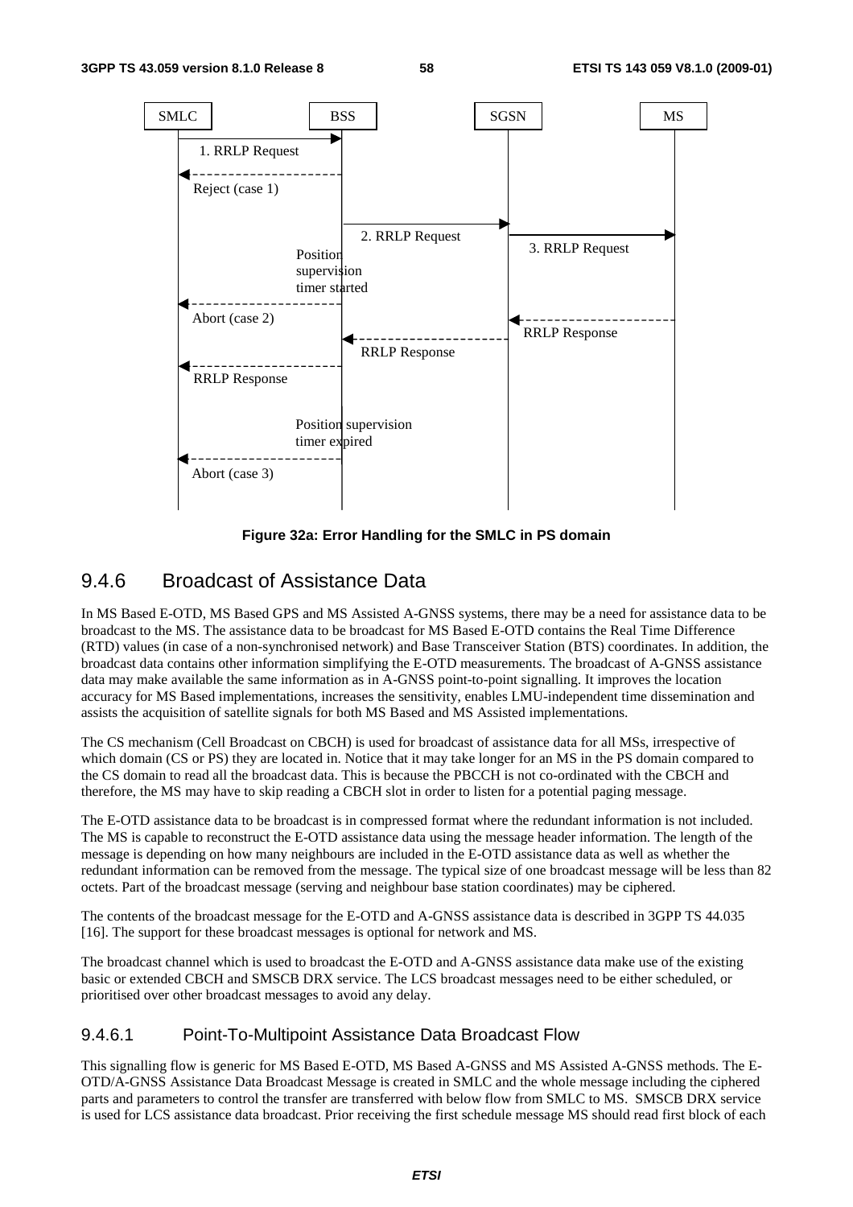Figure 32a: Error Handling for the SMLC in PS domain

## 9.4.6 Broadcast of Assistance Data

In MS Based E-OTD, MS Based GPS and MS Assisted A-GNSS systems, there may be a need for assistance data to be broadcast to the MS. The assistance data to be broadcast for MS Based E-OTD contains the Real Time Difference (RTD) values (in case of a non-synchronised network) and Base Transceiver Station (BTS) coordinates. In addition, the broadcast data contains other information simplifying the E-OTD measurements. The broadcast of A-GNSS assistance data may make available the same information as in A-GNSS point-to-point signalling. It improves the location accuracy for MS Based implementations, increases the sensitivity, enables LMU-independent time dissemination and assists the acquisition of satellite signals for both MS Based and MS Assisted implementations.

The CS mechanism (Cell Broadcast on CBCH) is used for broadcast of assistance data for all MSs, irrespective of which domain (CS or PS) they are located in. Notice that it may take longer for an MS in the PS domain compared to the CS domain to read all the broadcast data. This is because the PBCCH is not co-ordinated with the CBCH and therefore, the MS may have to skip reading a CBCH slot in order to listen for a potential paging message.

The E-OTD assistance data to be broadcast is in compressed format where the redundant information is not included. The MS is capable to reconstruct the E-OTD assistance data using the message header information. The length of the message is depending on how many neighbours are included in the E-OTD assistance data as well as whether the redundant information can be removed from the message. The typical size of one broadcast message will be less than 82 octets. Part of the broadcast message (serving and neighbour base station coordinates) may be ciphered.

The contents of the broadcast message for the E-OTD and A-GNSS assistance data is described in 3GPP TS 44.035 [16]. The support for these broadcast messages is optional for network and MS.

The broadcast channel which is used to broadcast the E-OTD and A-GNSS assistance data make use of the existing basic or extended CBCH and SMSCB DRX service. The LCS broadcast messages need to be either scheduled, or prioritised over other broadcast messages to avoid any delay.

### 9.4.6.1 Point-To-Multipoint Assistance Data Broadcast Flow

This signalling flow is generic for MS Based E-OTD, MS Based A-GNSS and MS Assisted A-GNSS methods. The E-OTD/A-GNSS Assistance Data Broadcast Message is created in SMLC and the whole message including the ciphered parts and parameters to control the transfer are transferred with below flow from SMLC to MS. SMSCB DRX service is used for LCS assistance data broadcast. Prior receiving the first schedule message MS should read first block of each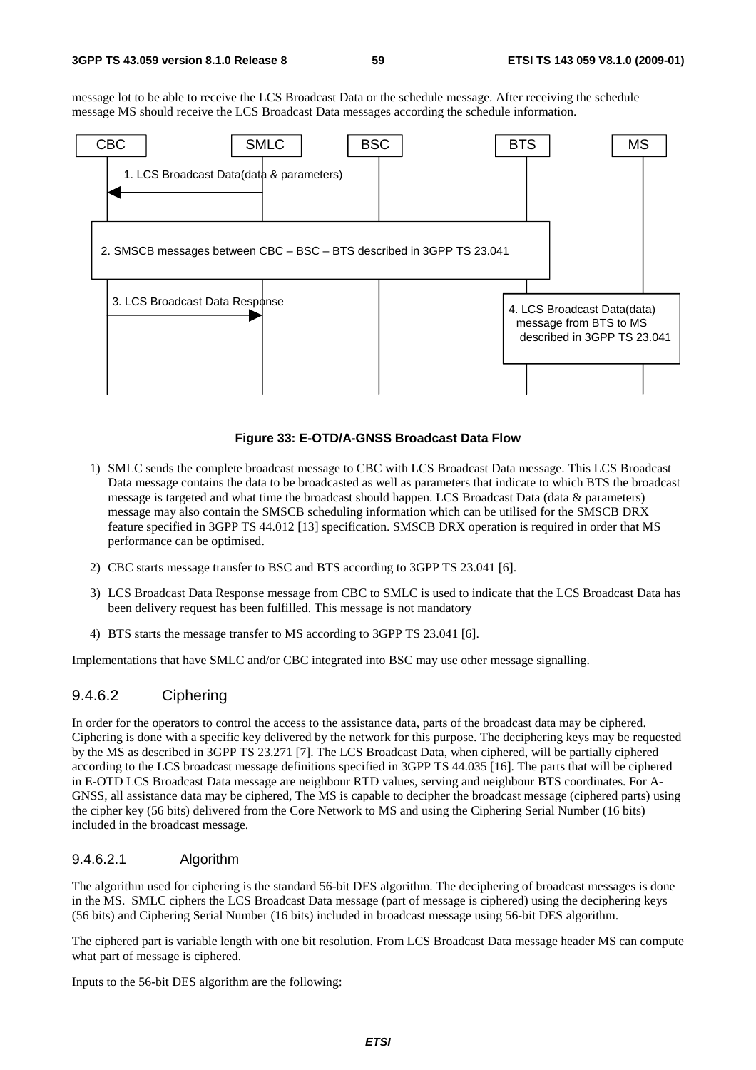message lot to be able to receive the LCS Broadcast Data or the schedule message. After receiving the schedule message MS should receive the LCS Broadcast Data messages according the schedule information.

**Figure 33: E-OTD/A-GNSS Broadcast Data Flow**

1) SMLC sends the complete broadcast message to CBC with LCS Broadcast Data message. This LCS Broadcast Data message contains the data to be broadcasted as well as parameters that indicate to which BTS the broadcast message is targeted and what time the broadcast should happen. LCS Broadcast Data (data & parameters) message may also contain the SMSCB scheduling information which can be utilised for the SMSCB DRX feature specified in 3GPP TS 44.012 [13] specification. SMSCB DRX operation is required in order that MS performance can be optimised.

2) CBC starts message transfer to BSC and BTS according to 3GPP TS 23.041 [6].

3) LCS Broadcast Data Response message from CBC to SMLC is used to indicate that the LCS Broadcast Data has been delivery request has been fulfilled. This message is not mandatory

4) BTS starts the message transfer to MS according to 3GPP TS 23.041 [6].

Implementations that have SMLC and/or CBC integrated into BSC may use other message signalling.

### 9.4.6.2 Ciphering

In order for the operators to control the access to the assistance data, parts of the broadcast data may be ciphered. Ciphering is done with a specific key delivered by the network for this purpose. The deciphering keys may be requested by the MS as described in 3GPP TS 23.271 [7]. The LCS Broadcast Data, when ciphered, will be partially ciphered according to the LCS broadcast message definitions specified in 3GPP TS 44.035 [16]. The parts that will be ciphered in E-OTD LCS Broadcast Data message are neighbour RTD values, serving and neighbour BTS coordinates. For A-GNSS, all assistance data may be ciphered, The MS is capable to decipher the broadcast message (ciphered parts) using the cipher key (56 bits) delivered from the Core Network to MS and using the Ciphering Serial Number (16 bits) included in the broadcast message.

#### 9.4.6.2.1 Algorithm

The algorithm used for ciphering is the standard 56-bit DES algorithm. The deciphering of broadcast messages is done in the MS. SMLC ciphers the LCS Broadcast Data message (part of message is ciphered) using the deciphering keys (56 bits) and Ciphering Serial Number (16 bits) included in broadcast message using 56-bit DES algorithm.

The ciphered part is variable length with one bit resolution. From LCS Broadcast Data message header MS can compute what part of message is ciphered.

Inputs to the 56-bit DES algorithm are the following: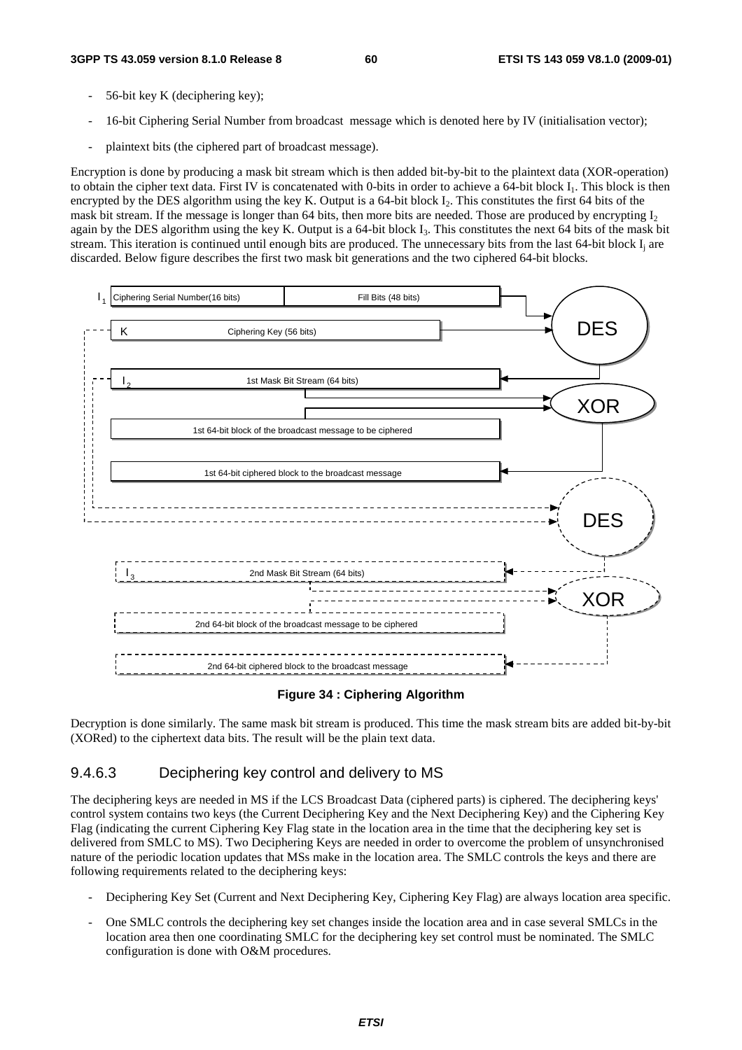- 56-bit key K (deciphering key);
- 16-bit Ciphering Serial Number from broadcast message which is denoted here by IV (initialisation vector);
- plaintext bits (the ciphered part of broadcast message).

Encryption is done by producing a mask bit stream which is then added bit-by-bit to the plaintext data (XOR-operation) to obtain the cipher text data. First IV is concatenated with 0-bits in order to achieve a 64-bit block $I_1$. This block is then encrypted by the DES algorithm using the key K. Output is a 64-bit block $I_2$. This constitutes the first 64 bits of the mask bit stream. If the message is longer than 64 bits, then more bits are needed. Those are produced by encrypting $I_2$ again by the DES algorithm using the key K. Output is a 64-bit block $I_3$. This constitutes the next 64 bits of the mask bit stream. This iteration is continued until enough bits are produced. The unnecessary bits from the last 64-bit block $I_j$ are discarded. Below figure describes the first two mask bit generations and the two ciphered 64-bit blocks.

**Figure 34 : Ciphering Algorithm**

Decryption is done similarly. The same mask bit stream is produced. This time the mask stream bits are added bit-by-bit (XORed) to the ciphertext data bits. The result will be the plain text data.

### 9.4.6.3 Deciphering key control and delivery to MS

The deciphering keys are needed in MS if the LCS Broadcast Data (ciphered parts) is ciphered. The deciphering keys' control system contains two keys (the Current Deciphering Key and the Next Deciphering Key) and the Ciphering Key Flag (indicating the current Ciphering Key Flag state in the location area in the time that the deciphering key set is delivered from SMLC to MS). Two Deciphering Keys are needed in order to overcome the problem of unsynchronised nature of the periodic location updates that MSs make in the location area. The SMLC controls the keys and there are following requirements related to the deciphering keys:

- Deciphering Key Set (Current and Next Deciphering Key, Ciphering Key Flag) are always location area specific.
- One SMLC controls the deciphering key set changes inside the location area and in case several SMLCs in the location area then one coordinating SMLC for the deciphering key set control must be nominated. The SMLC configuration is done with O&M procedures.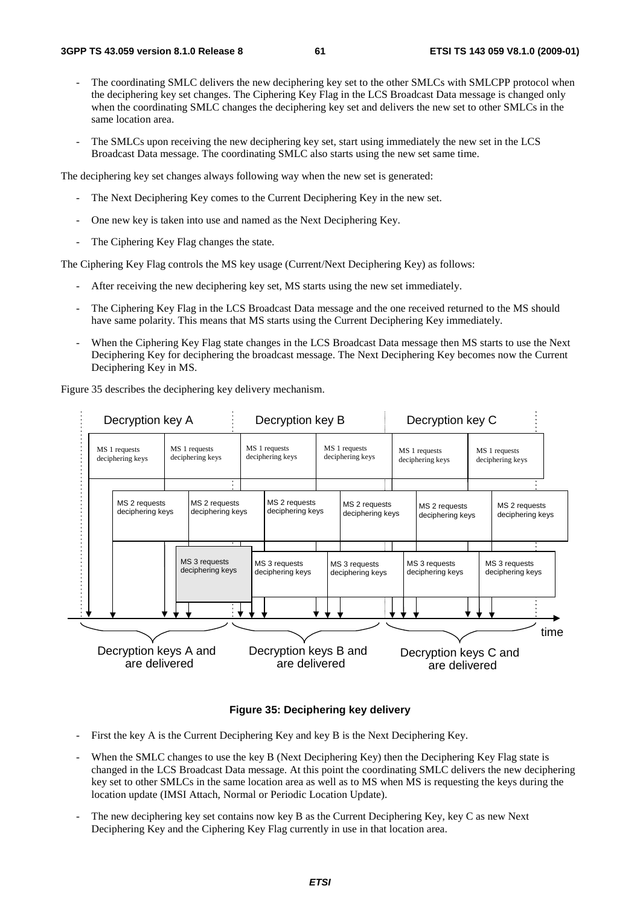- The coordinating SMLC delivers the new deciphering key set to the other SMLCs with SMLCPP protocol when the deciphering key set changes. The Ciphering Key Flag in the LCS Broadcast Data message is changed only when the coordinating SMLC changes the deciphering key set and delivers the new set to other SMLCs in the same location area.
- The SMLCs upon receiving the new deciphering key set, start using immediately the new set in the LCS Broadcast Data message. The coordinating SMLC also starts using the new set same time.

The deciphering key set changes always following way when the new set is generated:

- The Next Deciphering Key comes to the Current Deciphering Key in the new set.
- One new key is taken into use and named as the Next Deciphering Key.
- The Ciphering Key Flag changes the state.

The Ciphering Key Flag controls the MS key usage (Current/Next Deciphering Key) as follows:

- After receiving the new deciphering key set, MS starts using the new set immediately.
- The Ciphering Key Flag in the LCS Broadcast Data message and the one received returned to the MS should have same polarity. This means that MS starts using the Current Deciphering Key immediately.
- When the Ciphering Key Flag state changes in the LCS Broadcast Data message then MS starts to use the Next Deciphering Key for deciphering the broadcast message. The Next Deciphering Key becomes now the Current Deciphering Key in MS.

Figure 35 describes the deciphering key delivery mechanism.

**Figure 35: Deciphering key delivery**

- First the key A is the Current Deciphering Key and key B is the Next Deciphering Key.
- When the SMLC changes to use the key B (Next Deciphering Key) then the Deciphering Key Flag state is changed in the LCS Broadcast Data message. At this point the coordinating SMLC delivers the new deciphering key set to other SMLCs in the same location area as well as to MS when MS is requesting the keys during the location update (IMSI Attach, Normal or Periodic Location Update).
- The new deciphering key set contains now key B as the Current Deciphering Key, key C as new Next Deciphering Key and the Ciphering Key Flag currently in use in that location area.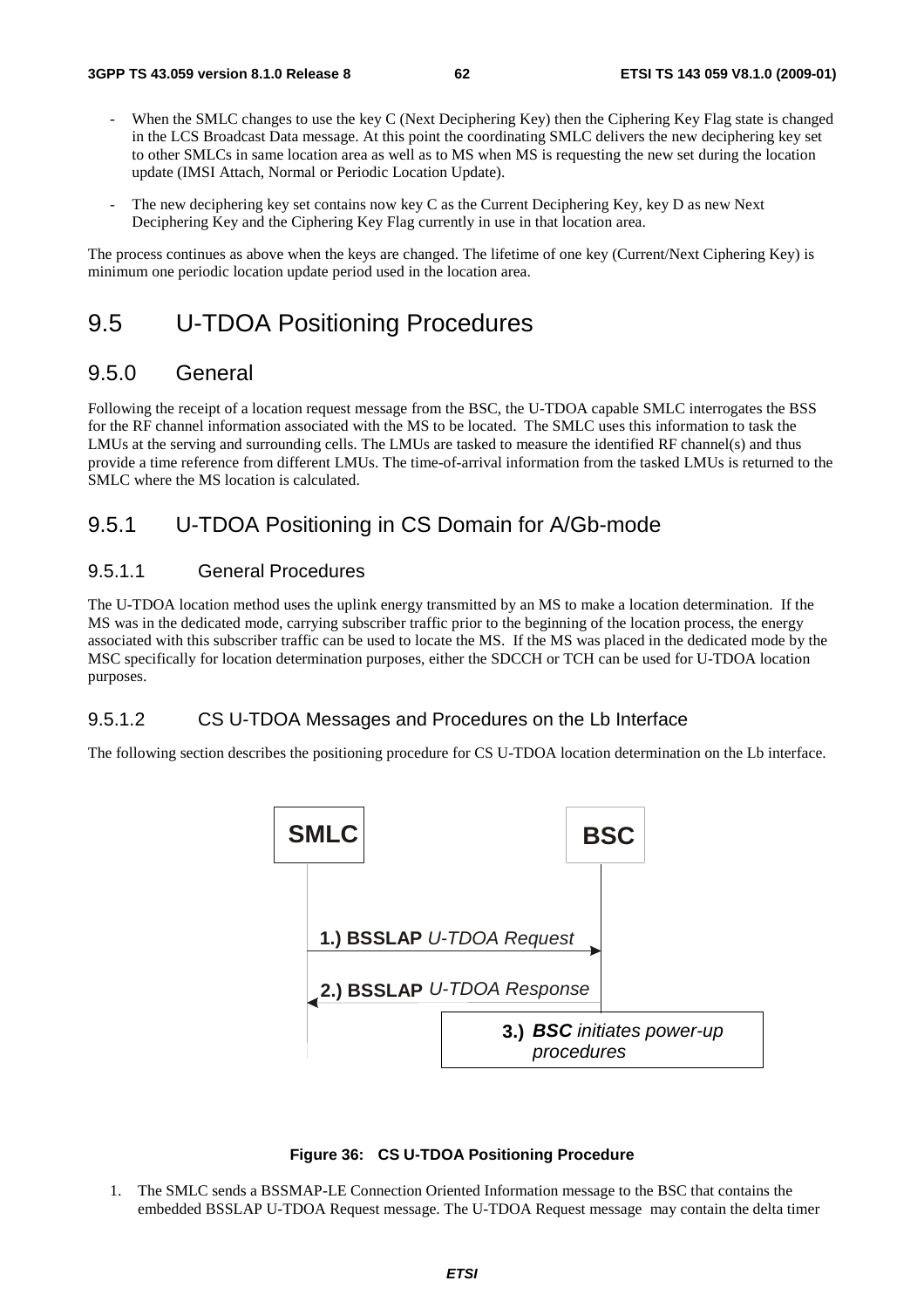- When the SMLC changes to use the key C (Next Deciphering Key) then the Ciphering Key Flag state is changed in the LCS Broadcast Data message. At this point the coordinating SMLC delivers the new deciphering key set to other SMLCs in same location area as well as to MS when MS is requesting the new set during the location update (IMSI Attach, Normal or Periodic Location Update).

- The new deciphering key set contains now key C as the Current Deciphering Key, key D as new Next Deciphering Key and the Ciphering Key Flag currently in use in that location area.

The process continues as above when the keys are changed. The lifetime of one key (Current/Next Ciphering Key) is minimum one periodic location update period used in the location area.

# 9.5 U-TDOA Positioning Procedures

## 9.5.0 General

Following the receipt of a location request message from the BSC, the U-TDOA capable SMLC interrogates the BSS for the RF channel information associated with the MS to be located. The SMLC uses this information to task the LMUs at the serving and surrounding cells. The LMUs are tasked to measure the identified RF channel(s) and thus provide a time reference from different LMUs. The time-of-arrival information from the tasked LMUs is returned to the SMLC where the MS location is calculated.

## 9.5.1 U-TDOA Positioning in CS Domain for A/Gb-mode

### 9.5.1.1 General Procedures

The U-TDOA location method uses the uplink energy transmitted by an MS to make a location determination. If the MS was in the dedicated mode, carrying subscriber traffic prior to the beginning of the location process, the energy associated with this subscriber traffic can be used to locate the MS. If the MS was placed in the dedicated mode by the MSC specifically for location determination purposes, either the SDCCH or TCH can be used for U-TDOA location purposes.

### 9.5.1.2 CS U-TDOA Messages and Procedures on the Lb Interface

The following section describes the positioning procedure for CS U-TDOA location determination on the Lb interface.

SMLC | BSC

1.) **BSSLAP** *U-TDOA Request*

2.) **BSSLAP** *U-TDOA Response*

3.) ***BSC*** *initiates power-up procedures*

**Figure 36: CS U-TDOA Positioning Procedure**

1. The SMLC sends a BSSMAP-LE Connection Oriented Information message to the BSC that contains the embedded BSSLAP U-TDOA Request message. The U-TDOA Request message may contain the delta timer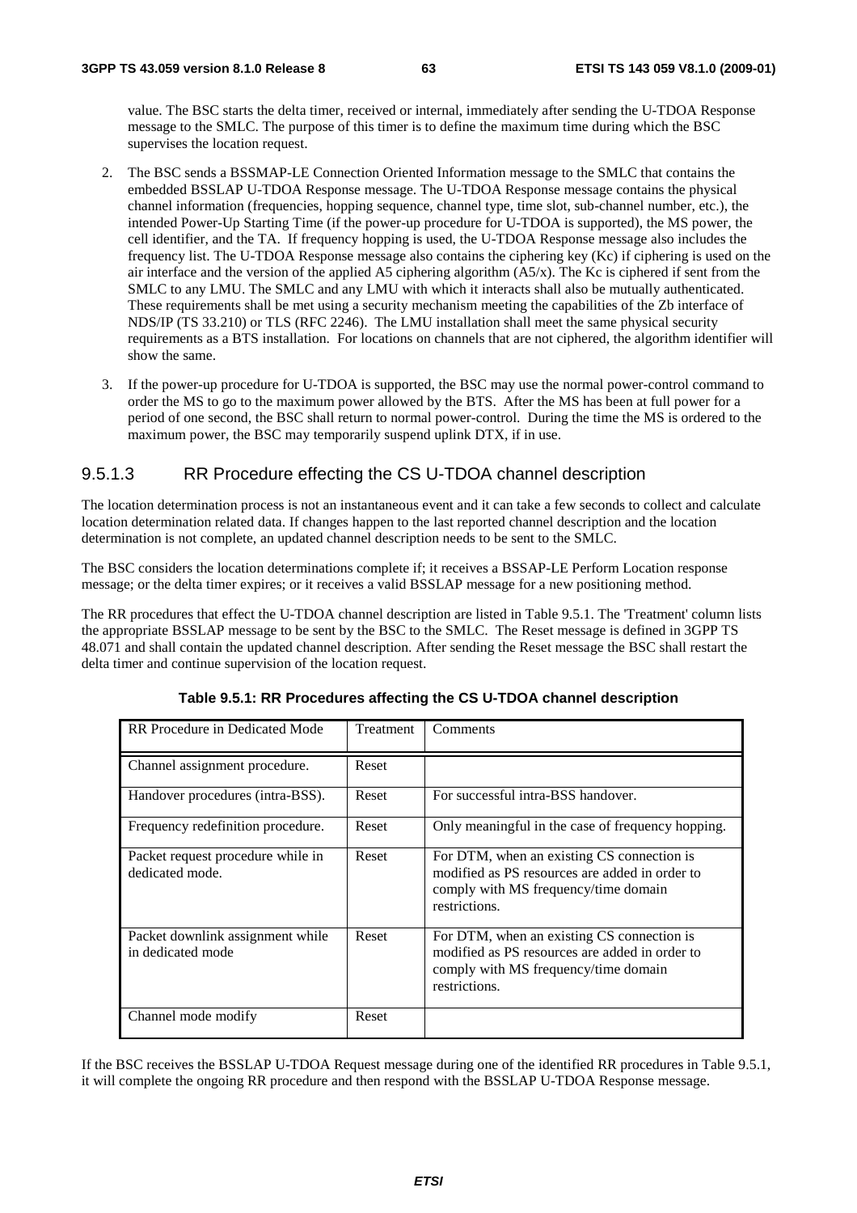value. The BSC starts the delta timer, received or internal, immediately after sending the U-TDOA Response message to the SMLC. The purpose of this timer is to define the maximum time during which the BSC supervises the location request.

2. The BSC sends a BSSMAP-LE Connection Oriented Information message to the SMLC that contains the embedded BSSLAP U-TDOA Response message. The U-TDOA Response message contains the physical channel information (frequencies, hopping sequence, channel type, time slot, sub-channel number, etc.), the intended Power-Up Starting Time (if the power-up procedure for U-TDOA is supported), the MS power, the cell identifier, and the TA. If frequency hopping is used, the U-TDOA Response message also includes the frequency list. The U-TDOA Response message also contains the ciphering key (Kc) if ciphering is used on the air interface and the version of the applied A5 ciphering algorithm (A5/x). The Kc is ciphered if sent from the SMLC to any LMU. The SMLC and any LMU with which it interacts shall also be mutually authenticated. These requirements shall be met using a security mechanism meeting the capabilities of the Zb interface of NDS/IP (TS 33.210) or TLS (RFC 2246). The LMU installation shall meet the same physical security requirements as a BTS installation. For locations on channels that are not ciphered, the algorithm identifier will show the same.

3. If the power-up procedure for U-TDOA is supported, the BSC may use the normal power-control command to order the MS to go to the maximum power allowed by the BTS. After the MS has been at full power for a period of one second, the BSC shall return to normal power-control. During the time the MS is ordered to the maximum power, the BSC may temporarily suspend uplink DTX, if in use.

#### 9.5.1.3 RR Procedure effecting the CS U-TDOA channel description

The location determination process is not an instantaneous event and it can take a few seconds to collect and calculate location determination related data. If changes happen to the last reported channel description and the location determination is not complete, an updated channel description needs to be sent to the SMLC.

The BSC considers the location determinations complete if; it receives a BSSAP-LE Perform Location response message; or the delta timer expires; or it receives a valid BSSLAP message for a new positioning method.

The RR procedures that effect the U-TDOA channel description are listed in Table 9.5.1. The 'Treatment' column lists the appropriate BSSLAP message to be sent by the BSC to the SMLC. The Reset message is defined in 3GPP TS 48.071 and shall contain the updated channel description. After sending the Reset message the BSC shall restart the delta timer and continue supervision of the location request.

**Table 9.5.1: RR Procedures affecting the CS U-TDOA channel description**

| RR Procedure in Dedicated Mode | Treatment | Comments |
|---|---|---|
| Channel assignment procedure. | Reset | |
| Handover procedures (intra-BSS). | Reset | For successful intra-BSS handover. |
| Frequency redefinition procedure. | Reset | Only meaningful in the case of frequency hopping. |
| Packet request procedure while in dedicated mode. | Reset | For DTM, when an existing CS connection is modified as PS resources are added in order to comply with MS frequency/time domain restrictions. |
| Packet downlink assignment while in dedicated mode | Reset | For DTM, when an existing CS connection is modified as PS resources are added in order to comply with MS frequency/time domain restrictions. |
| Channel mode modify | Reset | |

If the BSC receives the BSSLAP U-TDOA Request message during one of the identified RR procedures in Table 9.5.1, it will complete the ongoing RR procedure and then respond with the BSSLAP U-TDOA Response message.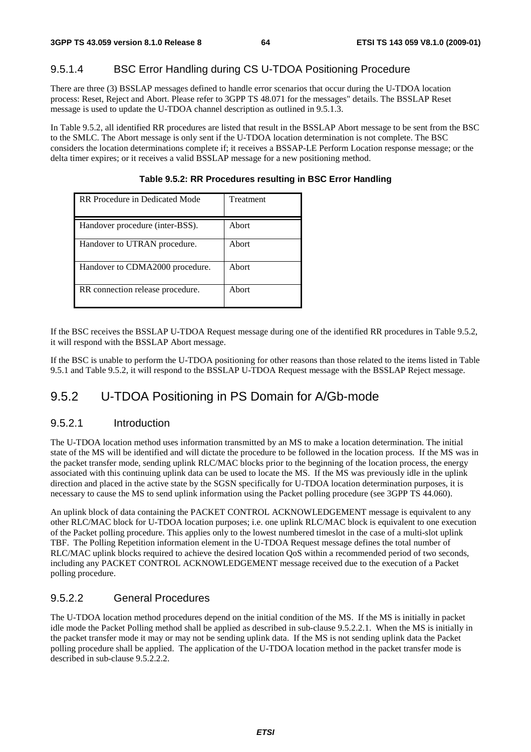#### 9.5.1.4 BSC Error Handling during CS U-TDOA Positioning Procedure

There are three (3) BSSLAP messages defined to handle error scenarios that occur during the U-TDOA location process: Reset, Reject and Abort. Please refer to 3GPP TS 48.071 for the messages" details. The BSSLAP Reset message is used to update the U-TDOA channel description as outlined in 9.5.1.3.

In Table 9.5.2, all identified RR procedures are listed that result in the BSSLAP Abort message to be sent from the BSC to the SMLC. The Abort message is only sent if the U-TDOA location determination is not complete. The BSC considers the location determinations complete if; it receives a BSSAP-LE Perform Location response message; or the delta timer expires; or it receives a valid BSSLAP message for a new positioning method.

**Table 9.5.2: RR Procedures resulting in BSC Error Handling**

| RR Procedure in Dedicated Mode | Treatment |
|---|---|
| Handover procedure (inter-BSS). | Abort |
| Handover to UTRAN procedure. | Abort |
| Handover to CDMA2000 procedure. | Abort |
| RR connection release procedure. | Abort |

If the BSC receives the BSSLAP U-TDOA Request message during one of the identified RR procedures in Table 9.5.2, it will respond with the BSSLAP Abort message.

If the BSC is unable to perform the U-TDOA positioning for other reasons than those related to the items listed in Table 9.5.1 and Table 9.5.2, it will respond to the BSSLAP U-TDOA Request message with the BSSLAP Reject message.

## 9.5.2 U-TDOA Positioning in PS Domain for A/Gb-mode

### 9.5.2.1 Introduction

The U-TDOA location method uses information transmitted by an MS to make a location determination. The initial state of the MS will be identified and will dictate the procedure to be followed in the location process. If the MS was in the packet transfer mode, sending uplink RLC/MAC blocks prior to the beginning of the location process, the energy associated with this continuing uplink data can be used to locate the MS. If the MS was previously idle in the uplink direction and placed in the active state by the SGSN specifically for U-TDOA location determination purposes, it is necessary to cause the MS to send uplink information using the Packet polling procedure (see 3GPP TS 44.060).

An uplink block of data containing the PACKET CONTROL ACKNOWLEDGEMENT message is equivalent to any other RLC/MAC block for U-TDOA location purposes; i.e. one uplink RLC/MAC block is equivalent to one execution of the Packet polling procedure. This applies only to the lowest numbered timeslot in the case of a multi-slot uplink TBF. The Polling Repetition information element in the U-TDOA Request message defines the total number of RLC/MAC uplink blocks required to achieve the desired location QoS within a recommended period of two seconds, including any PACKET CONTROL ACKNOWLEDGEMENT message received due to the execution of a Packet polling procedure.

### 9.5.2.2 General Procedures

The U-TDOA location method procedures depend on the initial condition of the MS. If the MS is initially in packet idle mode the Packet Polling method shall be applied as described in sub-clause 9.5.2.2.1. When the MS is initially in the packet transfer mode it may or may not be sending uplink data. If the MS is not sending uplink data the Packet polling procedure shall be applied. The application of the U-TDOA location method in the packet transfer mode is described in sub-clause 9.5.2.2.2.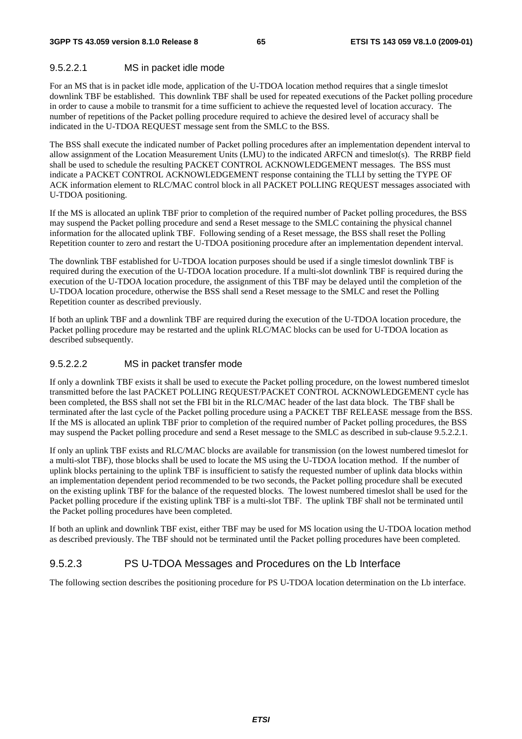#### 9.5.2.2.1 MS in packet idle mode

For an MS that is in packet idle mode, application of the U-TDOA location method requires that a single timeslot downlink TBF be established. This downlink TBF shall be used for repeated executions of the Packet polling procedure in order to cause a mobile to transmit for a time sufficient to achieve the requested level of location accuracy. The number of repetitions of the Packet polling procedure required to achieve the desired level of accuracy shall be indicated in the U-TDOA REQUEST message sent from the SMLC to the BSS.

The BSS shall execute the indicated number of Packet polling procedures after an implementation dependent interval to allow assignment of the Location Measurement Units (LMU) to the indicated ARFCN and timeslot(s). The RRBP field shall be used to schedule the resulting PACKET CONTROL ACKNOWLEDGEMENT messages. The BSS must indicate a PACKET CONTROL ACKNOWLEDGEMENT response containing the TLLI by setting the TYPE OF ACK information element to RLC/MAC control block in all PACKET POLLING REQUEST messages associated with U-TDOA positioning.

If the MS is allocated an uplink TBF prior to completion of the required number of Packet polling procedures, the BSS may suspend the Packet polling procedure and send a Reset message to the SMLC containing the physical channel information for the allocated uplink TBF. Following sending of a Reset message, the BSS shall reset the Polling Repetition counter to zero and restart the U-TDOA positioning procedure after an implementation dependent interval.

The downlink TBF established for U-TDOA location purposes should be used if a single timeslot downlink TBF is required during the execution of the U-TDOA location procedure. If a multi-slot downlink TBF is required during the execution of the U-TDOA location procedure, the assignment of this TBF may be delayed until the completion of the U-TDOA location procedure, otherwise the BSS shall send a Reset message to the SMLC and reset the Polling Repetition counter as described previously.

If both an uplink TBF and a downlink TBF are required during the execution of the U-TDOA location procedure, the Packet polling procedure may be restarted and the uplink RLC/MAC blocks can be used for U-TDOA location as described subsequently.

#### 9.5.2.2.2 MS in packet transfer mode

If only a downlink TBF exists it shall be used to execute the Packet polling procedure, on the lowest numbered timeslot transmitted before the last PACKET POLLING REQUEST/PACKET CONTROL ACKNOWLEDGEMENT cycle has been completed, the BSS shall not set the FBI bit in the RLC/MAC header of the last data block. The TBF shall be terminated after the last cycle of the Packet polling procedure using a PACKET TBF RELEASE message from the BSS. If the MS is allocated an uplink TBF prior to completion of the required number of Packet polling procedures, the BSS may suspend the Packet polling procedure and send a Reset message to the SMLC as described in sub-clause 9.5.2.2.1.

If only an uplink TBF exists and RLC/MAC blocks are available for transmission (on the lowest numbered timeslot for a multi-slot TBF), those blocks shall be used to locate the MS using the U-TDOA location method. If the number of uplink blocks pertaining to the uplink TBF is insufficient to satisfy the requested number of uplink data blocks within an implementation dependent period recommended to be two seconds, the Packet polling procedure shall be executed on the existing uplink TBF for the balance of the requested blocks. The lowest numbered timeslot shall be used for the Packet polling procedure if the existing uplink TBF is a multi-slot TBF. The uplink TBF shall not be terminated until the Packet polling procedures have been completed.

If both an uplink and downlink TBF exist, either TBF may be used for MS location using the U-TDOA location method as described previously. The TBF should not be terminated until the Packet polling procedures have been completed.

### 9.5.2.3 PS U-TDOA Messages and Procedures on the Lb Interface

The following section describes the positioning procedure for PS U-TDOA location determination on the Lb interface.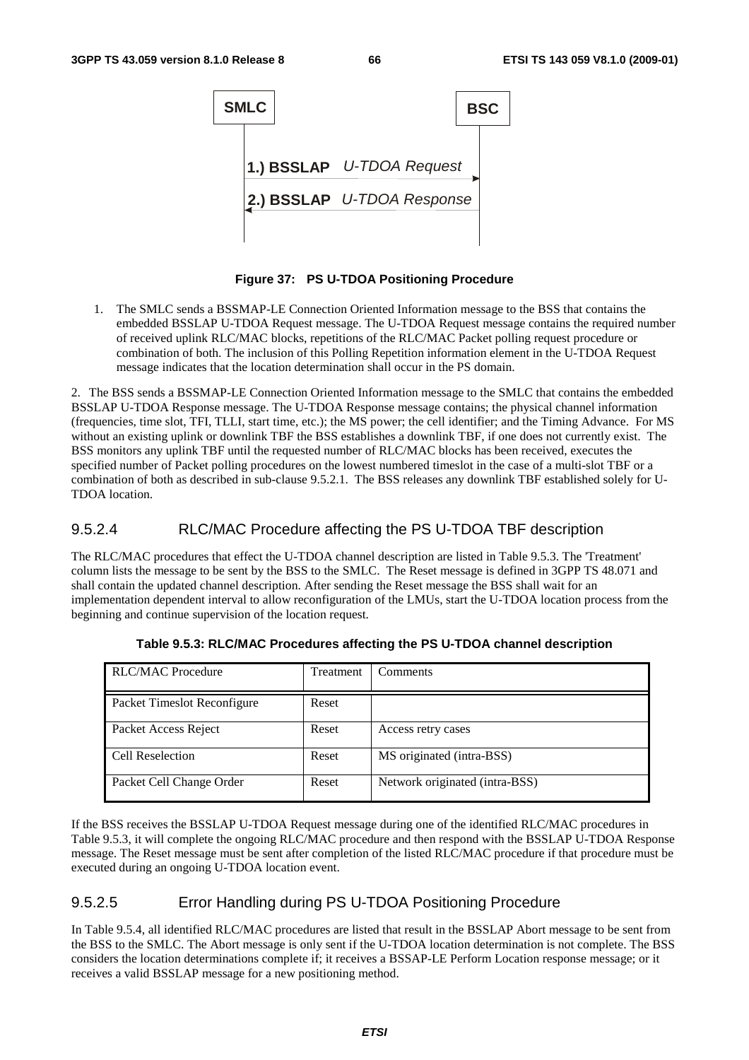| SMLC | | BSC |
|---|---|---|
| | 1.) BSSLAP *U-TDOA Request* → | |
| | ← 2.) BSSLAP *U-TDOA Response* | |

**Figure 37: PS U-TDOA Positioning Procedure**

1. The SMLC sends a BSSMAP-LE Connection Oriented Information message to the BSS that contains the embedded BSSLAP U-TDOA Request message. The U-TDOA Request message contains the required number of received uplink RLC/MAC blocks, repetitions of the RLC/MAC Packet polling request procedure or combination of both. The inclusion of this Polling Repetition information element in the U-TDOA Request message indicates that the location determination shall occur in the PS domain.

2. The BSS sends a BSSMAP-LE Connection Oriented Information message to the SMLC that contains the embedded BSSLAP U-TDOA Response message. The U-TDOA Response message contains; the physical channel information (frequencies, time slot, TFI, TLLI, start time, etc.); the MS power; the cell identifier; and the Timing Advance. For MS without an existing uplink or downlink TBF the BSS establishes a downlink TBF, if one does not currently exist. The BSS monitors any uplink TBF until the requested number of RLC/MAC blocks has been received, executes the specified number of Packet polling procedures on the lowest numbered timeslot in the case of a multi-slot TBF or a combination of both as described in sub-clause 9.5.2.1. The BSS releases any downlink TBF established solely for U-TDOA location.

### 9.5.2.4 RLC/MAC Procedure affecting the PS U-TDOA TBF description

The RLC/MAC procedures that effect the U-TDOA channel description are listed in Table 9.5.3. The 'Treatment' column lists the message to be sent by the BSS to the SMLC. The Reset message is defined in 3GPP TS 48.071 and shall contain the updated channel description. After sending the Reset message the BSS shall wait for an implementation dependent interval to allow reconfiguration of the LMUs, start the U-TDOA location process from the beginning and continue supervision of the location request.

**Table 9.5.3: RLC/MAC Procedures affecting the PS U-TDOA channel description**

| RLC/MAC Procedure | Treatment | Comments |
|---|---|---|
| Packet Timeslot Reconfigure | Reset | |
| Packet Access Reject | Reset | Access retry cases |
| Cell Reselection | Reset | MS originated (intra-BSS) |
| Packet Cell Change Order | Reset | Network originated (intra-BSS) |

If the BSS receives the BSSLAP U-TDOA Request message during one of the identified RLC/MAC procedures in Table 9.5.3, it will complete the ongoing RLC/MAC procedure and then respond with the BSSLAP U-TDOA Response message. The Reset message must be sent after completion of the listed RLC/MAC procedure if that procedure must be executed during an ongoing U-TDOA location event.

### 9.5.2.5 Error Handling during PS U-TDOA Positioning Procedure

In Table 9.5.4, all identified RLC/MAC procedures are listed that result in the BSSLAP Abort message to be sent from the BSS to the SMLC. The Abort message is only sent if the U-TDOA location determination is not complete. The BSS considers the location determinations complete if; it receives a BSSAP-LE Perform Location response message; or it receives a valid BSSLAP message for a new positioning method.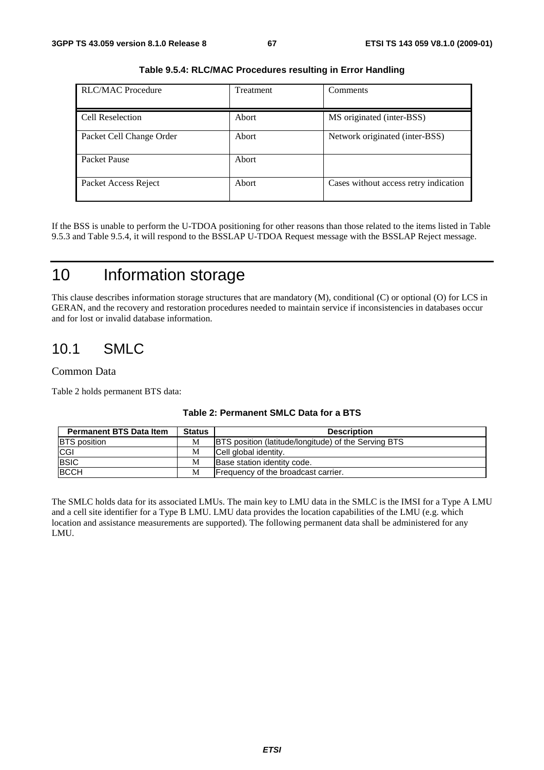**Table 9.5.4: RLC/MAC Procedures resulting in Error Handling**

| RLC/MAC Procedure | Treatment | Comments |
|---|---|---|
| Cell Reselection | Abort | MS originated (inter-BSS) |
| Packet Cell Change Order | Abort | Network originated (inter-BSS) |
| Packet Pause | Abort | |
| Packet Access Reject | Abort | Cases without access retry indication |

If the BSS is unable to perform the U-TDOA positioning for other reasons than those related to the items listed in Table 9.5.3 and Table 9.5.4, it will respond to the BSSLAP U-TDOA Request message with the BSSLAP Reject message.

# 10 Information storage

This clause describes information storage structures that are mandatory (M), conditional (C) or optional (O) for LCS in GERAN, and the recovery and restoration procedures needed to maintain service if inconsistencies in databases occur and for lost or invalid database information.

## 10.1 SMLC

Common Data

Table 2 holds permanent BTS data:

**Table 2: Permanent SMLC Data for a BTS**

| Permanent BTS Data Item | Status | Description |
|---|---|---|
| BTS position | M | BTS position (latitude/longitude) of the Serving BTS |
| CGI | M | Cell global identity. |
| BSIC | M | Base station identity code. |
| BCCH | M | Frequency of the broadcast carrier. |

The SMLC holds data for its associated LMUs. The main key to LMU data in the SMLC is the IMSI for a Type A LMU and a cell site identifier for a Type B LMU. LMU data provides the location capabilities of the LMU (e.g. which location and assistance measurements are supported). The following permanent data shall be administered for any LMU.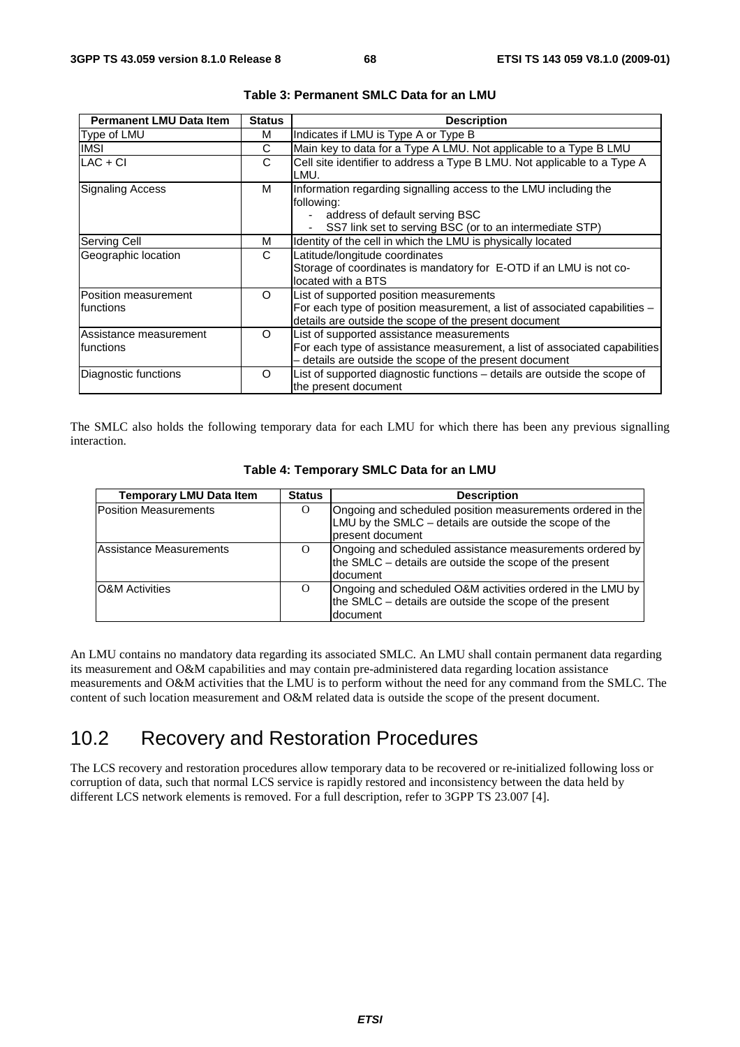**Table 3: Permanent SMLC Data for an LMU**

| Permanent LMU Data Item | Status | Description |
|---|---|---|
| Type of LMU | M | Indicates if LMU is Type A or Type B |
| IMSI | C | Main key to data for a Type A LMU. Not applicable to a Type B LMU |
| LAC + CI | C | Cell site identifier to address a Type B LMU. Not applicable to a Type A LMU. |
| Signaling Access | M | Information regarding signalling access to the LMU including the following:<br>- address of default serving BSC<br>- SS7 link set to serving BSC (or to an intermediate STP) |
| Serving Cell | M | Identity of the cell in which the LMU is physically located |
| Geographic location | C | Latitude/longitude coordinates<br>Storage of coordinates is mandatory for E-OTD if an LMU is not co-located with a BTS |
| Position measurement functions | O | List of supported position measurements<br>For each type of position measurement, a list of associated capabilities – details are outside the scope of the present document |
| Assistance measurement functions | O | List of supported assistance measurements<br>For each type of assistance measurement, a list of associated capabilities – details are outside the scope of the present document |
| Diagnostic functions | O | List of supported diagnostic functions – details are outside the scope of the present document |

The SMLC also holds the following temporary data for each LMU for which there has been any previous signalling interaction.

**Table 4: Temporary SMLC Data for an LMU**

| Temporary LMU Data Item | Status | Description |
|---|---|---|
| Position Measurements | O | Ongoing and scheduled position measurements ordered in the LMU by the SMLC – details are outside the scope of the present document |
| Assistance Measurements | O | Ongoing and scheduled assistance measurements ordered by the SMLC – details are outside the scope of the present document |
| O&M Activities | O | Ongoing and scheduled O&M activities ordered in the LMU by the SMLC – details are outside the scope of the present document |

An LMU contains no mandatory data regarding its associated SMLC. An LMU shall contain permanent data regarding its measurement and O&M capabilities and may contain pre-administered data regarding location assistance measurements and O&M activities that the LMU is to perform without the need for any command from the SMLC. The content of such location measurement and O&M related data is outside the scope of the present document.

## 10.2 Recovery and Restoration Procedures

The LCS recovery and restoration procedures allow temporary data to be recovered or re-initialized following loss or corruption of data, such that normal LCS service is rapidly restored and inconsistency between the data held by different LCS network elements is removed. For a full description, refer to 3GPP TS 23.007 [4].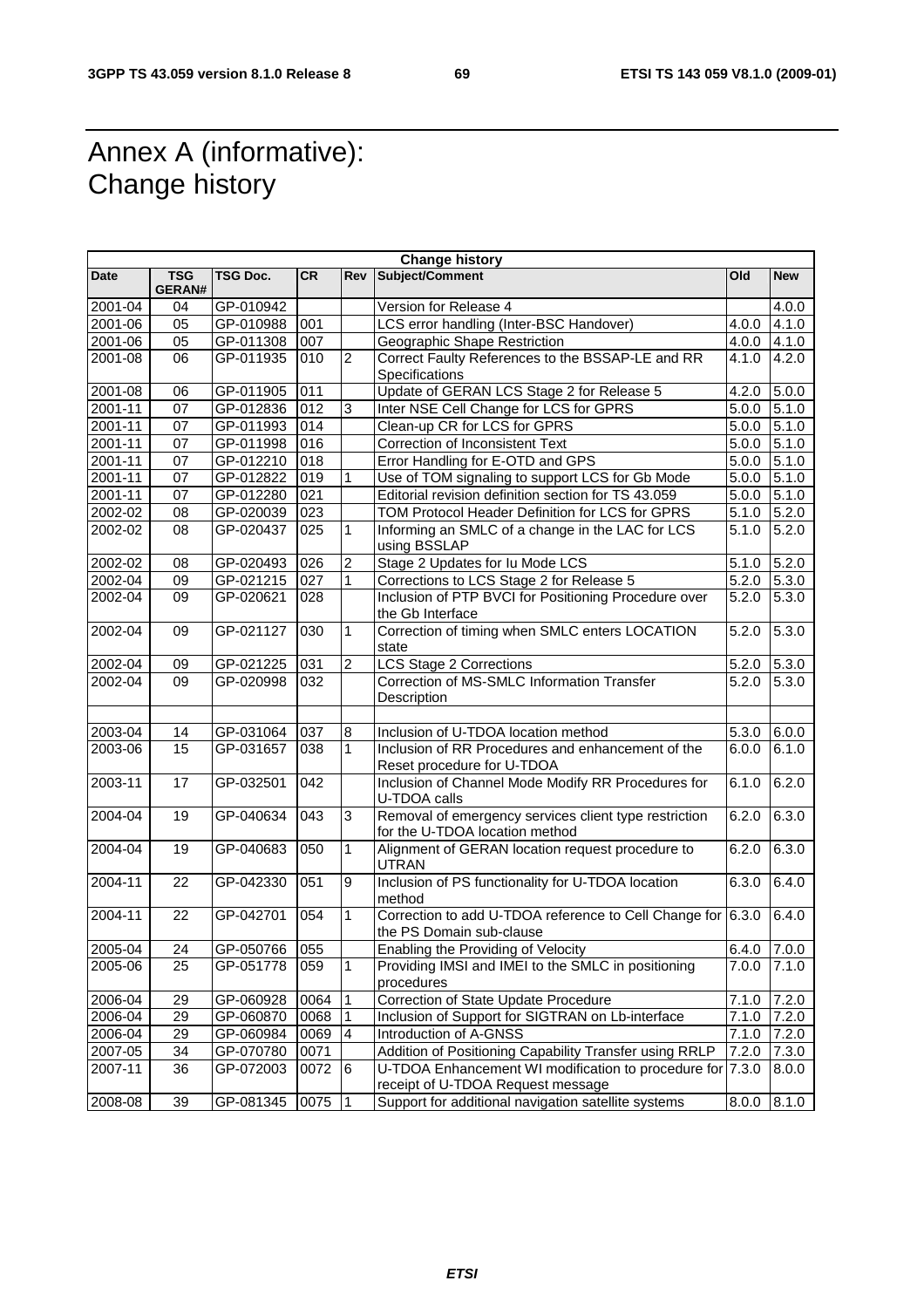# Annex A (informative): Change history

| Change history | | | | | | | |
|---|---|---|---|---|---|---|---|
| **Date** | **TSG GERAN#** | **TSG Doc.** | **CR** | **Rev** | **Subject/Comment** | **Old** | **New** |
| 2001-04 | 04 | GP-010942 | | | Version for Release 4 | | 4.0.0 |
| 2001-06 | 05 | GP-010988 | 001 | | LCS error handling (Inter-BSC Handover) | 4.0.0 | 4.1.0 |
| 2001-06 | 05 | GP-011308 | 007 | | Geographic Shape Restriction | 4.0.0 | 4.1.0 |
| 2001-08 | 06 | GP-011935 | 010 | 2 | Correct Faulty References to the BSSAP-LE and RR Specifications | 4.1.0 | 4.2.0 |
| 2001-08 | 06 | GP-011905 | 011 | | Update of GERAN LCS Stage 2 for Release 5 | 4.2.0 | 5.0.0 |
| 2001-11 | 07 | GP-012836 | 012 | 3 | Inter NSE Cell Change for LCS for GPRS | 5.0.0 | 5.1.0 |
| 2001-11 | 07 | GP-011993 | 014 | | Clean-up CR for LCS for GPRS | 5.0.0 | 5.1.0 |
| 2001-11 | 07 | GP-011998 | 016 | | Correction of Inconsistent Text | 5.0.0 | 5.1.0 |
| 2001-11 | 07 | GP-012210 | 018 | | Error Handling for E-OTD and GPS | 5.0.0 | 5.1.0 |
| 2001-11 | 07 | GP-012822 | 019 | 1 | Use of TOM signaling to support LCS for Gb Mode | 5.0.0 | 5.1.0 |
| 2001-11 | 07 | GP-012280 | 021 | | Editorial revision definition section for TS 43.059 | 5.0.0 | 5.1.0 |
| 2002-02 | 08 | GP-020039 | 023 | | TOM Protocol Header Definition for LCS for GPRS | 5.1.0 | 5.2.0 |
| 2002-02 | 08 | GP-020437 | 025 | 1 | Informing an SMLC of a change in the LAC for LCS using BSSLAP | 5.1.0 | 5.2.0 |
| 2002-02 | 08 | GP-020493 | 026 | 2 | Stage 2 Updates for Iu Mode LCS | 5.1.0 | 5.2.0 |
| 2002-04 | 09 | GP-021215 | 027 | 1 | Corrections to LCS Stage 2 for Release 5 | 5.2.0 | 5.3.0 |
| 2002-04 | 09 | GP-020621 | 028 | | Inclusion of PTP BVCI for Positioning Procedure over the Gb Interface | 5.2.0 | 5.3.0 |
| 2002-04 | 09 | GP-021127 | 030 | 1 | Correction of timing when SMLC enters LOCATION state | 5.2.0 | 5.3.0 |
| 2002-04 | 09 | GP-021225 | 031 | 2 | LCS Stage 2 Corrections | 5.2.0 | 5.3.0 |
| 2002-04 | 09 | GP-020998 | 032 | | Correction of MS-SMLC Information Transfer Description | 5.2.0 | 5.3.0 |
| | | | | | | | |
| 2003-04 | 14 | GP-031064 | 037 | 8 | Inclusion of U-TDOA location method | 5.3.0 | 6.0.0 |
| 2003-06 | 15 | GP-031657 | 038 | 1 | Inclusion of RR Procedures and enhancement of the Reset procedure for U-TDOA | 6.0.0 | 6.1.0 |
| 2003-11 | 17 | GP-032501 | 042 | | Inclusion of Channel Mode Modify RR Procedures for U-TDOA calls | 6.1.0 | 6.2.0 |
| 2004-04 | 19 | GP-040634 | 043 | 3 | Removal of emergency services client type restriction for the U-TDOA location method | 6.2.0 | 6.3.0 |
| 2004-04 | 19 | GP-040683 | 050 | 1 | Alignment of GERAN location request procedure to UTRAN | 6.2.0 | 6.3.0 |
| 2004-11 | 22 | GP-042330 | 051 | 9 | Inclusion of PS functionality for U-TDOA location method | 6.3.0 | 6.4.0 |
| 2004-11 | 22 | GP-042701 | 054 | 1 | Correction to add U-TDOA reference to Cell Change for the PS Domain sub-clause | 6.3.0 | 6.4.0 |
| 2005-04 | 24 | GP-050766 | 055 | | Enabling the Providing of Velocity | 6.4.0 | 7.0.0 |
| 2005-06 | 25 | GP-051778 | 059 | 1 | Providing IMSI and IMEI to the SMLC in positioning procedures | 7.0.0 | 7.1.0 |
| 2006-04 | 29 | GP-060928 | 0064 | 1 | Correction of State Update Procedure | 7.1.0 | 7.2.0 |
| 2006-04 | 29 | GP-060870 | 0068 | 1 | Inclusion of Support for SIGTRAN on Lb-interface | 7.1.0 | 7.2.0 |
| 2006-04 | 29 | GP-060984 | 0069 | 4 | Introduction of A-GNSS | 7.1.0 | 7.2.0 |
| 2007-05 | 34 | GP-070780 | 0071 | | Addition of Positioning Capability Transfer using RRLP | 7.2.0 | 7.3.0 |
| 2007-11 | 36 | GP-072003 | 0072 | 6 | U-TDOA Enhancement WI modification to procedure for receipt of U-TDOA Request message | 7.3.0 | 8.0.0 |
| 2008-08 | 39 | GP-081345 | 0075 | 1 | Support for additional navigation satellite systems | 8.0.0 | 8.1.0 |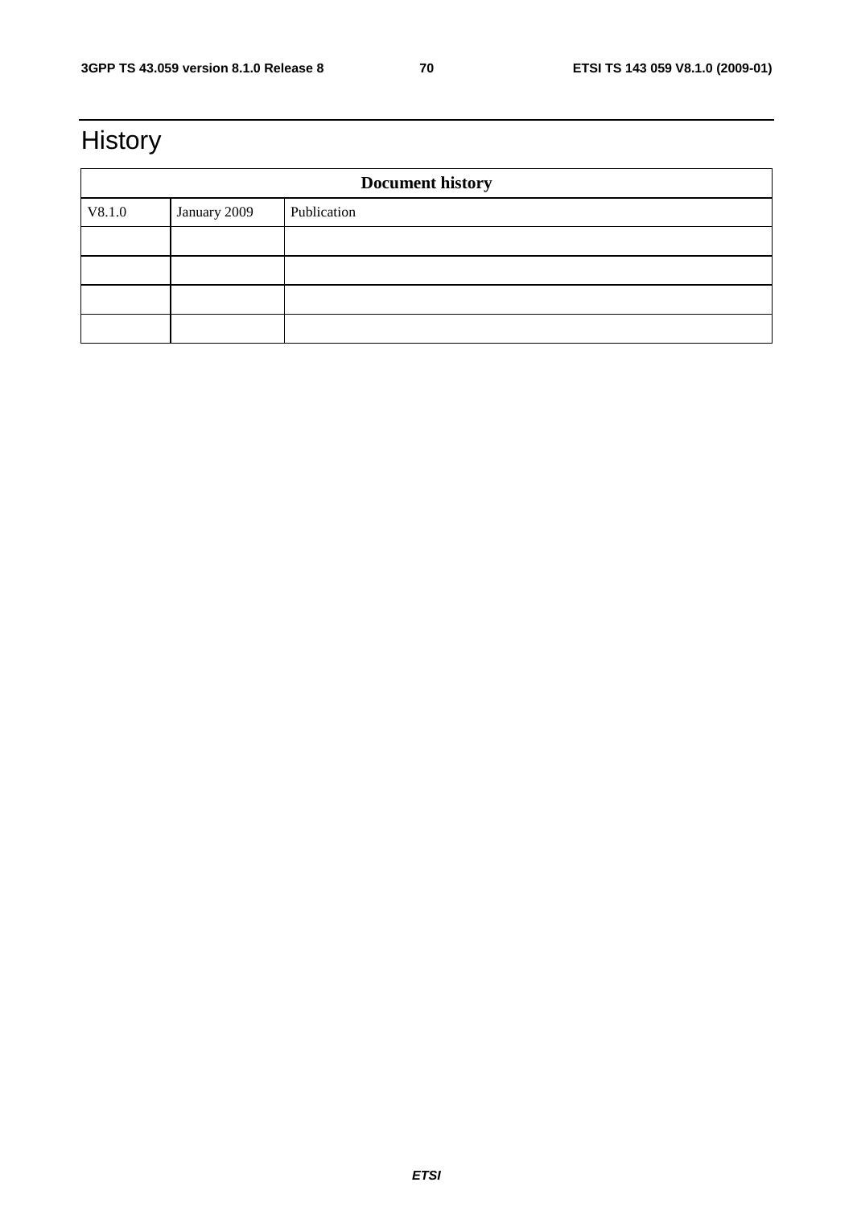# History

| Document history | | |
|---|---|---|
| V8.1.0 | January 2009 | Publication |
| | | |
| | | |
| | | |
| | | |